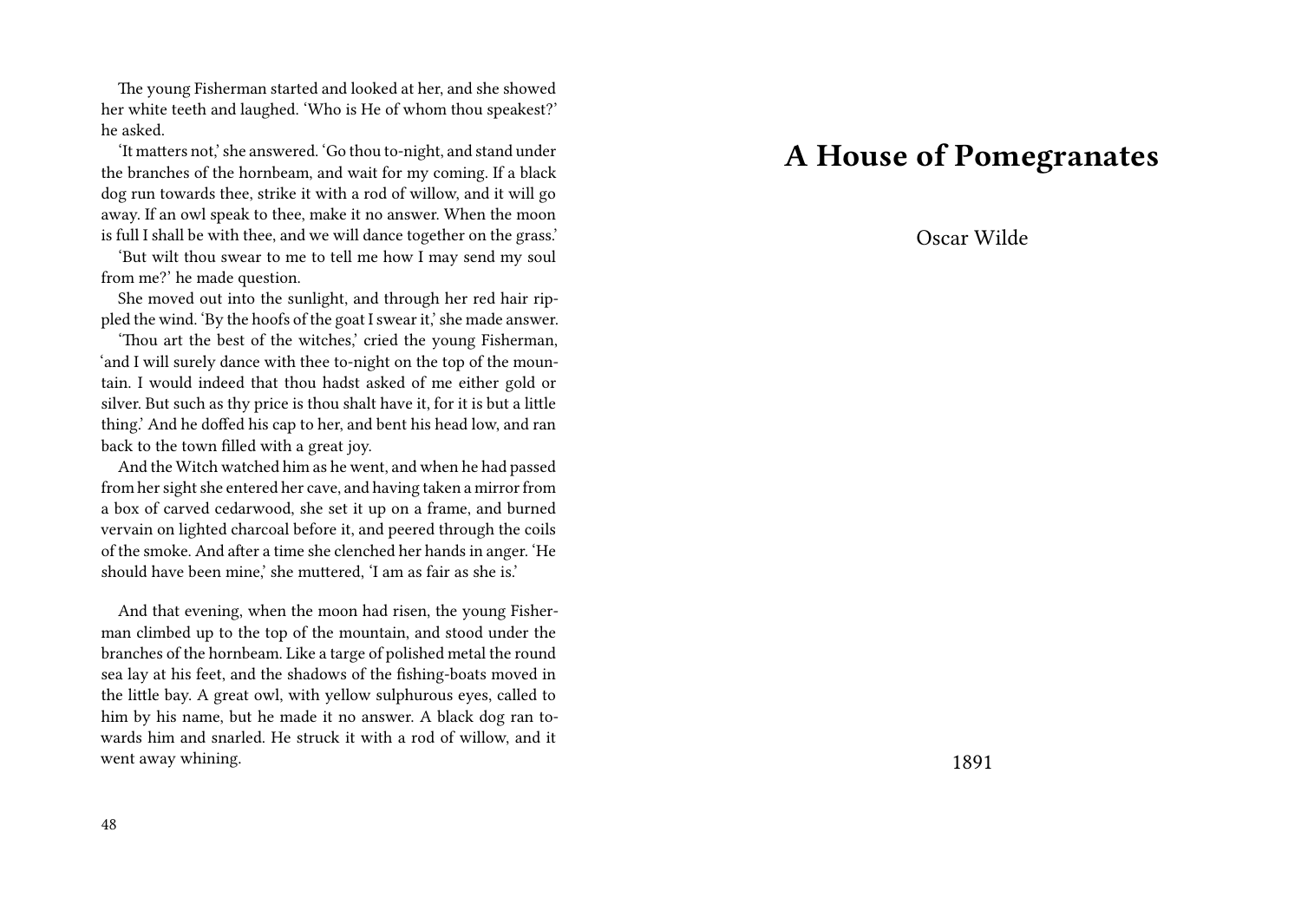The young Fisherman started and looked at her, and she showed her white teeth and laughed. 'Who is He of whom thou speakest?' he asked.

'It matters not,' she answered. 'Go thou to-night, and stand under the branches of the hornbeam, and wait for my coming. If a black dog run towards thee, strike it with a rod of willow, and it will go away. If an owl speak to thee, make it no answer. When the moon is full I shall be with thee, and we will dance together on the grass.'

'But wilt thou swear to me to tell me how I may send my soul from me?' he made question.

She moved out into the sunlight, and through her red hair rippled the wind. 'By the hoofs of the goat I swear it,' she made answer.

'Thou art the best of the witches,' cried the young Fisherman, 'and I will surely dance with thee to-night on the top of the mountain. I would indeed that thou hadst asked of me either gold or silver. But such as thy price is thou shalt have it, for it is but a little thing.' And he doffed his cap to her, and bent his head low, and ran back to the town filled with a great joy.

And the Witch watched him as he went, and when he had passed from her sight she entered her cave, and having taken a mirror from a box of carved cedarwood, she set it up on a frame, and burned vervain on lighted charcoal before it, and peered through the coils of the smoke. And after a time she clenched her hands in anger. 'He should have been mine,' she muttered, 'I am as fair as she is.'

And that evening, when the moon had risen, the young Fisherman climbed up to the top of the mountain, and stood under the branches of the hornbeam. Like a targe of polished metal the round sea lay at his feet, and the shadows of the fishing-boats moved in the little bay. A great owl, with yellow sulphurous eyes, called to him by his name, but he made it no answer. A black dog ran towards him and snarled. He struck it with a rod of willow, and it went away whining.

# A House of Pomegranates

Oscar Wilde

1891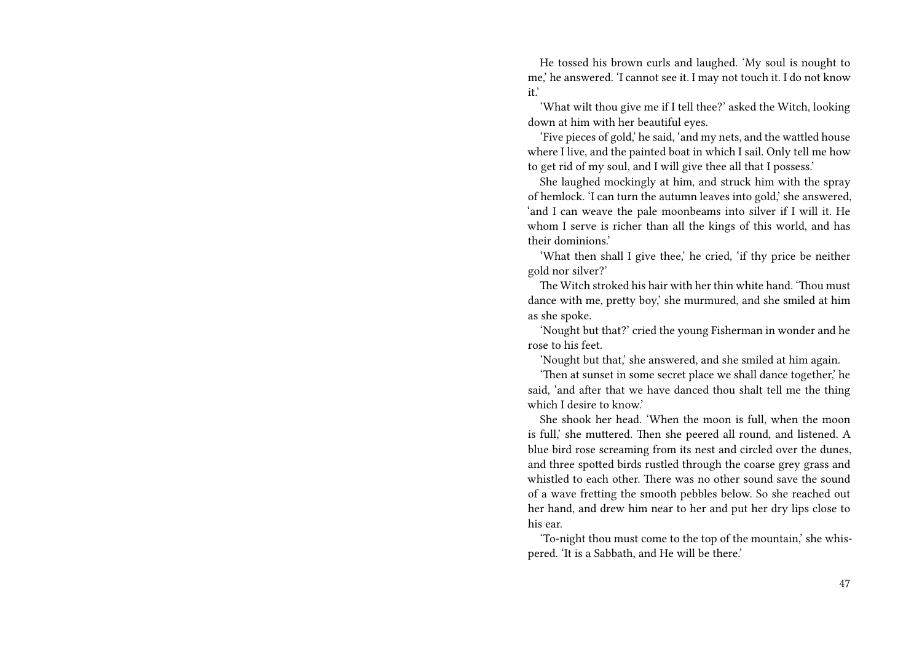He tossed his brown curls and laughed. 'My soul is nought to me,' he answered. 'I cannot see it. I may not touch it. I do not know it.'

'What wilt thou give me if I tell thee?' asked the Witch, looking down at him with her beautiful eyes.

'Five pieces of gold,' he said, 'and my nets, and the wattled house where I live, and the painted boat in which I sail. Only tell me how to get rid of my soul, and I will give thee all that I possess.'

She laughed mockingly at him, and struck him with the spray of hemlock. 'I can turn the autumn leaves into gold,' she answered, 'and I can weave the pale moonbeams into silver if I will it. He whom I serve is richer than all the kings of this world, and has their dominions.'

'What then shall I give thee,' he cried, 'if thy price be neither gold nor silver?'

The Witch stroked his hair with her thin white hand. 'Thou must dance with me, pretty boy,' she murmured, and she smiled at him as she spoke.

'Nought but that?' cried the young Fisherman in wonder and he rose to his feet.

'Nought but that,' she answered, and she smiled at him again.

'Then at sunset in some secret place we shall dance together,' he said, 'and after that we have danced thou shalt tell me the thing which I desire to know.'

She shook her head. 'When the moon is full, when the moon is full,' she muttered. Then she peered all round, and listened. A blue bird rose screaming from its nest and circled over the dunes, and three spotted birds rustled through the coarse grey grass and whistled to each other. There was no other sound save the sound of a wave fretting the smooth pebbles below. So she reached out her hand, and drew him near to her and put her dry lips close to his ear.

'To-night thou must come to the top of the mountain,' she whispered. 'It is a Sabbath, and He will be there.'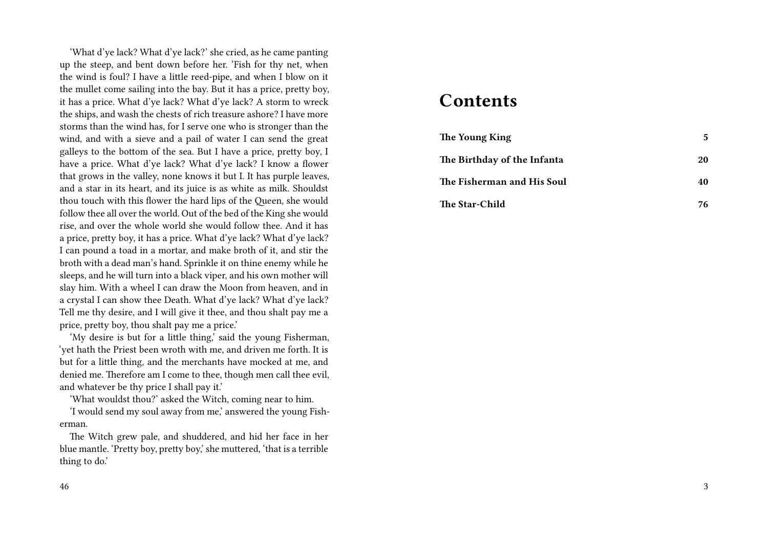'What d'ye lack? What d'ye lack?' she cried, as he came panting up the steep, and bent down before her. 'Fish for thy net, when the wind is foul? I have a little reed-pipe, and when I blow on it the mullet come sailing into the bay. But it has a price, pretty boy, it has a price. What d'ye lack? What d'ye lack? A storm to wreck the ships, and wash the chests of rich treasure ashore? I have more storms than the wind has, for I serve one who is stronger than the wind, and with a sieve and a pail of water I can send the great galleys to the bottom of the sea. But I have a price, pretty boy, I have a price. What d'ye lack? What d'ye lack? I know a flower that grows in the valley, none knows it but I. It has purple leaves, and a star in its heart, and its juice is as white as milk. Shouldst thou touch with this flower the hard lips of the Queen, she would follow thee all over the world. Out of the bed of the King she would rise, and over the whole world she would follow thee. And it has a price, pretty boy, it has a price. What d'ye lack? What d'ye lack? I can pound a toad in a mortar, and make broth of it, and stir the broth with a dead man's hand. Sprinkle it on thine enemy while he sleeps, and he will turn into a black viper, and his own mother will slay him. With a wheel I can draw the Moon from heaven, and in a crystal I can show thee Death. What d'ye lack? What d'ye lack? Tell me thy desire, and I will give it thee, and thou shalt pay me a price, pretty boy, thou shalt pay me a price.'

'My desire is but for a little thing,' said the young Fisherman, 'yet hath the Priest been wroth with me, and driven me forth. It is but for a little thing, and the merchants have mocked at me, and denied me. Therefore am I come to thee, though men call thee evil, and whatever be thy price I shall pay it.'

'What wouldst thou?' asked the Witch, coming near to him.

'I would send my soul away from me,' answered the young Fisherman.

The Witch grew pale, and shuddered, and hid her face in her blue mantle. 'Pretty boy, pretty boy,' she muttered, 'that is a terrible thing to do.'

# Contents

| | |
|---|---|
| **The Young King** | **5** |
| **The Birthday of the Infanta** | **20** |
| **The Fisherman and His Soul** | **40** |
| **The Star-Child** | **76** |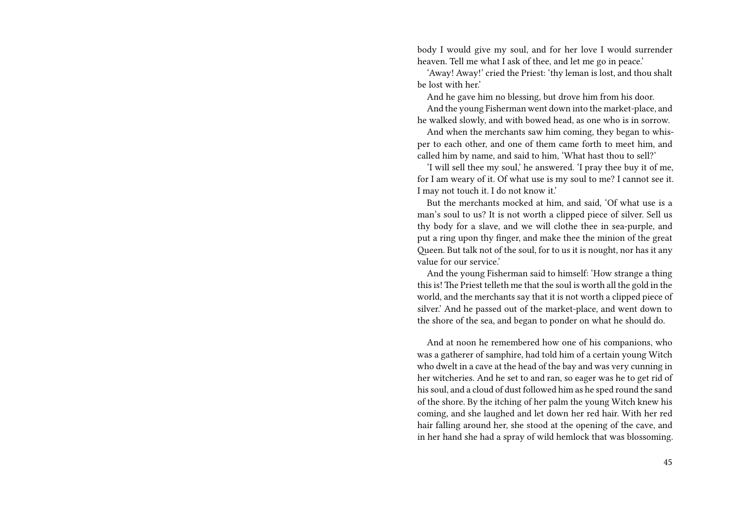body I would give my soul, and for her love I would surrender heaven. Tell me what I ask of thee, and let me go in peace.'

'Away! Away!' cried the Priest: 'thy leman is lost, and thou shalt be lost with her.'

And he gave him no blessing, but drove him from his door.

And the young Fisherman went down into the market-place, and he walked slowly, and with bowed head, as one who is in sorrow.

And when the merchants saw him coming, they began to whisper to each other, and one of them came forth to meet him, and called him by name, and said to him, 'What hast thou to sell?'

'I will sell thee my soul,' he answered. 'I pray thee buy it of me, for I am weary of it. Of what use is my soul to me? I cannot see it. I may not touch it. I do not know it.'

But the merchants mocked at him, and said, 'Of what use is a man's soul to us? It is not worth a clipped piece of silver. Sell us thy body for a slave, and we will clothe thee in sea-purple, and put a ring upon thy finger, and make thee the minion of the great Queen. But talk not of the soul, for to us it is nought, nor has it any value for our service.'

And the young Fisherman said to himself: 'How strange a thing this is! The Priest telleth me that the soul is worth all the gold in the world, and the merchants say that it is not worth a clipped piece of silver.' And he passed out of the market-place, and went down to the shore of the sea, and began to ponder on what he should do.

And at noon he remembered how one of his companions, who was a gatherer of samphire, had told him of a certain young Witch who dwelt in a cave at the head of the bay and was very cunning in her witcheries. And he set to and ran, so eager was he to get rid of his soul, and a cloud of dust followed him as he sped round the sand of the shore. By the itching of her palm the young Witch knew his coming, and she laughed and let down her red hair. With her red hair falling around her, she stood at the opening of the cave, and in her hand she had a spray of wild hemlock that was blossoming.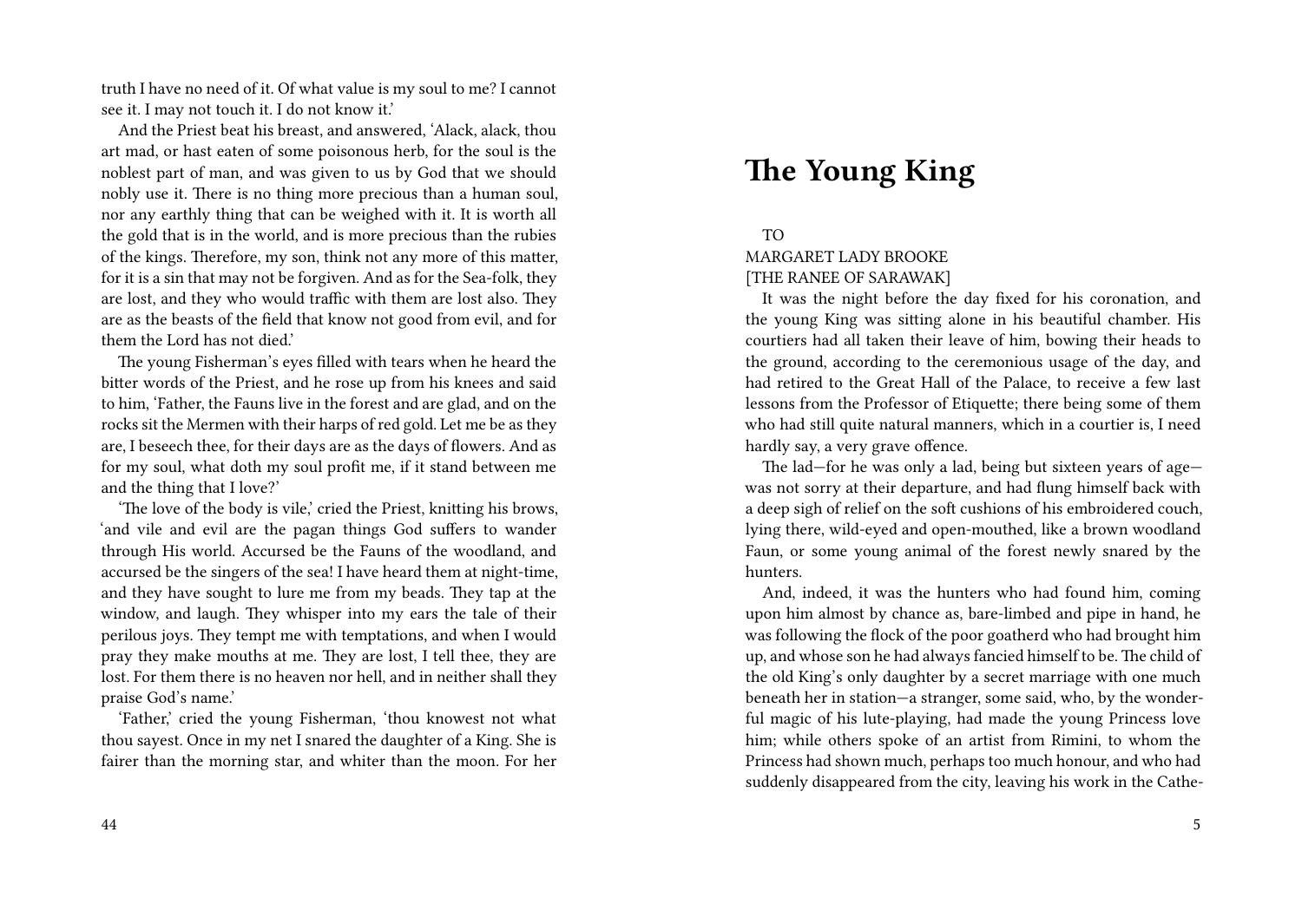truth I have no need of it. Of what value is my soul to me? I cannot see it. I may not touch it. I do not know it.'

And the Priest beat his breast, and answered, 'Alack, alack, thou art mad, or hast eaten of some poisonous herb, for the soul is the noblest part of man, and was given to us by God that we should nobly use it. There is no thing more precious than a human soul, nor any earthly thing that can be weighed with it. It is worth all the gold that is in the world, and is more precious than the rubies of the kings. Therefore, my son, think not any more of this matter, for it is a sin that may not be forgiven. And as for the Sea-folk, they are lost, and they who would traffic with them are lost also. They are as the beasts of the field that know not good from evil, and for them the Lord has not died.'

The young Fisherman's eyes filled with tears when he heard the bitter words of the Priest, and he rose up from his knees and said to him, 'Father, the Fauns live in the forest and are glad, and on the rocks sit the Mermen with their harps of red gold. Let me be as they are, I beseech thee, for their days are as the days of flowers. And as for my soul, what doth my soul profit me, if it stand between me and the thing that I love?'

'The love of the body is vile,' cried the Priest, knitting his brows, 'and vile and evil are the pagan things God suffers to wander through His world. Accursed be the Fauns of the woodland, and accursed be the singers of the sea! I have heard them at night-time, and they have sought to lure me from my beads. They tap at the window, and laugh. They whisper into my ears the tale of their perilous joys. They tempt me with temptations, and when I would pray they make mouths at me. They are lost, I tell thee, they are lost. For them there is no heaven nor hell, and in neither shall they praise God's name.'

'Father,' cried the young Fisherman, 'thou knowest not what thou sayest. Once in my net I snared the daughter of a King. She is fairer than the morning star, and whiter than the moon. For her

# The Young King

TO
MARGARET LADY BROOKE
[THE RANEE OF SARAWAK]

It was the night before the day fixed for his coronation, and the young King was sitting alone in his beautiful chamber. His courtiers had all taken their leave of him, bowing their heads to the ground, according to the ceremonious usage of the day, and had retired to the Great Hall of the Palace, to receive a few last lessons from the Professor of Etiquette; there being some of them who had still quite natural manners, which in a courtier is, I need hardly say, a very grave offence.

The lad—for he was only a lad, being but sixteen years of age—was not sorry at their departure, and had flung himself back with a deep sigh of relief on the soft cushions of his embroidered couch, lying there, wild-eyed and open-mouthed, like a brown woodland Faun, or some young animal of the forest newly snared by the hunters.

And, indeed, it was the hunters who had found him, coming upon him almost by chance as, bare-limbed and pipe in hand, he was following the flock of the poor goatherd who had brought him up, and whose son he had always fancied himself to be. The child of the old King's only daughter by a secret marriage with one much beneath her in station—a stranger, some said, who, by the wonderful magic of his lute-playing, had made the young Princess love him; while others spoke of an artist from Rimini, to whom the Princess had shown much, perhaps too much honour, and who had suddenly disappeared from the city, leaving his work in the Cathe-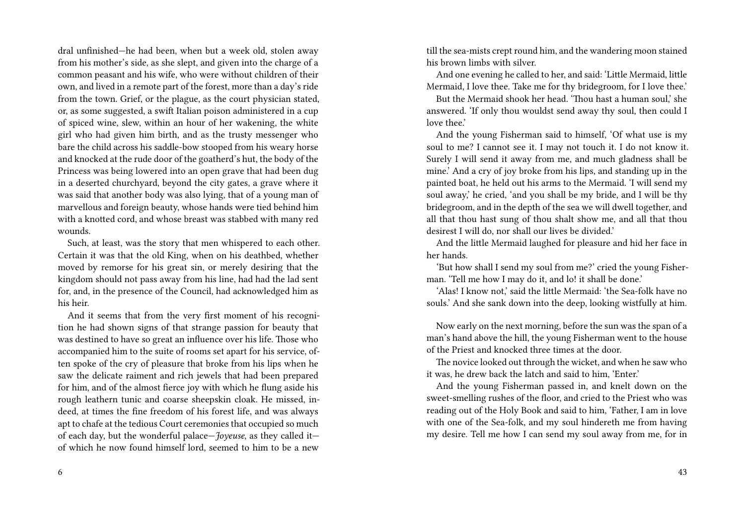dral unfinished—he had been, when but a week old, stolen away from his mother's side, as she slept, and given into the charge of a common peasant and his wife, who were without children of their own, and lived in a remote part of the forest, more than a day's ride from the town. Grief, or the plague, as the court physician stated, or, as some suggested, a swift Italian poison administered in a cup of spiced wine, slew, within an hour of her wakening, the white girl who had given him birth, and as the trusty messenger who bare the child across his saddle-bow stooped from his weary horse and knocked at the rude door of the goatherd's hut, the body of the Princess was being lowered into an open grave that had been dug in a deserted churchyard, beyond the city gates, a grave where it was said that another body was also lying, that of a young man of marvellous and foreign beauty, whose hands were tied behind him with a knotted cord, and whose breast was stabbed with many red wounds.

Such, at least, was the story that men whispered to each other. Certain it was that the old King, when on his deathbed, whether moved by remorse for his great sin, or merely desiring that the kingdom should not pass away from his line, had had the lad sent for, and, in the presence of the Council, had acknowledged him as his heir.

And it seems that from the very first moment of his recognition he had shown signs of that strange passion for beauty that was destined to have so great an influence over his life. Those who accompanied him to the suite of rooms set apart for his service, often spoke of the cry of pleasure that broke from his lips when he saw the delicate raiment and rich jewels that had been prepared for him, and of the almost fierce joy with which he flung aside his rough leathern tunic and coarse sheepskin cloak. He missed, indeed, at times the fine freedom of his forest life, and was always apt to chafe at the tedious Court ceremonies that occupied so much of each day, but the wonderful palace—*Joyeuse*, as they called it—of which he now found himself lord, seemed to him to be a new

till the sea-mists crept round him, and the wandering moon stained his brown limbs with silver.

And one evening he called to her, and said: 'Little Mermaid, little Mermaid, I love thee. Take me for thy bridegroom, for I love thee.'

But the Mermaid shook her head. 'Thou hast a human soul,' she answered. 'If only thou wouldst send away thy soul, then could I love thee.'

And the young Fisherman said to himself, 'Of what use is my soul to me? I cannot see it. I may not touch it. I do not know it. Surely I will send it away from me, and much gladness shall be mine.' And a cry of joy broke from his lips, and standing up in the painted boat, he held out his arms to the Mermaid. 'I will send my soul away,' he cried, 'and you shall be my bride, and I will be thy bridegroom, and in the depth of the sea we will dwell together, and all that thou hast sung of thou shalt show me, and all that thou desirest I will do, nor shall our lives be divided.'

And the little Mermaid laughed for pleasure and hid her face in her hands.

'But how shall I send my soul from me?' cried the young Fisherman. 'Tell me how I may do it, and lo! it shall be done.'

'Alas! I know not,' said the little Mermaid: 'the Sea-folk have no souls.' And she sank down into the deep, looking wistfully at him.

Now early on the next morning, before the sun was the span of a man's hand above the hill, the young Fisherman went to the house of the Priest and knocked three times at the door.

The novice looked out through the wicket, and when he saw who it was, he drew back the latch and said to him, 'Enter.'

And the young Fisherman passed in, and knelt down on the sweet-smelling rushes of the floor, and cried to the Priest who was reading out of the Holy Book and said to him, 'Father, I am in love with one of the Sea-folk, and my soul hindereth me from having my desire. Tell me how I can send my soul away from me, for in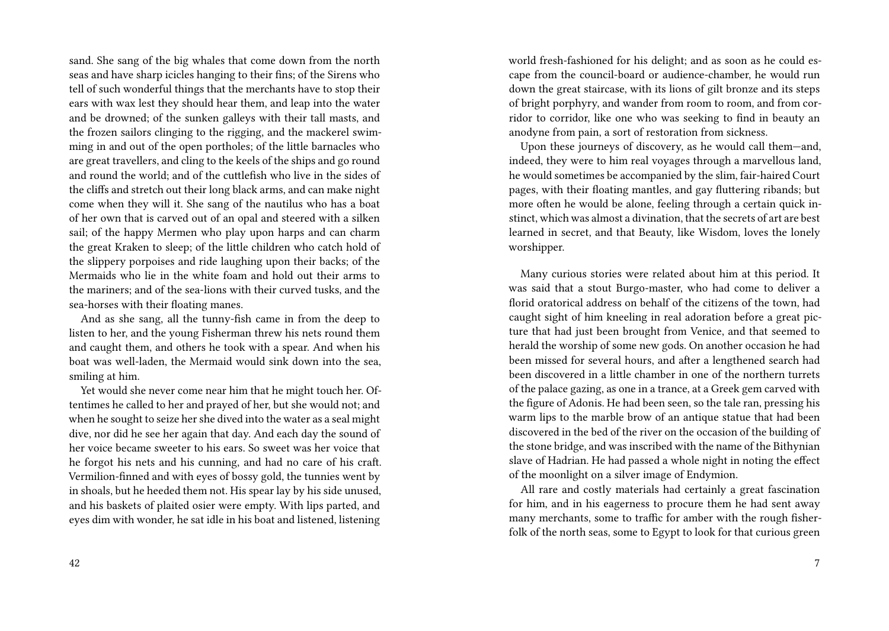sand. She sang of the big whales that come down from the north seas and have sharp icicles hanging to their fins; of the Sirens who tell of such wonderful things that the merchants have to stop their ears with wax lest they should hear them, and leap into the water and be drowned; of the sunken galleys with their tall masts, and the frozen sailors clinging to the rigging, and the mackerel swimming in and out of the open portholes; of the little barnacles who are great travellers, and cling to the keels of the ships and go round and round the world; and of the cuttlefish who live in the sides of the cliffs and stretch out their long black arms, and can make night come when they will it. She sang of the nautilus who has a boat of her own that is carved out of an opal and steered with a silken sail; of the happy Mermen who play upon harps and can charm the great Kraken to sleep; of the little children who catch hold of the slippery porpoises and ride laughing upon their backs; of the Mermaids who lie in the white foam and hold out their arms to the mariners; and of the sea-lions with their curved tusks, and the sea-horses with their floating manes.

And as she sang, all the tunny-fish came in from the deep to listen to her, and the young Fisherman threw his nets round them and caught them, and others he took with a spear. And when his boat was well-laden, the Mermaid would sink down into the sea, smiling at him.

Yet would she never come near him that he might touch her. Oftentimes he called to her and prayed of her, but she would not; and when he sought to seize her she dived into the water as a seal might dive, nor did he see her again that day. And each day the sound of her voice became sweeter to his ears. So sweet was her voice that he forgot his nets and his cunning, and had no care of his craft. Vermilion-finned and with eyes of bossy gold, the tunnies went by in shoals, but he heeded them not. His spear lay by his side unused, and his baskets of plaited osier were empty. With lips parted, and eyes dim with wonder, he sat idle in his boat and listened, listening

world fresh-fashioned for his delight; and as soon as he could escape from the council-board or audience-chamber, he would run down the great staircase, with its lions of gilt bronze and its steps of bright porphyry, and wander from room to room, and from corridor to corridor, like one who was seeking to find in beauty an anodyne from pain, a sort of restoration from sickness.

Upon these journeys of discovery, as he would call them—and, indeed, they were to him real voyages through a marvellous land, he would sometimes be accompanied by the slim, fair-haired Court pages, with their floating mantles, and gay fluttering ribands; but more often he would be alone, feeling through a certain quick instinct, which was almost a divination, that the secrets of art are best learned in secret, and that Beauty, like Wisdom, loves the lonely worshipper.

Many curious stories were related about him at this period. It was said that a stout Burgo-master, who had come to deliver a florid oratorical address on behalf of the citizens of the town, had caught sight of him kneeling in real adoration before a great picture that had just been brought from Venice, and that seemed to herald the worship of some new gods. On another occasion he had been missed for several hours, and after a lengthened search had been discovered in a little chamber in one of the northern turrets of the palace gazing, as one in a trance, at a Greek gem carved with the figure of Adonis. He had been seen, so the tale ran, pressing his warm lips to the marble brow of an antique statue that had been discovered in the bed of the river on the occasion of the building of the stone bridge, and was inscribed with the name of the Bithynian slave of Hadrian. He had passed a whole night in noting the effect of the moonlight on a silver image of Endymion.

All rare and costly materials had certainly a great fascination for him, and in his eagerness to procure them he had sent away many merchants, some to traffic for amber with the rough fisher-folk of the north seas, some to Egypt to look for that curious green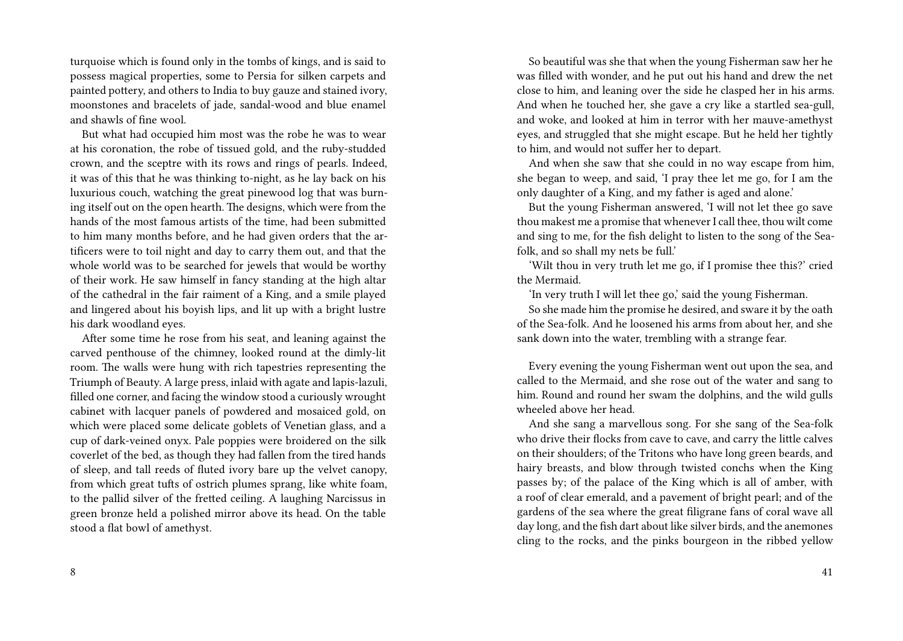turquoise which is found only in the tombs of kings, and is said to possess magical properties, some to Persia for silken carpets and painted pottery, and others to India to buy gauze and stained ivory, moonstones and bracelets of jade, sandal-wood and blue enamel and shawls of fine wool.

But what had occupied him most was the robe he was to wear at his coronation, the robe of tissued gold, and the ruby-studded crown, and the sceptre with its rows and rings of pearls. Indeed, it was of this that he was thinking to-night, as he lay back on his luxurious couch, watching the great pinewood log that was burning itself out on the open hearth. The designs, which were from the hands of the most famous artists of the time, had been submitted to him many months before, and he had given orders that the artificers were to toil night and day to carry them out, and that the whole world was to be searched for jewels that would be worthy of their work. He saw himself in fancy standing at the high altar of the cathedral in the fair raiment of a King, and a smile played and lingered about his boyish lips, and lit up with a bright lustre his dark woodland eyes.

After some time he rose from his seat, and leaning against the carved penthouse of the chimney, looked round at the dimly-lit room. The walls were hung with rich tapestries representing the Triumph of Beauty. A large press, inlaid with agate and lapis-lazuli, filled one corner, and facing the window stood a curiously wrought cabinet with lacquer panels of powdered and mosaiced gold, on which were placed some delicate goblets of Venetian glass, and a cup of dark-veined onyx. Pale poppies were broidered on the silk coverlet of the bed, as though they had fallen from the tired hands of sleep, and tall reeds of fluted ivory bare up the velvet canopy, from which great tufts of ostrich plumes sprang, like white foam, to the pallid silver of the fretted ceiling. A laughing Narcissus in green bronze held a polished mirror above its head. On the table stood a flat bowl of amethyst.

So beautiful was she that when the young Fisherman saw her he was filled with wonder, and he put out his hand and drew the net close to him, and leaning over the side he clasped her in his arms. And when he touched her, she gave a cry like a startled sea-gull, and woke, and looked at him in terror with her mauve-amethyst eyes, and struggled that she might escape. But he held her tightly to him, and would not suffer her to depart.

And when she saw that she could in no way escape from him, she began to weep, and said, 'I pray thee let me go, for I am the only daughter of a King, and my father is aged and alone.'

But the young Fisherman answered, 'I will not let thee go save thou makest me a promise that whenever I call thee, thou wilt come and sing to me, for the fish delight to listen to the song of the Sea-folk, and so shall my nets be full.'

'Wilt thou in very truth let me go, if I promise thee this?' cried the Mermaid.

'In very truth I will let thee go,' said the young Fisherman.

So she made him the promise he desired, and sware it by the oath of the Sea-folk. And he loosened his arms from about her, and she sank down into the water, trembling with a strange fear.

Every evening the young Fisherman went out upon the sea, and called to the Mermaid, and she rose out of the water and sang to him. Round and round her swam the dolphins, and the wild gulls wheeled above her head.

And she sang a marvellous song. For she sang of the Sea-folk who drive their flocks from cave to cave, and carry the little calves on their shoulders; of the Tritons who have long green beards, and hairy breasts, and blow through twisted conchs when the King passes by; of the palace of the King which is all of amber, with a roof of clear emerald, and a pavement of bright pearl; and of the gardens of the sea where the great filigrane fans of coral wave all day long, and the fish dart about like silver birds, and the anemones cling to the rocks, and the pinks bourgeon in the ribbed yellow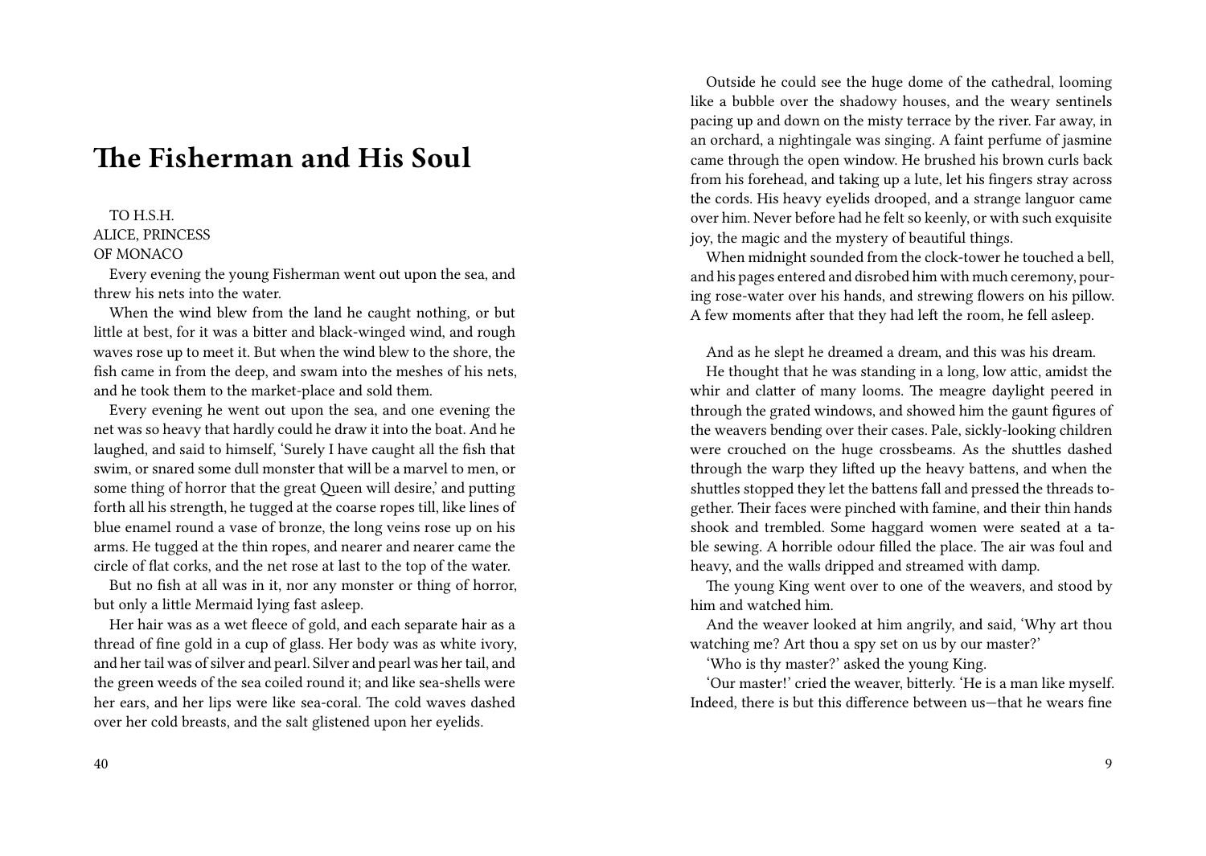# The Fisherman and His Soul

TO H.S.H.
ALICE, PRINCESS
OF MONACO

Every evening the young Fisherman went out upon the sea, and threw his nets into the water.

When the wind blew from the land he caught nothing, or but little at best, for it was a bitter and black-winged wind, and rough waves rose up to meet it. But when the wind blew to the shore, the fish came in from the deep, and swam into the meshes of his nets, and he took them to the market-place and sold them.

Every evening he went out upon the sea, and one evening the net was so heavy that hardly could he draw it into the boat. And he laughed, and said to himself, 'Surely I have caught all the fish that swim, or snared some dull monster that will be a marvel to men, or some thing of horror that the great Queen will desire,' and putting forth all his strength, he tugged at the coarse ropes till, like lines of blue enamel round a vase of bronze, the long veins rose up on his arms. He tugged at the thin ropes, and nearer and nearer came the circle of flat corks, and the net rose at last to the top of the water.

But no fish at all was in it, nor any monster or thing of horror, but only a little Mermaid lying fast asleep.

Her hair was as a wet fleece of gold, and each separate hair as a thread of fine gold in a cup of glass. Her body was as white ivory, and her tail was of silver and pearl. Silver and pearl was her tail, and the green weeds of the sea coiled round it; and like sea-shells were her ears, and her lips were like sea-coral. The cold waves dashed over her cold breasts, and the salt glistened upon her eyelids.

Outside he could see the huge dome of the cathedral, looming like a bubble over the shadowy houses, and the weary sentinels pacing up and down on the misty terrace by the river. Far away, in an orchard, a nightingale was singing. A faint perfume of jasmine came through the open window. He brushed his brown curls back from his forehead, and taking up a lute, let his fingers stray across the cords. His heavy eyelids drooped, and a strange languor came over him. Never before had he felt so keenly, or with such exquisite joy, the magic and the mystery of beautiful things.

When midnight sounded from the clock-tower he touched a bell, and his pages entered and disrobed him with much ceremony, pouring rose-water over his hands, and strewing flowers on his pillow. A few moments after that they had left the room, he fell asleep.

And as he slept he dreamed a dream, and this was his dream.

He thought that he was standing in a long, low attic, amidst the whir and clatter of many looms. The meagre daylight peered in through the grated windows, and showed him the gaunt figures of the weavers bending over their cases. Pale, sickly-looking children were crouched on the huge crossbeams. As the shuttles dashed through the warp they lifted up the heavy battens, and when the shuttles stopped they let the battens fall and pressed the threads together. Their faces were pinched with famine, and their thin hands shook and trembled. Some haggard women were seated at a table sewing. A horrible odour filled the place. The air was foul and heavy, and the walls dripped and streamed with damp.

The young King went over to one of the weavers, and stood by him and watched him.

And the weaver looked at him angrily, and said, 'Why art thou watching me? Art thou a spy set on us by our master?'

'Who is thy master?' asked the young King.

'Our master!' cried the weaver, bitterly. 'He is a man like myself. Indeed, there is but this difference between us—that he wears fine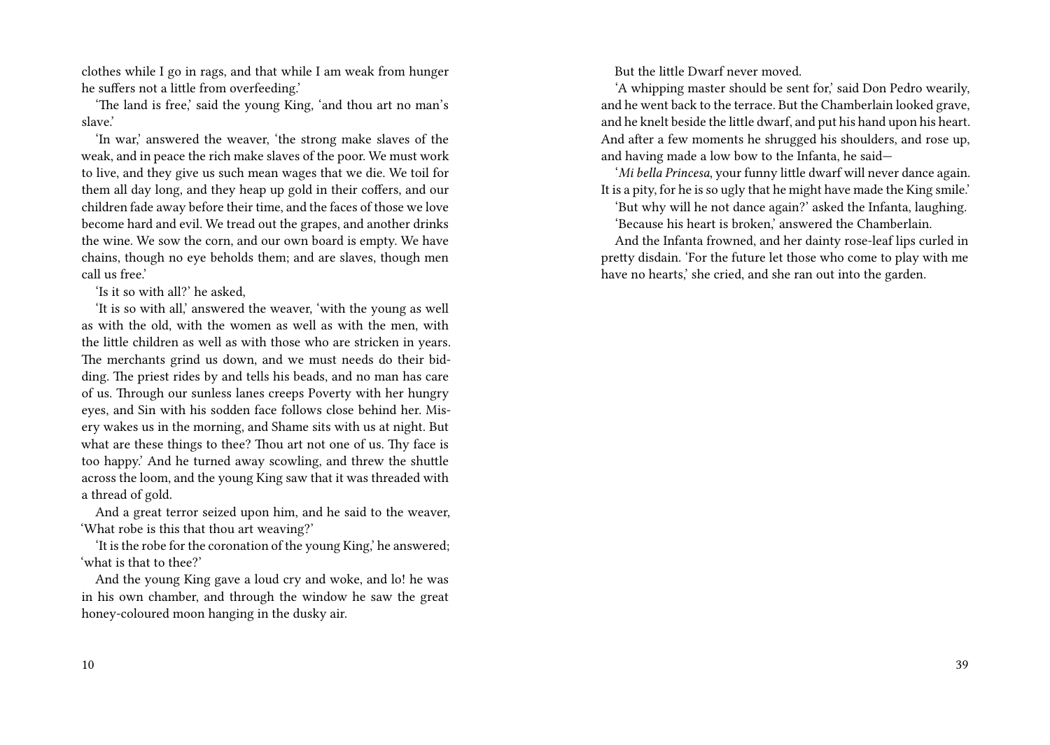clothes while I go in rags, and that while I am weak from hunger he suffers not a little from overfeeding.'

'The land is free,' said the young King, 'and thou art no man's slave.'

'In war,' answered the weaver, 'the strong make slaves of the weak, and in peace the rich make slaves of the poor. We must work to live, and they give us such mean wages that we die. We toil for them all day long, and they heap up gold in their coffers, and our children fade away before their time, and the faces of those we love become hard and evil. We tread out the grapes, and another drinks the wine. We sow the corn, and our own board is empty. We have chains, though no eye beholds them; and are slaves, though men call us free.'

'Is it so with all?' he asked,

'It is so with all,' answered the weaver, 'with the young as well as with the old, with the women as well as with the men, with the little children as well as with those who are stricken in years. The merchants grind us down, and we must needs do their bidding. The priest rides by and tells his beads, and no man has care of us. Through our sunless lanes creeps Poverty with her hungry eyes, and Sin with his sodden face follows close behind her. Misery wakes us in the morning, and Shame sits with us at night. But what are these things to thee? Thou art not one of us. Thy face is too happy.' And he turned away scowling, and threw the shuttle across the loom, and the young King saw that it was threaded with a thread of gold.

And a great terror seized upon him, and he said to the weaver, 'What robe is this that thou art weaving?'

'It is the robe for the coronation of the young King,' he answered; 'what is that to thee?'

And the young King gave a loud cry and woke, and lo! he was in his own chamber, and through the window he saw the great honey-coloured moon hanging in the dusky air.

But the little Dwarf never moved.

'A whipping master should be sent for,' said Don Pedro wearily, and he went back to the terrace. But the Chamberlain looked grave, and he knelt beside the little dwarf, and put his hand upon his heart. And after a few moments he shrugged his shoulders, and rose up, and having made a low bow to the Infanta, he said—

'*Mi bella Princesa*, your funny little dwarf will never dance again. It is a pity, for he is so ugly that he might have made the King smile.'

'But why will he not dance again?' asked the Infanta, laughing.

'Because his heart is broken,' answered the Chamberlain.

And the Infanta frowned, and her dainty rose-leaf lips curled in pretty disdain. 'For the future let those who come to play with me have no hearts,' she cried, and she ran out into the garden.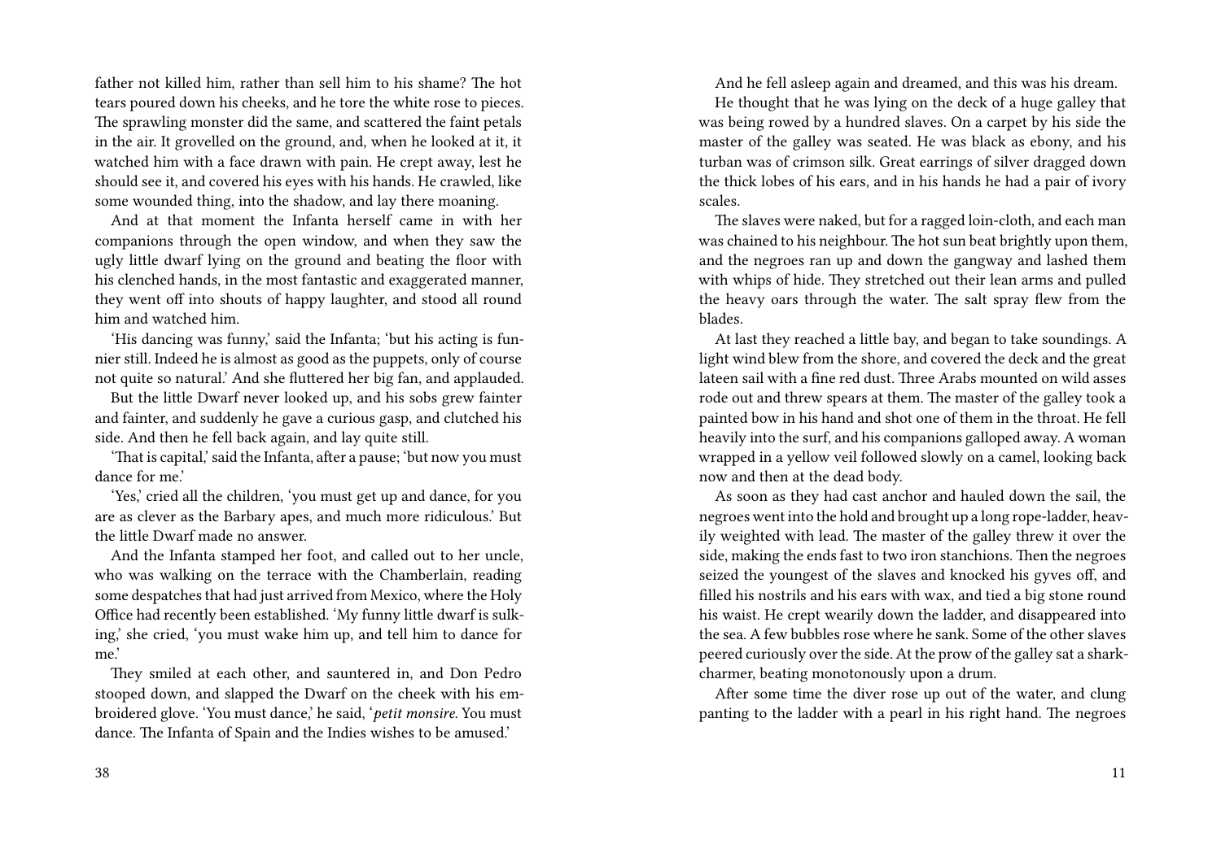father not killed him, rather than sell him to his shame? The hot tears poured down his cheeks, and he tore the white rose to pieces. The sprawling monster did the same, and scattered the faint petals in the air. It grovelled on the ground, and, when he looked at it, it watched him with a face drawn with pain. He crept away, lest he should see it, and covered his eyes with his hands. He crawled, like some wounded thing, into the shadow, and lay there moaning.

And at that moment the Infanta herself came in with her companions through the open window, and when they saw the ugly little dwarf lying on the ground and beating the floor with his clenched hands, in the most fantastic and exaggerated manner, they went off into shouts of happy laughter, and stood all round him and watched him.

'His dancing was funny,' said the Infanta; 'but his acting is funnier still. Indeed he is almost as good as the puppets, only of course not quite so natural.' And she fluttered her big fan, and applauded.

But the little Dwarf never looked up, and his sobs grew fainter and fainter, and suddenly he gave a curious gasp, and clutched his side. And then he fell back again, and lay quite still.

'That is capital,' said the Infanta, after a pause; 'but now you must dance for me.'

'Yes,' cried all the children, 'you must get up and dance, for you are as clever as the Barbary apes, and much more ridiculous.' But the little Dwarf made no answer.

And the Infanta stamped her foot, and called out to her uncle, who was walking on the terrace with the Chamberlain, reading some despatches that had just arrived from Mexico, where the Holy Office had recently been established. 'My funny little dwarf is sulking,' she cried, 'you must wake him up, and tell him to dance for me.'

They smiled at each other, and sauntered in, and Don Pedro stooped down, and slapped the Dwarf on the cheek with his embroidered glove. 'You must dance,' he said, '*petit monsire*. You must dance. The Infanta of Spain and the Indies wishes to be amused.'

And he fell asleep again and dreamed, and this was his dream.

He thought that he was lying on the deck of a huge galley that was being rowed by a hundred slaves. On a carpet by his side the master of the galley was seated. He was black as ebony, and his turban was of crimson silk. Great earrings of silver dragged down the thick lobes of his ears, and in his hands he had a pair of ivory scales.

The slaves were naked, but for a ragged loin-cloth, and each man was chained to his neighbour. The hot sun beat brightly upon them, and the negroes ran up and down the gangway and lashed them with whips of hide. They stretched out their lean arms and pulled the heavy oars through the water. The salt spray flew from the blades.

At last they reached a little bay, and began to take soundings. A light wind blew from the shore, and covered the deck and the great lateen sail with a fine red dust. Three Arabs mounted on wild asses rode out and threw spears at them. The master of the galley took a painted bow in his hand and shot one of them in the throat. He fell heavily into the surf, and his companions galloped away. A woman wrapped in a yellow veil followed slowly on a camel, looking back now and then at the dead body.

As soon as they had cast anchor and hauled down the sail, the negroes went into the hold and brought up a long rope-ladder, heavily weighted with lead. The master of the galley threw it over the side, making the ends fast to two iron stanchions. Then the negroes seized the youngest of the slaves and knocked his gyves off, and filled his nostrils and his ears with wax, and tied a big stone round his waist. He crept wearily down the ladder, and disappeared into the sea. A few bubbles rose where he sank. Some of the other slaves peered curiously over the side. At the prow of the galley sat a shark-charmer, beating monotonously upon a drum.

After some time the diver rose up out of the water, and clung panting to the ladder with a pearl in his right hand. The negroes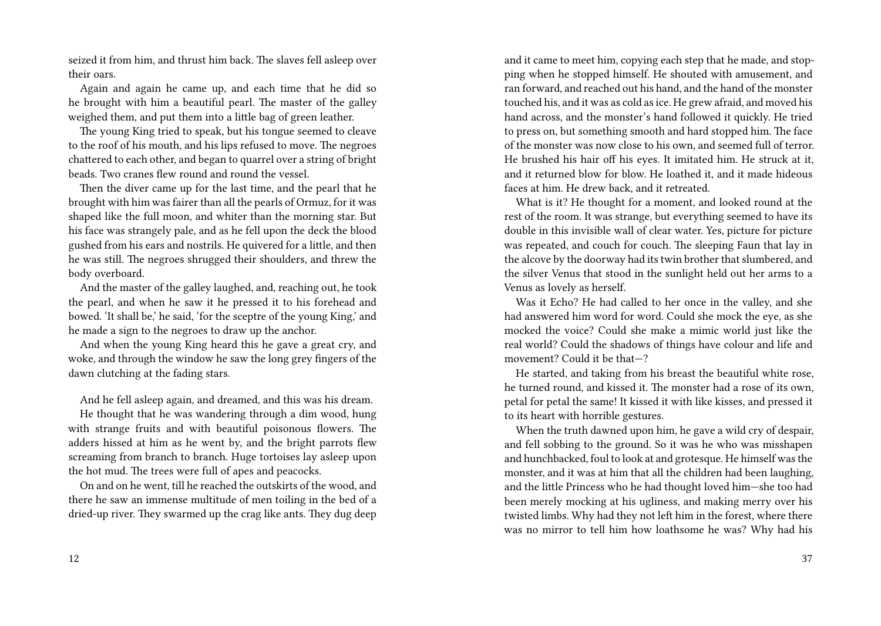seized it from him, and thrust him back. The slaves fell asleep over their oars.

Again and again he came up, and each time that he did so he brought with him a beautiful pearl. The master of the galley weighed them, and put them into a little bag of green leather.

The young King tried to speak, but his tongue seemed to cleave to the roof of his mouth, and his lips refused to move. The negroes chattered to each other, and began to quarrel over a string of bright beads. Two cranes flew round and round the vessel.

Then the diver came up for the last time, and the pearl that he brought with him was fairer than all the pearls of Ormuz, for it was shaped like the full moon, and whiter than the morning star. But his face was strangely pale, and as he fell upon the deck the blood gushed from his ears and nostrils. He quivered for a little, and then he was still. The negroes shrugged their shoulders, and threw the body overboard.

And the master of the galley laughed, and, reaching out, he took the pearl, and when he saw it he pressed it to his forehead and bowed. 'It shall be,' he said, 'for the sceptre of the young King,' and he made a sign to the negroes to draw up the anchor.

And when the young King heard this he gave a great cry, and woke, and through the window he saw the long grey fingers of the dawn clutching at the fading stars.

And he fell asleep again, and dreamed, and this was his dream.

He thought that he was wandering through a dim wood, hung with strange fruits and with beautiful poisonous flowers. The adders hissed at him as he went by, and the bright parrots flew screaming from branch to branch. Huge tortoises lay asleep upon the hot mud. The trees were full of apes and peacocks.

On and on he went, till he reached the outskirts of the wood, and there he saw an immense multitude of men toiling in the bed of a dried-up river. They swarmed up the crag like ants. They dug deep

and it came to meet him, copying each step that he made, and stopping when he stopped himself. He shouted with amusement, and ran forward, and reached out his hand, and the hand of the monster touched his, and it was as cold as ice. He grew afraid, and moved his hand across, and the monster's hand followed it quickly. He tried to press on, but something smooth and hard stopped him. The face of the monster was now close to his own, and seemed full of terror. He brushed his hair off his eyes. It imitated him. He struck at it, and it returned blow for blow. He loathed it, and it made hideous faces at him. He drew back, and it retreated.

What is it? He thought for a moment, and looked round at the rest of the room. It was strange, but everything seemed to have its double in this invisible wall of clear water. Yes, picture for picture was repeated, and couch for couch. The sleeping Faun that lay in the alcove by the doorway had its twin brother that slumbered, and the silver Venus that stood in the sunlight held out her arms to a Venus as lovely as herself.

Was it Echo? He had called to her once in the valley, and she had answered him word for word. Could she mock the eye, as she mocked the voice? Could she make a mimic world just like the real world? Could the shadows of things have colour and life and movement? Could it be that—?

He started, and taking from his breast the beautiful white rose, he turned round, and kissed it. The monster had a rose of its own, petal for petal the same! It kissed it with like kisses, and pressed it to its heart with horrible gestures.

When the truth dawned upon him, he gave a wild cry of despair, and fell sobbing to the ground. So it was he who was misshapen and hunchbacked, foul to look at and grotesque. He himself was the monster, and it was at him that all the children had been laughing, and the little Princess who he had thought loved him—she too had been merely mocking at his ugliness, and making merry over his twisted limbs. Why had they not left him in the forest, where there was no mirror to tell him how loathsome he was? Why had his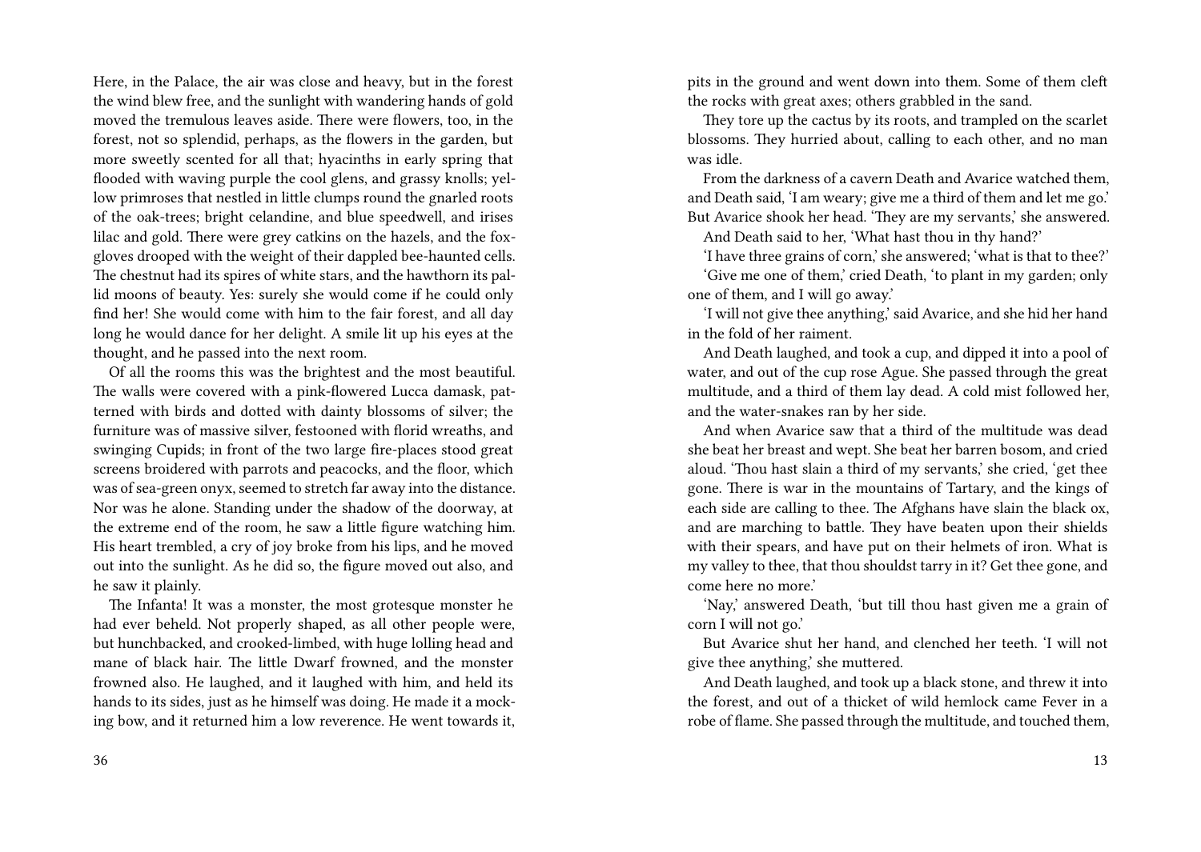Here, in the Palace, the air was close and heavy, but in the forest the wind blew free, and the sunlight with wandering hands of gold moved the tremulous leaves aside. There were flowers, too, in the forest, not so splendid, perhaps, as the flowers in the garden, but more sweetly scented for all that; hyacinths in early spring that flooded with waving purple the cool glens, and grassy knolls; yellow primroses that nestled in little clumps round the gnarled roots of the oak-trees; bright celandine, and blue speedwell, and irises lilac and gold. There were grey catkins on the hazels, and the foxgloves drooped with the weight of their dappled bee-haunted cells. The chestnut had its spires of white stars, and the hawthorn its pallid moons of beauty. Yes: surely she would come if he could only find her! She would come with him to the fair forest, and all day long he would dance for her delight. A smile lit up his eyes at the thought, and he passed into the next room.

Of all the rooms this was the brightest and the most beautiful. The walls were covered with a pink-flowered Lucca damask, patterned with birds and dotted with dainty blossoms of silver; the furniture was of massive silver, festooned with florid wreaths, and swinging Cupids; in front of the two large fire-places stood great screens broidered with parrots and peacocks, and the floor, which was of sea-green onyx, seemed to stretch far away into the distance. Nor was he alone. Standing under the shadow of the doorway, at the extreme end of the room, he saw a little figure watching him. His heart trembled, a cry of joy broke from his lips, and he moved out into the sunlight. As he did so, the figure moved out also, and he saw it plainly.

The Infanta! It was a monster, the most grotesque monster he had ever beheld. Not properly shaped, as all other people were, but hunchbacked, and crooked-limbed, with huge lolling head and mane of black hair. The little Dwarf frowned, and the monster frowned also. He laughed, and it laughed with him, and held its hands to its sides, just as he himself was doing. He made it a mocking bow, and it returned him a low reverence. He went towards it,

pits in the ground and went down into them. Some of them cleft the rocks with great axes; others grabbled in the sand.

They tore up the cactus by its roots, and trampled on the scarlet blossoms. They hurried about, calling to each other, and no man was idle.

From the darkness of a cavern Death and Avarice watched them, and Death said, 'I am weary; give me a third of them and let me go.' But Avarice shook her head. 'They are my servants,' she answered.

And Death said to her, 'What hast thou in thy hand?'

'I have three grains of corn,' she answered; 'what is that to thee?'

'Give me one of them,' cried Death, 'to plant in my garden; only one of them, and I will go away.'

'I will not give thee anything,' said Avarice, and she hid her hand in the fold of her raiment.

And Death laughed, and took a cup, and dipped it into a pool of water, and out of the cup rose Ague. She passed through the great multitude, and a third of them lay dead. A cold mist followed her, and the water-snakes ran by her side.

And when Avarice saw that a third of the multitude was dead she beat her breast and wept. She beat her barren bosom, and cried aloud. 'Thou hast slain a third of my servants,' she cried, 'get thee gone. There is war in the mountains of Tartary, and the kings of each side are calling to thee. The Afghans have slain the black ox, and are marching to battle. They have beaten upon their shields with their spears, and have put on their helmets of iron. What is my valley to thee, that thou shouldst tarry in it? Get thee gone, and come here no more.'

'Nay,' answered Death, 'but till thou hast given me a grain of corn I will not go.'

But Avarice shut her hand, and clenched her teeth. 'I will not give thee anything,' she muttered.

And Death laughed, and took up a black stone, and threw it into the forest, and out of a thicket of wild hemlock came Fever in a robe of flame. She passed through the multitude, and touched them,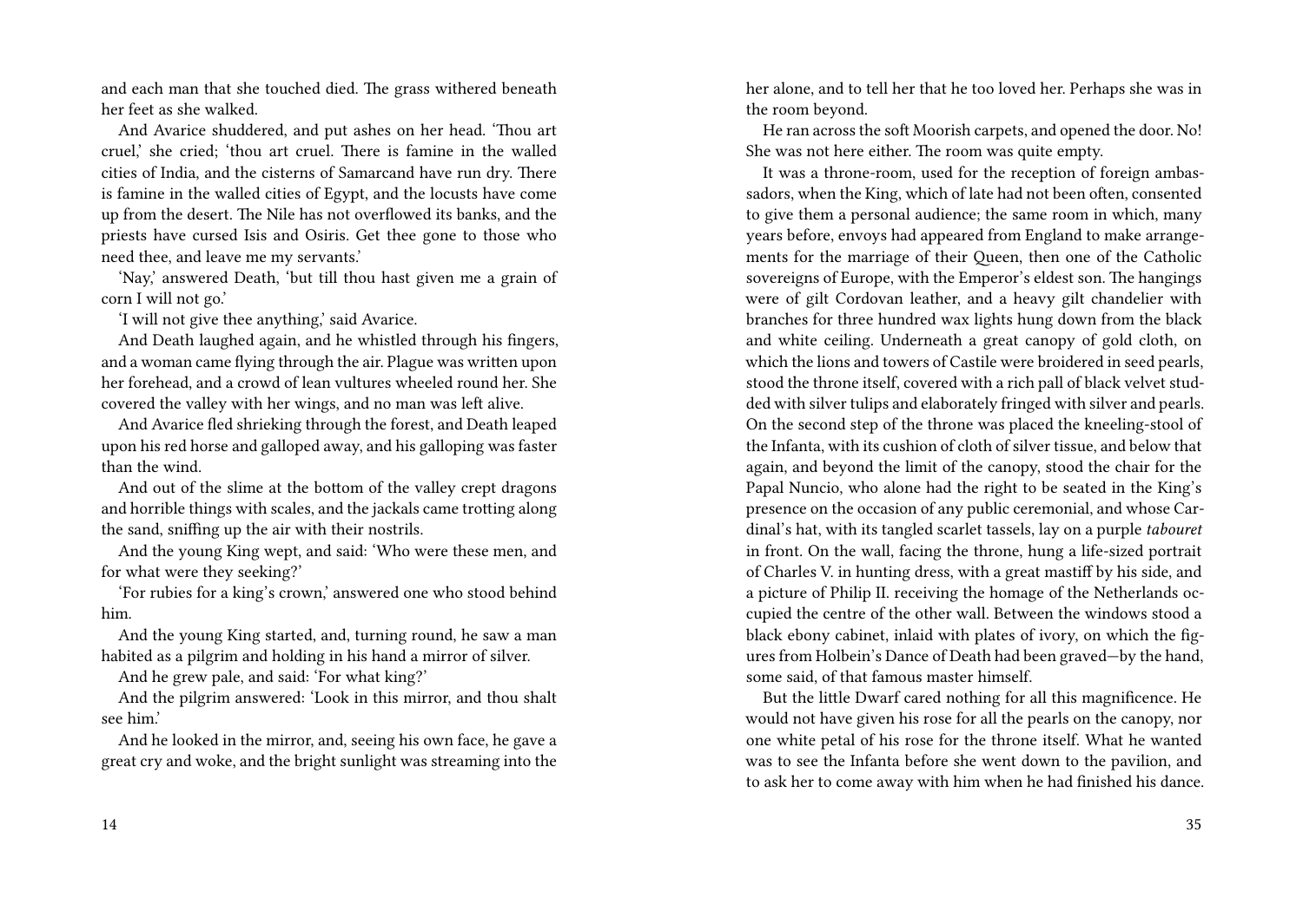and each man that she touched died. The grass withered beneath her feet as she walked.

And Avarice shuddered, and put ashes on her head. 'Thou art cruel,' she cried; 'thou art cruel. There is famine in the walled cities of India, and the cisterns of Samarcand have run dry. There is famine in the walled cities of Egypt, and the locusts have come up from the desert. The Nile has not overflowed its banks, and the priests have cursed Isis and Osiris. Get thee gone to those who need thee, and leave me my servants.'

'Nay,' answered Death, 'but till thou hast given me a grain of corn I will not go.'

'I will not give thee anything,' said Avarice.

And Death laughed again, and he whistled through his fingers, and a woman came flying through the air. Plague was written upon her forehead, and a crowd of lean vultures wheeled round her. She covered the valley with her wings, and no man was left alive.

And Avarice fled shrieking through the forest, and Death leaped upon his red horse and galloped away, and his galloping was faster than the wind.

And out of the slime at the bottom of the valley crept dragons and horrible things with scales, and the jackals came trotting along the sand, sniffing up the air with their nostrils.

And the young King wept, and said: 'Who were these men, and for what were they seeking?'

'For rubies for a king's crown,' answered one who stood behind him.

And the young King started, and, turning round, he saw a man habited as a pilgrim and holding in his hand a mirror of silver.

And he grew pale, and said: 'For what king?'

And the pilgrim answered: 'Look in this mirror, and thou shalt see him.'

And he looked in the mirror, and, seeing his own face, he gave a great cry and woke, and the bright sunlight was streaming into the

her alone, and to tell her that he too loved her. Perhaps she was in the room beyond.

He ran across the soft Moorish carpets, and opened the door. No! She was not here either. The room was quite empty.

It was a throne-room, used for the reception of foreign ambassadors, when the King, which of late had not been often, consented to give them a personal audience; the same room in which, many years before, envoys had appeared from England to make arrangements for the marriage of their Queen, then one of the Catholic sovereigns of Europe, with the Emperor's eldest son. The hangings were of gilt Cordovan leather, and a heavy gilt chandelier with branches for three hundred wax lights hung down from the black and white ceiling. Underneath a great canopy of gold cloth, on which the lions and towers of Castile were broidered in seed pearls, stood the throne itself, covered with a rich pall of black velvet studded with silver tulips and elaborately fringed with silver and pearls. On the second step of the throne was placed the kneeling-stool of the Infanta, with its cushion of cloth of silver tissue, and below that again, and beyond the limit of the canopy, stood the chair for the Papal Nuncio, who alone had the right to be seated in the King's presence on the occasion of any public ceremonial, and whose Cardinal's hat, with its tangled scarlet tassels, lay on a purple *tabouret* in front. On the wall, facing the throne, hung a life-sized portrait of Charles V. in hunting dress, with a great mastiff by his side, and a picture of Philip II. receiving the homage of the Netherlands occupied the centre of the other wall. Between the windows stood a black ebony cabinet, inlaid with plates of ivory, on which the figures from Holbein's Dance of Death had been graved—by the hand, some said, of that famous master himself.

But the little Dwarf cared nothing for all this magnificence. He would not have given his rose for all the pearls on the canopy, nor one white petal of his rose for the throne itself. What he wanted was to see the Infanta before she went down to the pavilion, and to ask her to come away with him when he had finished his dance.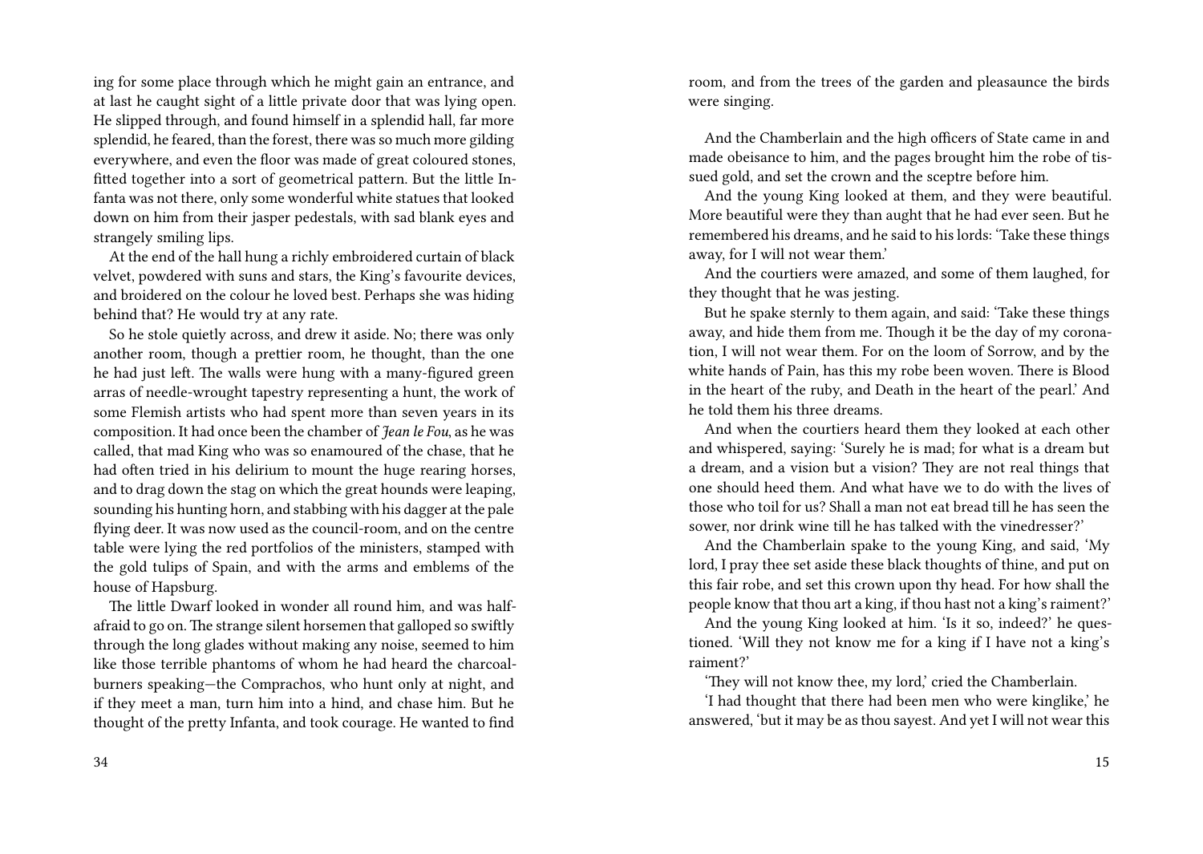ing for some place through which he might gain an entrance, and at last he caught sight of a little private door that was lying open. He slipped through, and found himself in a splendid hall, far more splendid, he feared, than the forest, there was so much more gilding everywhere, and even the floor was made of great coloured stones, fitted together into a sort of geometrical pattern. But the little Infanta was not there, only some wonderful white statues that looked down on him from their jasper pedestals, with sad blank eyes and strangely smiling lips.

At the end of the hall hung a richly embroidered curtain of black velvet, powdered with suns and stars, the King's favourite devices, and broidered on the colour he loved best. Perhaps she was hiding behind that? He would try at any rate.

So he stole quietly across, and drew it aside. No; there was only another room, though a prettier room, he thought, than the one he had just left. The walls were hung with a many-figured green arras of needle-wrought tapestry representing a hunt, the work of some Flemish artists who had spent more than seven years in its composition. It had once been the chamber of *Jean le Fou*, as he was called, that mad King who was so enamoured of the chase, that he had often tried in his delirium to mount the huge rearing horses, and to drag down the stag on which the great hounds were leaping, sounding his hunting horn, and stabbing with his dagger at the pale flying deer. It was now used as the council-room, and on the centre table were lying the red portfolios of the ministers, stamped with the gold tulips of Spain, and with the arms and emblems of the house of Hapsburg.

The little Dwarf looked in wonder all round him, and was half-afraid to go on. The strange silent horsemen that galloped so swiftly through the long glades without making any noise, seemed to him like those terrible phantoms of whom he had heard the charcoal-burners speaking—the Comprachos, who hunt only at night, and if they meet a man, turn him into a hind, and chase him. But he thought of the pretty Infanta, and took courage. He wanted to find

room, and from the trees of the garden and pleasaunce the birds were singing.

And the Chamberlain and the high officers of State came in and made obeisance to him, and the pages brought him the robe of tissued gold, and set the crown and the sceptre before him.

And the young King looked at them, and they were beautiful. More beautiful were they than aught that he had ever seen. But he remembered his dreams, and he said to his lords: 'Take these things away, for I will not wear them.'

And the courtiers were amazed, and some of them laughed, for they thought that he was jesting.

But he spake sternly to them again, and said: 'Take these things away, and hide them from me. Though it be the day of my coronation, I will not wear them. For on the loom of Sorrow, and by the white hands of Pain, has this my robe been woven. There is Blood in the heart of the ruby, and Death in the heart of the pearl.' And he told them his three dreams.

And when the courtiers heard them they looked at each other and whispered, saying: 'Surely he is mad; for what is a dream but a dream, and a vision but a vision? They are not real things that one should heed them. And what have we to do with the lives of those who toil for us? Shall a man not eat bread till he has seen the sower, nor drink wine till he has talked with the vinedresser?'

And the Chamberlain spake to the young King, and said, 'My lord, I pray thee set aside these black thoughts of thine, and put on this fair robe, and set this crown upon thy head. For how shall the people know that thou art a king, if thou hast not a king's raiment?'

And the young King looked at him. 'Is it so, indeed?' he questioned. 'Will they not know me for a king if I have not a king's raiment?'

'They will not know thee, my lord,' cried the Chamberlain.

'I had thought that there had been men who were kinglike,' he answered, 'but it may be as thou sayest. And yet I will not wear this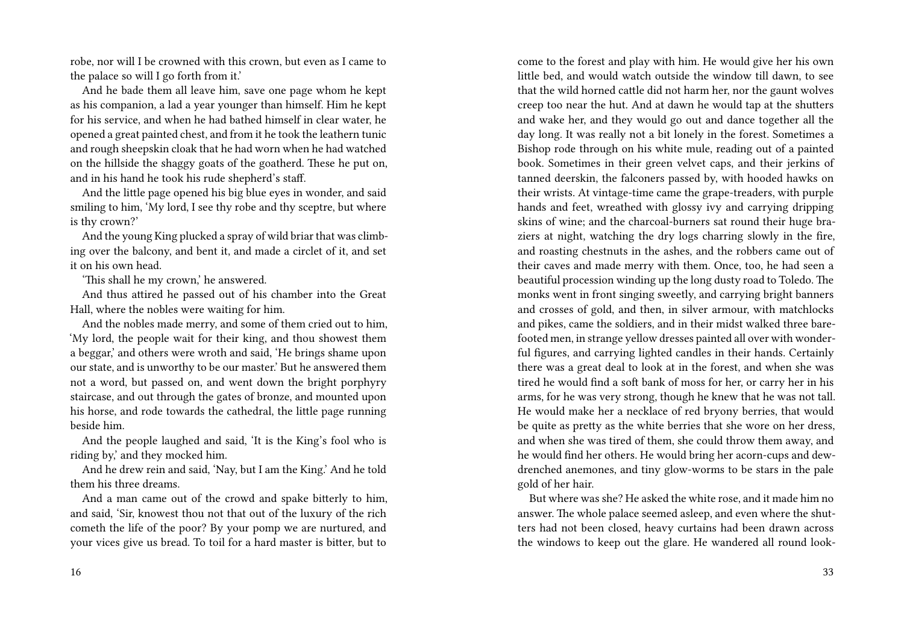robe, nor will I be crowned with this crown, but even as I came to the palace so will I go forth from it.'

And he bade them all leave him, save one page whom he kept as his companion, a lad a year younger than himself. Him he kept for his service, and when he had bathed himself in clear water, he opened a great painted chest, and from it he took the leathern tunic and rough sheepskin cloak that he had worn when he had watched on the hillside the shaggy goats of the goatherd. These he put on, and in his hand he took his rude shepherd's staff.

And the little page opened his big blue eyes in wonder, and said smiling to him, 'My lord, I see thy robe and thy sceptre, but where is thy crown?'

And the young King plucked a spray of wild briar that was climbing over the balcony, and bent it, and made a circlet of it, and set it on his own head.

'This shall he my crown,' he answered.

And thus attired he passed out of his chamber into the Great Hall, where the nobles were waiting for him.

And the nobles made merry, and some of them cried out to him, 'My lord, the people wait for their king, and thou showest them a beggar,' and others were wroth and said, 'He brings shame upon our state, and is unworthy to be our master.' But he answered them not a word, but passed on, and went down the bright porphyry staircase, and out through the gates of bronze, and mounted upon his horse, and rode towards the cathedral, the little page running beside him.

And the people laughed and said, 'It is the King's fool who is riding by,' and they mocked him.

And he drew rein and said, 'Nay, but I am the King.' And he told them his three dreams.

And a man came out of the crowd and spake bitterly to him, and said, 'Sir, knowest thou not that out of the luxury of the rich cometh the life of the poor? By your pomp we are nurtured, and your vices give us bread. To toil for a hard master is bitter, but to

come to the forest and play with him. He would give her his own little bed, and would watch outside the window till dawn, to see that the wild horned cattle did not harm her, nor the gaunt wolves creep too near the hut. And at dawn he would tap at the shutters and wake her, and they would go out and dance together all the day long. It was really not a bit lonely in the forest. Sometimes a Bishop rode through on his white mule, reading out of a painted book. Sometimes in their green velvet caps, and their jerkins of tanned deerskin, the falconers passed by, with hooded hawks on their wrists. At vintage-time came the grape-treaders, with purple hands and feet, wreathed with glossy ivy and carrying dripping skins of wine; and the charcoal-burners sat round their huge braziers at night, watching the dry logs charring slowly in the fire, and roasting chestnuts in the ashes, and the robbers came out of their caves and made merry with them. Once, too, he had seen a beautiful procession winding up the long dusty road to Toledo. The monks went in front singing sweetly, and carrying bright banners and crosses of gold, and then, in silver armour, with matchlocks and pikes, came the soldiers, and in their midst walked three barefooted men, in strange yellow dresses painted all over with wonderful figures, and carrying lighted candles in their hands. Certainly there was a great deal to look at in the forest, and when she was tired he would find a soft bank of moss for her, or carry her in his arms, for he was very strong, though he knew that he was not tall. He would make her a necklace of red bryony berries, that would be quite as pretty as the white berries that she wore on her dress, and when she was tired of them, she could throw them away, and he would find her others. He would bring her acorn-cups and dew-drenched anemones, and tiny glow-worms to be stars in the pale gold of her hair.

But where was she? He asked the white rose, and it made him no answer. The whole palace seemed asleep, and even where the shutters had not been closed, heavy curtains had been drawn across the windows to keep out the glare. He wandered all round look-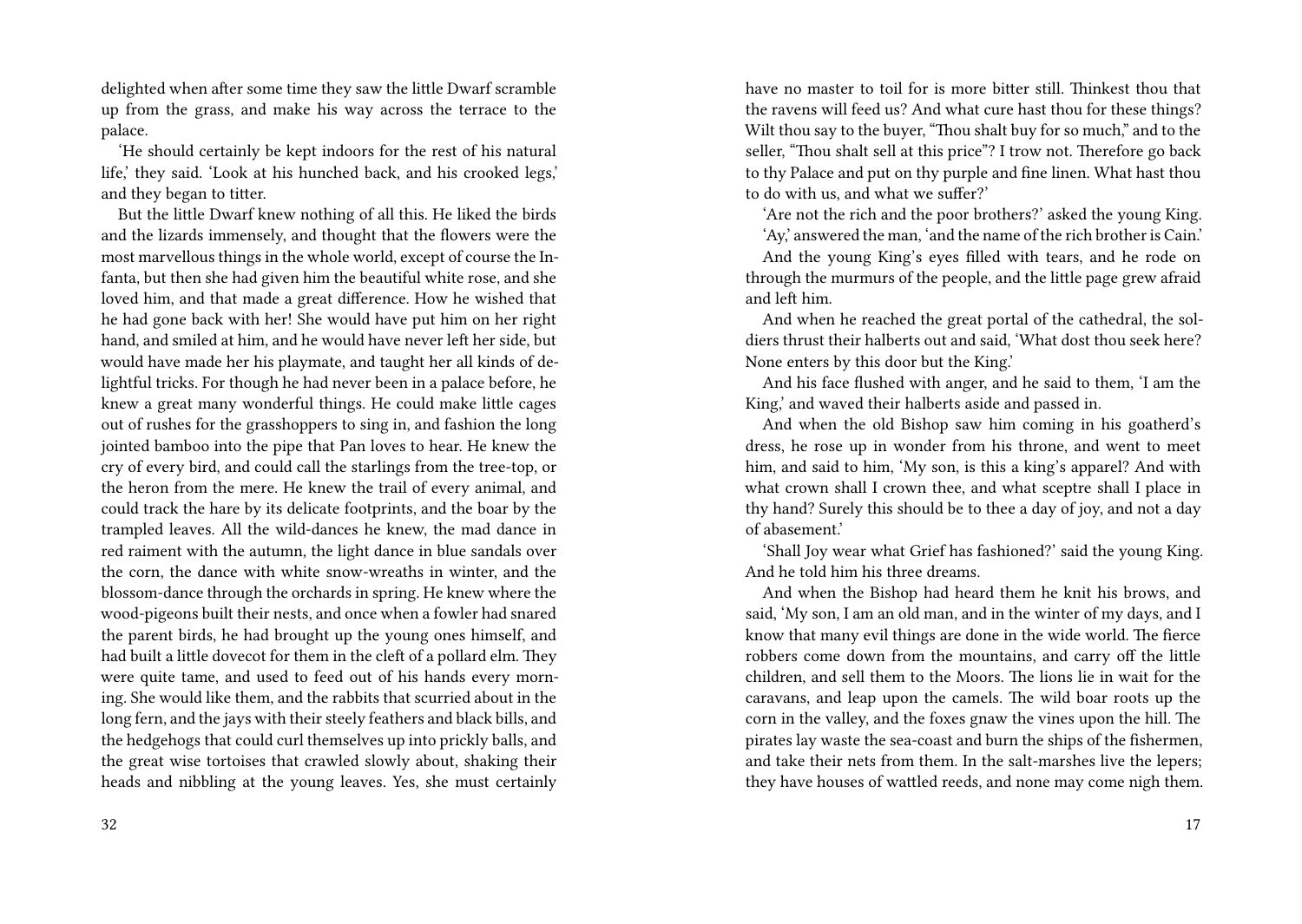delighted when after some time they saw the little Dwarf scramble up from the grass, and make his way across the terrace to the palace.

'He should certainly be kept indoors for the rest of his natural life,' they said. 'Look at his hunched back, and his crooked legs,' and they began to titter.

But the little Dwarf knew nothing of all this. He liked the birds and the lizards immensely, and thought that the flowers were the most marvellous things in the whole world, except of course the Infanta, but then she had given him the beautiful white rose, and she loved him, and that made a great difference. How he wished that he had gone back with her! She would have put him on her right hand, and smiled at him, and he would have never left her side, but would have made her his playmate, and taught her all kinds of delightful tricks. For though he had never been in a palace before, he knew a great many wonderful things. He could make little cages out of rushes for the grasshoppers to sing in, and fashion the long jointed bamboo into the pipe that Pan loves to hear. He knew the cry of every bird, and could call the starlings from the tree-top, or the heron from the mere. He knew the trail of every animal, and could track the hare by its delicate footprints, and the boar by the trampled leaves. All the wild-dances he knew, the mad dance in red raiment with the autumn, the light dance in blue sandals over the corn, the dance with white snow-wreaths in winter, and the blossom-dance through the orchards in spring. He knew where the wood-pigeons built their nests, and once when a fowler had snared the parent birds, he had brought up the young ones himself, and had built a little dovecot for them in the cleft of a pollard elm. They were quite tame, and used to feed out of his hands every morning. She would like them, and the rabbits that scurried about in the long fern, and the jays with their steely feathers and black bills, and the hedgehogs that could curl themselves up into prickly balls, and the great wise tortoises that crawled slowly about, shaking their heads and nibbling at the young leaves. Yes, she must certainly

have no master to toil for is more bitter still. Thinkest thou that the ravens will feed us? And what cure hast thou for these things? Wilt thou say to the buyer, "Thou shalt buy for so much," and to the seller, "Thou shalt sell at this price"? I trow not. Therefore go back to thy Palace and put on thy purple and fine linen. What hast thou to do with us, and what we suffer?'

'Are not the rich and the poor brothers?' asked the young King.

'Ay,' answered the man, 'and the name of the rich brother is Cain.'

And the young King's eyes filled with tears, and he rode on through the murmurs of the people, and the little page grew afraid and left him.

And when he reached the great portal of the cathedral, the soldiers thrust their halberts out and said, 'What dost thou seek here? None enters by this door but the King.'

And his face flushed with anger, and he said to them, 'I am the King,' and waved their halberts aside and passed in.

And when the old Bishop saw him coming in his goatherd's dress, he rose up in wonder from his throne, and went to meet him, and said to him, 'My son, is this a king's apparel? And with what crown shall I crown thee, and what sceptre shall I place in thy hand? Surely this should be to thee a day of joy, and not a day of abasement.'

'Shall Joy wear what Grief has fashioned?' said the young King. And he told him his three dreams.

And when the Bishop had heard them he knit his brows, and said, 'My son, I am an old man, and in the winter of my days, and I know that many evil things are done in the wide world. The fierce robbers come down from the mountains, and carry off the little children, and sell them to the Moors. The lions lie in wait for the caravans, and leap upon the camels. The wild boar roots up the corn in the valley, and the foxes gnaw the vines upon the hill. The pirates lay waste the sea-coast and burn the ships of the fishermen, and take their nets from them. In the salt-marshes live the lepers; they have houses of wattled reeds, and none may come nigh them.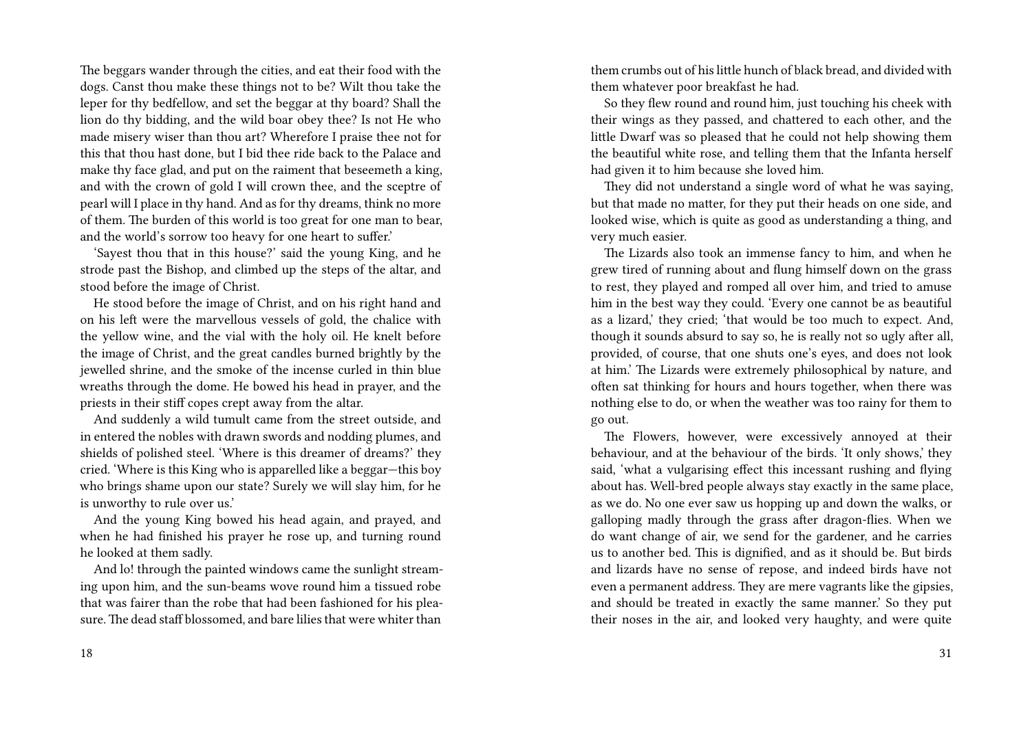The beggars wander through the cities, and eat their food with the dogs. Canst thou make these things not to be? Wilt thou take the leper for thy bedfellow, and set the beggar at thy board? Shall the lion do thy bidding, and the wild boar obey thee? Is not He who made misery wiser than thou art? Wherefore I praise thee not for this that thou hast done, but I bid thee ride back to the Palace and make thy face glad, and put on the raiment that beseemeth a king, and with the crown of gold I will crown thee, and the sceptre of pearl will I place in thy hand. And as for thy dreams, think no more of them. The burden of this world is too great for one man to bear, and the world's sorrow too heavy for one heart to suffer.'

'Sayest thou that in this house?' said the young King, and he strode past the Bishop, and climbed up the steps of the altar, and stood before the image of Christ.

He stood before the image of Christ, and on his right hand and on his left were the marvellous vessels of gold, the chalice with the yellow wine, and the vial with the holy oil. He knelt before the image of Christ, and the great candles burned brightly by the jewelled shrine, and the smoke of the incense curled in thin blue wreaths through the dome. He bowed his head in prayer, and the priests in their stiff copes crept away from the altar.

And suddenly a wild tumult came from the street outside, and in entered the nobles with drawn swords and nodding plumes, and shields of polished steel. 'Where is this dreamer of dreams?' they cried. 'Where is this King who is apparelled like a beggar—this boy who brings shame upon our state? Surely we will slay him, for he is unworthy to rule over us.'

And the young King bowed his head again, and prayed, and when he had finished his prayer he rose up, and turning round he looked at them sadly.

And lo! through the painted windows came the sunlight streaming upon him, and the sun-beams wove round him a tissued robe that was fairer than the robe that had been fashioned for his pleasure. The dead staff blossomed, and bare lilies that were whiter than

them crumbs out of his little hunch of black bread, and divided with them whatever poor breakfast he had.

So they flew round and round him, just touching his cheek with their wings as they passed, and chattered to each other, and the little Dwarf was so pleased that he could not help showing them the beautiful white rose, and telling them that the Infanta herself had given it to him because she loved him.

They did not understand a single word of what he was saying, but that made no matter, for they put their heads on one side, and looked wise, which is quite as good as understanding a thing, and very much easier.

The Lizards also took an immense fancy to him, and when he grew tired of running about and flung himself down on the grass to rest, they played and romped all over him, and tried to amuse him in the best way they could. 'Every one cannot be as beautiful as a lizard,' they cried; 'that would be too much to expect. And, though it sounds absurd to say so, he is really not so ugly after all, provided, of course, that one shuts one's eyes, and does not look at him.' The Lizards were extremely philosophical by nature, and often sat thinking for hours and hours together, when there was nothing else to do, or when the weather was too rainy for them to go out.

The Flowers, however, were excessively annoyed at their behaviour, and at the behaviour of the birds. 'It only shows,' they said, 'what a vulgarising effect this incessant rushing and flying about has. Well-bred people always stay exactly in the same place, as we do. No one ever saw us hopping up and down the walks, or galloping madly through the grass after dragon-flies. When we do want change of air, we send for the gardener, and he carries us to another bed. This is dignified, and as it should be. But birds and lizards have no sense of repose, and indeed birds have not even a permanent address. They are mere vagrants like the gipsies, and should be treated in exactly the same manner.' So they put their noses in the air, and looked very haughty, and were quite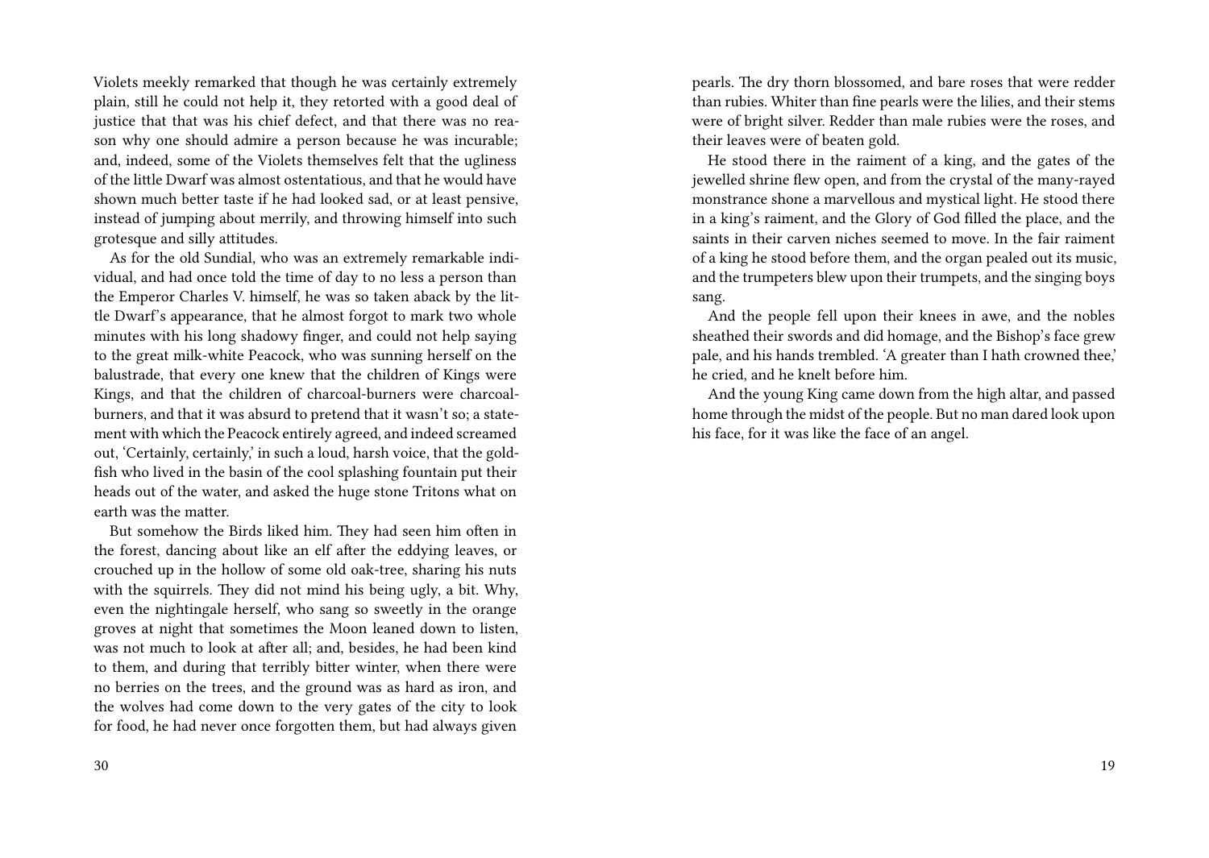Violets meekly remarked that though he was certainly extremely plain, still he could not help it, they retorted with a good deal of justice that that was his chief defect, and that there was no reason why one should admire a person because he was incurable; and, indeed, some of the Violets themselves felt that the ugliness of the little Dwarf was almost ostentatious, and that he would have shown much better taste if he had looked sad, or at least pensive, instead of jumping about merrily, and throwing himself into such grotesque and silly attitudes.

As for the old Sundial, who was an extremely remarkable individual, and had once told the time of day to no less a person than the Emperor Charles V. himself, he was so taken aback by the little Dwarf's appearance, that he almost forgot to mark two whole minutes with his long shadowy finger, and could not help saying to the great milk-white Peacock, who was sunning herself on the balustrade, that every one knew that the children of Kings were Kings, and that the children of charcoal-burners were charcoal-burners, and that it was absurd to pretend that it wasn't so; a statement with which the Peacock entirely agreed, and indeed screamed out, 'Certainly, certainly,' in such a loud, harsh voice, that the gold-fish who lived in the basin of the cool splashing fountain put their heads out of the water, and asked the huge stone Tritons what on earth was the matter.

But somehow the Birds liked him. They had seen him often in the forest, dancing about like an elf after the eddying leaves, or crouched up in the hollow of some old oak-tree, sharing his nuts with the squirrels. They did not mind his being ugly, a bit. Why, even the nightingale herself, who sang so sweetly in the orange groves at night that sometimes the Moon leaned down to listen, was not much to look at after all; and, besides, he had been kind to them, and during that terribly bitter winter, when there were no berries on the trees, and the ground was as hard as iron, and the wolves had come down to the very gates of the city to look for food, he had never once forgotten them, but had always given

pearls. The dry thorn blossomed, and bare roses that were redder than rubies. Whiter than fine pearls were the lilies, and their stems were of bright silver. Redder than male rubies were the roses, and their leaves were of beaten gold.

He stood there in the raiment of a king, and the gates of the jewelled shrine flew open, and from the crystal of the many-rayed monstrance shone a marvellous and mystical light. He stood there in a king's raiment, and the Glory of God filled the place, and the saints in their carven niches seemed to move. In the fair raiment of a king he stood before them, and the organ pealed out its music, and the trumpeters blew upon their trumpets, and the singing boys sang.

And the people fell upon their knees in awe, and the nobles sheathed their swords and did homage, and the Bishop's face grew pale, and his hands trembled. 'A greater than I hath crowned thee,' he cried, and he knelt before him.

And the young King came down from the high altar, and passed home through the midst of the people. But no man dared look upon his face, for it was like the face of an angel.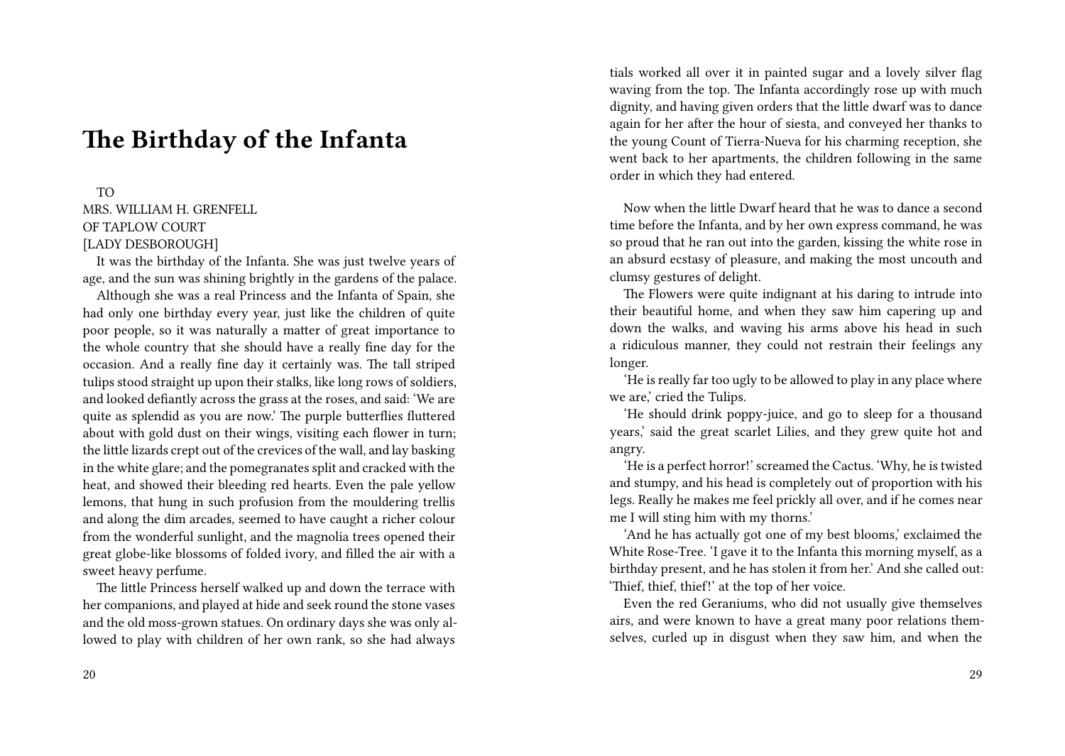# The Birthday of the Infanta

TO
MRS. WILLIAM H. GRENFELL
OF TAPLOW COURT
[LADY DESBOROUGH]

It was the birthday of the Infanta. She was just twelve years of age, and the sun was shining brightly in the gardens of the palace.

Although she was a real Princess and the Infanta of Spain, she had only one birthday every year, just like the children of quite poor people, so it was naturally a matter of great importance to the whole country that she should have a really fine day for the occasion. And a really fine day it certainly was. The tall striped tulips stood straight up upon their stalks, like long rows of soldiers, and looked defiantly across the grass at the roses, and said: 'We are quite as splendid as you are now.' The purple butterflies fluttered about with gold dust on their wings, visiting each flower in turn; the little lizards crept out of the crevices of the wall, and lay basking in the white glare; and the pomegranates split and cracked with the heat, and showed their bleeding red hearts. Even the pale yellow lemons, that hung in such profusion from the mouldering trellis and along the dim arcades, seemed to have caught a richer colour from the wonderful sunlight, and the magnolia trees opened their great globe-like blossoms of folded ivory, and filled the air with a sweet heavy perfume.

The little Princess herself walked up and down the terrace with her companions, and played at hide and seek round the stone vases and the old moss-grown statues. On ordinary days she was only allowed to play with children of her own rank, so she had always

tials worked all over it in painted sugar and a lovely silver flag waving from the top. The Infanta accordingly rose up with much dignity, and having given orders that the little dwarf was to dance again for her after the hour of siesta, and conveyed her thanks to the young Count of Tierra-Nueva for his charming reception, she went back to her apartments, the children following in the same order in which they had entered.

Now when the little Dwarf heard that he was to dance a second time before the Infanta, and by her own express command, he was so proud that he ran out into the garden, kissing the white rose in an absurd ecstasy of pleasure, and making the most uncouth and clumsy gestures of delight.

The Flowers were quite indignant at his daring to intrude into their beautiful home, and when they saw him capering up and down the walks, and waving his arms above his head in such a ridiculous manner, they could not restrain their feelings any longer.

'He is really far too ugly to be allowed to play in any place where we are,' cried the Tulips.

'He should drink poppy-juice, and go to sleep for a thousand years,' said the great scarlet Lilies, and they grew quite hot and angry.

'He is a perfect horror!' screamed the Cactus. 'Why, he is twisted and stumpy, and his head is completely out of proportion with his legs. Really he makes me feel prickly all over, and if he comes near me I will sting him with my thorns.'

'And he has actually got one of my best blooms,' exclaimed the White Rose-Tree. 'I gave it to the Infanta this morning myself, as a birthday present, and he has stolen it from her.' And she called out: 'Thief, thief, thief!' at the top of her voice.

Even the red Geraniums, who did not usually give themselves airs, and were known to have a great many poor relations themselves, curled up in disgust when they saw him, and when the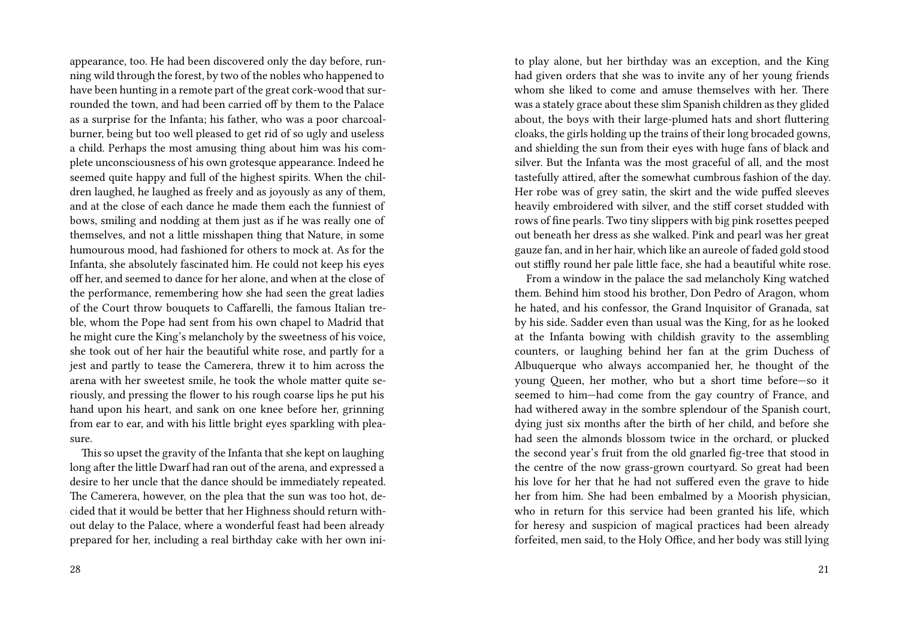appearance, too. He had been discovered only the day before, running wild through the forest, by two of the nobles who happened to have been hunting in a remote part of the great cork-wood that surrounded the town, and had been carried off by them to the Palace as a surprise for the Infanta; his father, who was a poor charcoal-burner, being but too well pleased to get rid of so ugly and useless a child. Perhaps the most amusing thing about him was his complete unconsciousness of his own grotesque appearance. Indeed he seemed quite happy and full of the highest spirits. When the children laughed, he laughed as freely and as joyously as any of them, and at the close of each dance he made them each the funniest of bows, smiling and nodding at them just as if he was really one of themselves, and not a little misshapen thing that Nature, in some humourous mood, had fashioned for others to mock at. As for the Infanta, she absolutely fascinated him. He could not keep his eyes off her, and seemed to dance for her alone, and when at the close of the performance, remembering how she had seen the great ladies of the Court throw bouquets to Caffarelli, the famous Italian treble, whom the Pope had sent from his own chapel to Madrid that he might cure the King's melancholy by the sweetness of his voice, she took out of her hair the beautiful white rose, and partly for a jest and partly to tease the Camerera, threw it to him across the arena with her sweetest smile, he took the whole matter quite seriously, and pressing the flower to his rough coarse lips he put his hand upon his heart, and sank on one knee before her, grinning from ear to ear, and with his little bright eyes sparkling with pleasure.

This so upset the gravity of the Infanta that she kept on laughing long after the little Dwarf had ran out of the arena, and expressed a desire to her uncle that the dance should be immediately repeated. The Camerera, however, on the plea that the sun was too hot, decided that it would be better that her Highness should return without delay to the Palace, where a wonderful feast had been already prepared for her, including a real birthday cake with her own ini-

to play alone, but her birthday was an exception, and the King had given orders that she was to invite any of her young friends whom she liked to come and amuse themselves with her. There was a stately grace about these slim Spanish children as they glided about, the boys with their large-plumed hats and short fluttering cloaks, the girls holding up the trains of their long brocaded gowns, and shielding the sun from their eyes with huge fans of black and silver. But the Infanta was the most graceful of all, and the most tastefully attired, after the somewhat cumbrous fashion of the day. Her robe was of grey satin, the skirt and the wide puffed sleeves heavily embroidered with silver, and the stiff corset studded with rows of fine pearls. Two tiny slippers with big pink rosettes peeped out beneath her dress as she walked. Pink and pearl was her great gauze fan, and in her hair, which like an aureole of faded gold stood out stiffly round her pale little face, she had a beautiful white rose.

From a window in the palace the sad melancholy King watched them. Behind him stood his brother, Don Pedro of Aragon, whom he hated, and his confessor, the Grand Inquisitor of Granada, sat by his side. Sadder even than usual was the King, for as he looked at the Infanta bowing with childish gravity to the assembling counters, or laughing behind her fan at the grim Duchess of Albuquerque who always accompanied her, he thought of the young Queen, her mother, who but a short time before—so it seemed to him—had come from the gay country of France, and had withered away in the sombre splendour of the Spanish court, dying just six months after the birth of her child, and before she had seen the almonds blossom twice in the orchard, or plucked the second year's fruit from the old gnarled fig-tree that stood in the centre of the now grass-grown courtyard. So great had been his love for her that he had not suffered even the grave to hide her from him. She had been embalmed by a Moorish physician, who in return for this service had been granted his life, which for heresy and suspicion of magical practices had been already forfeited, men said, to the Holy Office, and her body was still lying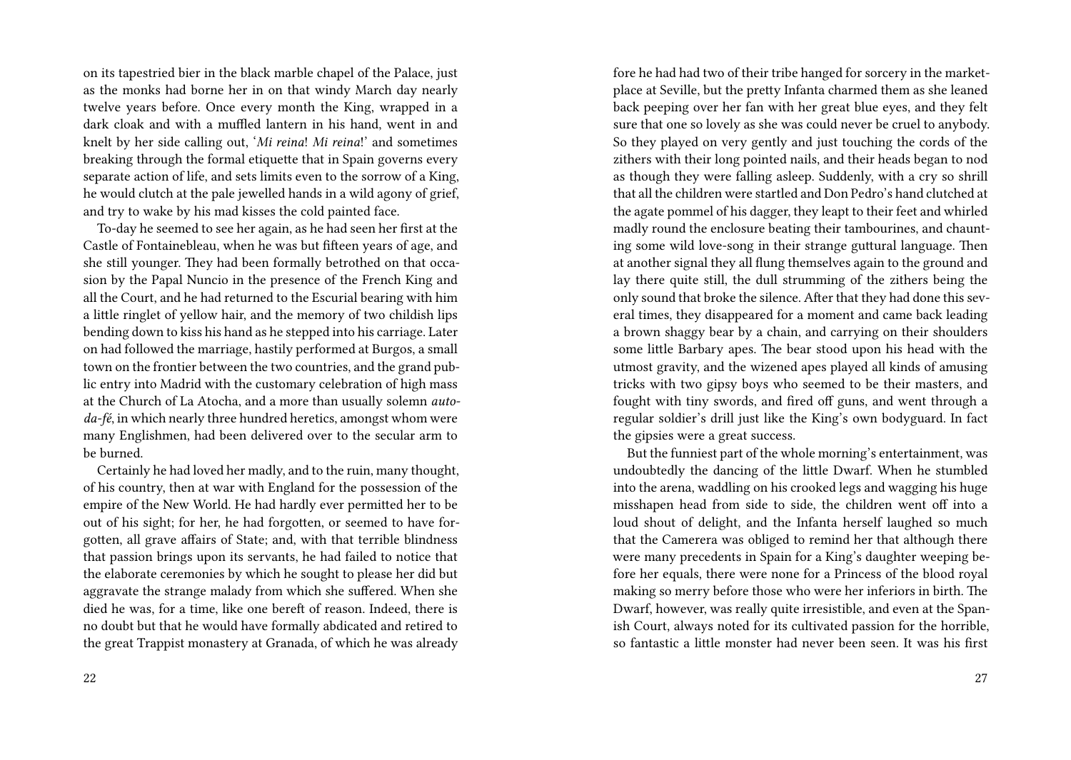on its tapestried bier in the black marble chapel of the Palace, just as the monks had borne her in on that windy March day nearly twelve years before. Once every month the King, wrapped in a dark cloak and with a muffled lantern in his hand, went in and knelt by her side calling out, '*Mi reina*! *Mi reina*!' and sometimes breaking through the formal etiquette that in Spain governs every separate action of life, and sets limits even to the sorrow of a King, he would clutch at the pale jewelled hands in a wild agony of grief, and try to wake by his mad kisses the cold painted face.

To-day he seemed to see her again, as he had seen her first at the Castle of Fontainebleau, when he was but fifteen years of age, and she still younger. They had been formally betrothed on that occasion by the Papal Nuncio in the presence of the French King and all the Court, and he had returned to the Escurial bearing with him a little ringlet of yellow hair, and the memory of two childish lips bending down to kiss his hand as he stepped into his carriage. Later on had followed the marriage, hastily performed at Burgos, a small town on the frontier between the two countries, and the grand public entry into Madrid with the customary celebration of high mass at the Church of La Atocha, and a more than usually solemn *auto-da-fé*, in which nearly three hundred heretics, amongst whom were many Englishmen, had been delivered over to the secular arm to be burned.

Certainly he had loved her madly, and to the ruin, many thought, of his country, then at war with England for the possession of the empire of the New World. He had hardly ever permitted her to be out of his sight; for her, he had forgotten, or seemed to have forgotten, all grave affairs of State; and, with that terrible blindness that passion brings upon its servants, he had failed to notice that the elaborate ceremonies by which he sought to please her did but aggravate the strange malady from which she suffered. When she died he was, for a time, like one bereft of reason. Indeed, there is no doubt but that he would have formally abdicated and retired to the great Trappist monastery at Granada, of which he was already

fore he had had two of their tribe hanged for sorcery in the market-place at Seville, but the pretty Infanta charmed them as she leaned back peeping over her fan with her great blue eyes, and they felt sure that one so lovely as she was could never be cruel to anybody. So they played on very gently and just touching the cords of the zithers with their long pointed nails, and their heads began to nod as though they were falling asleep. Suddenly, with a cry so shrill that all the children were startled and Don Pedro's hand clutched at the agate pommel of his dagger, they leapt to their feet and whirled madly round the enclosure beating their tambourines, and chaunting some wild love-song in their strange guttural language. Then at another signal they all flung themselves again to the ground and lay there quite still, the dull strumming of the zithers being the only sound that broke the silence. After that they had done this several times, they disappeared for a moment and came back leading a brown shaggy bear by a chain, and carrying on their shoulders some little Barbary apes. The bear stood upon his head with the utmost gravity, and the wizened apes played all kinds of amusing tricks with two gipsy boys who seemed to be their masters, and fought with tiny swords, and fired off guns, and went through a regular soldier's drill just like the King's own bodyguard. In fact the gipsies were a great success.

But the funniest part of the whole morning's entertainment, was undoubtedly the dancing of the little Dwarf. When he stumbled into the arena, waddling on his crooked legs and wagging his huge misshapen head from side to side, the children went off into a loud shout of delight, and the Infanta herself laughed so much that the Camerera was obliged to remind her that although there were many precedents in Spain for a King's daughter weeping before her equals, there were none for a Princess of the blood royal making so merry before those who were her inferiors in birth. The Dwarf, however, was really quite irresistible, and even at the Spanish Court, always noted for its cultivated passion for the horrible, so fantastic a little monster had never been seen. It was his first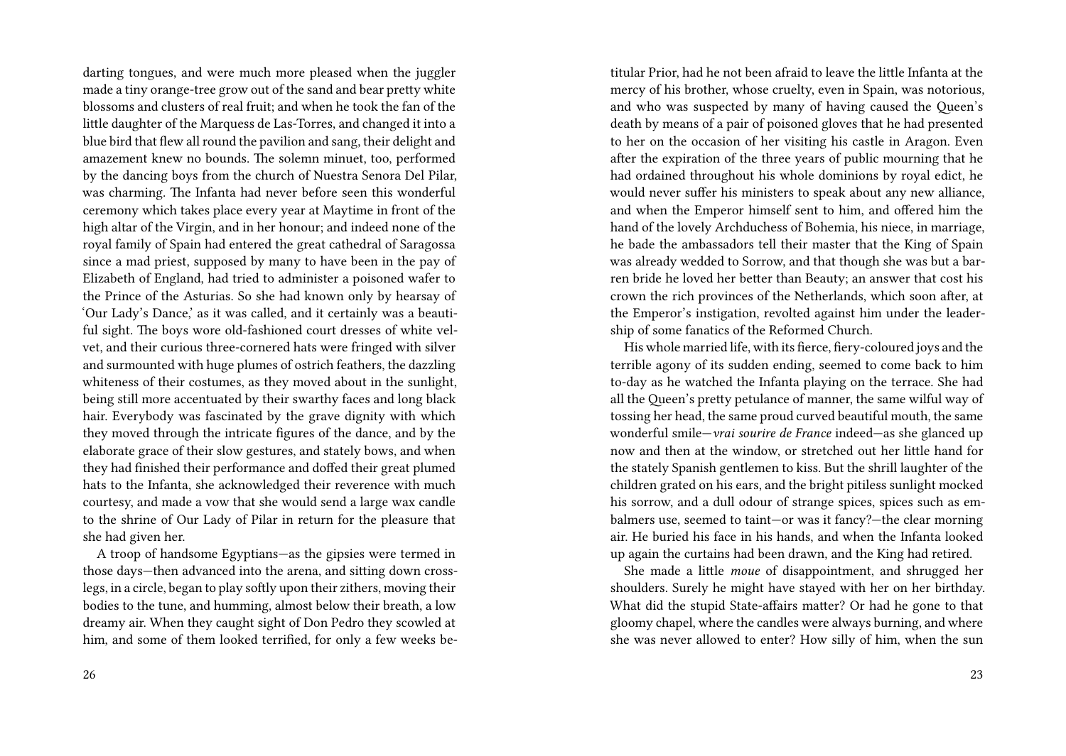darting tongues, and were much more pleased when the juggler made a tiny orange-tree grow out of the sand and bear pretty white blossoms and clusters of real fruit; and when he took the fan of the little daughter of the Marquess de Las-Torres, and changed it into a blue bird that flew all round the pavilion and sang, their delight and amazement knew no bounds. The solemn minuet, too, performed by the dancing boys from the church of Nuestra Senora Del Pilar, was charming. The Infanta had never before seen this wonderful ceremony which takes place every year at Maytime in front of the high altar of the Virgin, and in her honour; and indeed none of the royal family of Spain had entered the great cathedral of Saragossa since a mad priest, supposed by many to have been in the pay of Elizabeth of England, had tried to administer a poisoned wafer to the Prince of the Asturias. So she had known only by hearsay of 'Our Lady's Dance,' as it was called, and it certainly was a beautiful sight. The boys wore old-fashioned court dresses of white velvet, and their curious three-cornered hats were fringed with silver and surmounted with huge plumes of ostrich feathers, the dazzling whiteness of their costumes, as they moved about in the sunlight, being still more accentuated by their swarthy faces and long black hair. Everybody was fascinated by the grave dignity with which they moved through the intricate figures of the dance, and by the elaborate grace of their slow gestures, and stately bows, and when they had finished their performance and doffed their great plumed hats to the Infanta, she acknowledged their reverence with much courtesy, and made a vow that she would send a large wax candle to the shrine of Our Lady of Pilar in return for the pleasure that she had given her.

A troop of handsome Egyptians—as the gipsies were termed in those days—then advanced into the arena, and sitting down cross-legs, in a circle, began to play softly upon their zithers, moving their bodies to the tune, and humming, almost below their breath, a low dreamy air. When they caught sight of Don Pedro they scowled at him, and some of them looked terrified, for only a few weeks be-

titular Prior, had he not been afraid to leave the little Infanta at the mercy of his brother, whose cruelty, even in Spain, was notorious, and who was suspected by many of having caused the Queen's death by means of a pair of poisoned gloves that he had presented to her on the occasion of her visiting his castle in Aragon. Even after the expiration of the three years of public mourning that he had ordained throughout his whole dominions by royal edict, he would never suffer his ministers to speak about any new alliance, and when the Emperor himself sent to him, and offered him the hand of the lovely Archduchess of Bohemia, his niece, in marriage, he bade the ambassadors tell their master that the King of Spain was already wedded to Sorrow, and that though she was but a barren bride he loved her better than Beauty; an answer that cost his crown the rich provinces of the Netherlands, which soon after, at the Emperor's instigation, revolted against him under the leadership of some fanatics of the Reformed Church.

His whole married life, with its fierce, fiery-coloured joys and the terrible agony of its sudden ending, seemed to come back to him to-day as he watched the Infanta playing on the terrace. She had all the Queen's pretty petulance of manner, the same wilful way of tossing her head, the same proud curved beautiful mouth, the same wonderful smile—*vrai sourire de France* indeed—as she glanced up now and then at the window, or stretched out her little hand for the stately Spanish gentlemen to kiss. But the shrill laughter of the children grated on his ears, and the bright pitiless sunlight mocked his sorrow, and a dull odour of strange spices, spices such as embalmers use, seemed to taint—or was it fancy?—the clear morning air. He buried his face in his hands, and when the Infanta looked up again the curtains had been drawn, and the King had retired.

She made a little *moue* of disappointment, and shrugged her shoulders. Surely he might have stayed with her on her birthday. What did the stupid State-affairs matter? Or had he gone to that gloomy chapel, where the candles were always burning, and where she was never allowed to enter? How silly of him, when the sun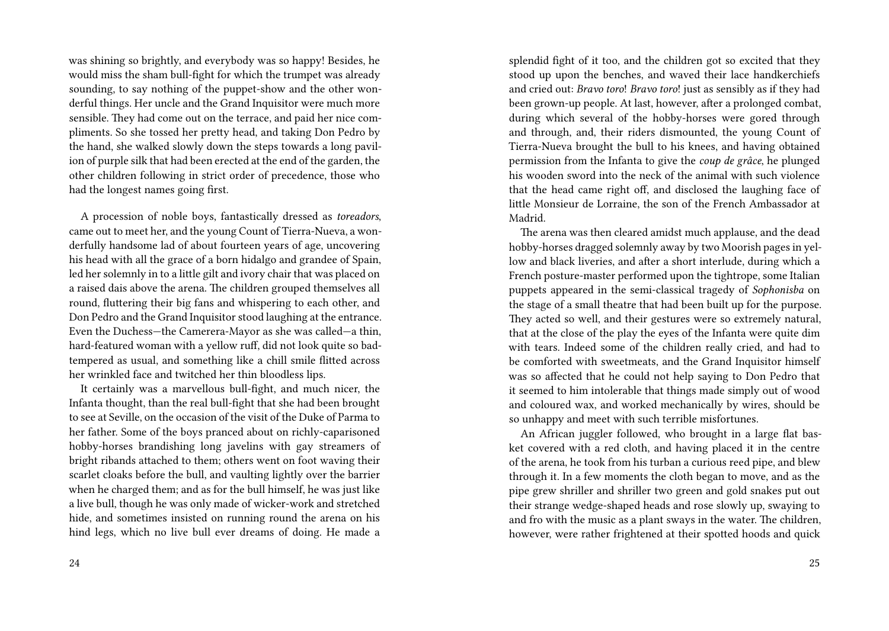was shining so brightly, and everybody was so happy! Besides, he would miss the sham bull-fight for which the trumpet was already sounding, to say nothing of the puppet-show and the other wonderful things. Her uncle and the Grand Inquisitor were much more sensible. They had come out on the terrace, and paid her nice compliments. So she tossed her pretty head, and taking Don Pedro by the hand, she walked slowly down the steps towards a long pavilion of purple silk that had been erected at the end of the garden, the other children following in strict order of precedence, those who had the longest names going first.

A procession of noble boys, fantastically dressed as *toreadors*, came out to meet her, and the young Count of Tierra-Nueva, a wonderfully handsome lad of about fourteen years of age, uncovering his head with all the grace of a born hidalgo and grandee of Spain, led her solemnly in to a little gilt and ivory chair that was placed on a raised dais above the arena. The children grouped themselves all round, fluttering their big fans and whispering to each other, and Don Pedro and the Grand Inquisitor stood laughing at the entrance. Even the Duchess—the Camerera-Mayor as she was called—a thin, hard-featured woman with a yellow ruff, did not look quite so bad-tempered as usual, and something like a chill smile flitted across her wrinkled face and twitched her thin bloodless lips.

It certainly was a marvellous bull-fight, and much nicer, the Infanta thought, than the real bull-fight that she had been brought to see at Seville, on the occasion of the visit of the Duke of Parma to her father. Some of the boys pranced about on richly-caparisoned hobby-horses brandishing long javelins with gay streamers of bright ribands attached to them; others went on foot waving their scarlet cloaks before the bull, and vaulting lightly over the barrier when he charged them; and as for the bull himself, he was just like a live bull, though he was only made of wicker-work and stretched hide, and sometimes insisted on running round the arena on his hind legs, which no live bull ever dreams of doing. He made a splendid fight of it too, and the children got so excited that they stood up upon the benches, and waved their lace handkerchiefs and cried out: *Bravo toro*! *Bravo toro*! just as sensibly as if they had been grown-up people. At last, however, after a prolonged combat, during which several of the hobby-horses were gored through and through, and, their riders dismounted, the young Count of Tierra-Nueva brought the bull to his knees, and having obtained permission from the Infanta to give the *coup de grâce*, he plunged his wooden sword into the neck of the animal with such violence that the head came right off, and disclosed the laughing face of little Monsieur de Lorraine, the son of the French Ambassador at Madrid.

The arena was then cleared amidst much applause, and the dead hobby-horses dragged solemnly away by two Moorish pages in yellow and black liveries, and after a short interlude, during which a French posture-master performed upon the tightrope, some Italian puppets appeared in the semi-classical tragedy of *Sophonisba* on the stage of a small theatre that had been built up for the purpose. They acted so well, and their gestures were so extremely natural, that at the close of the play the eyes of the Infanta were quite dim with tears. Indeed some of the children really cried, and had to be comforted with sweetmeats, and the Grand Inquisitor himself was so affected that he could not help saying to Don Pedro that it seemed to him intolerable that things made simply out of wood and coloured wax, and worked mechanically by wires, should be so unhappy and meet with such terrible misfortunes.

An African juggler followed, who brought in a large flat basket covered with a red cloth, and having placed it in the centre of the arena, he took from his turban a curious reed pipe, and blew through it. In a few moments the cloth began to move, and as the pipe grew shriller and shriller two green and gold snakes put out their strange wedge-shaped heads and rose slowly up, swaying to and fro with the music as a plant sways in the water. The children, however, were rather frightened at their spotted hoods and quick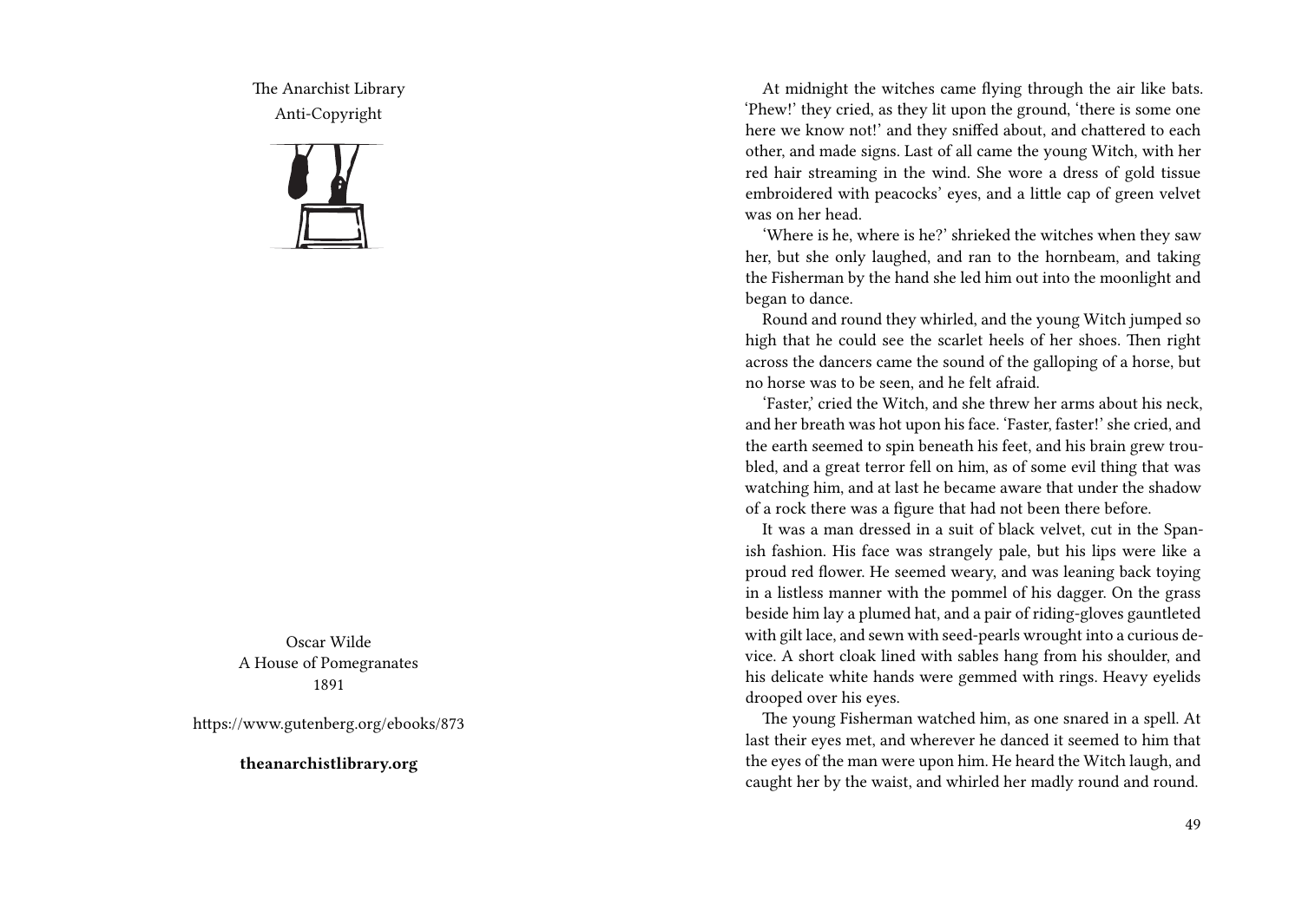The Anarchist Library
Anti-Copyright

Oscar Wilde
A House of Pomegranates
1891

https://www.gutenberg.org/ebooks/873

**theanarchistlibrary.org**

At midnight the witches came flying through the air like bats. 'Phew!' they cried, as they lit upon the ground, 'there is some one here we know not!' and they sniffed about, and chattered to each other, and made signs. Last of all came the young Witch, with her red hair streaming in the wind. She wore a dress of gold tissue embroidered with peacocks' eyes, and a little cap of green velvet was on her head.

'Where is he, where is he?' shrieked the witches when they saw her, but she only laughed, and ran to the hornbeam, and taking the Fisherman by the hand she led him out into the moonlight and began to dance.

Round and round they whirled, and the young Witch jumped so high that he could see the scarlet heels of her shoes. Then right across the dancers came the sound of the galloping of a horse, but no horse was to be seen, and he felt afraid.

'Faster,' cried the Witch, and she threw her arms about his neck, and her breath was hot upon his face. 'Faster, faster!' she cried, and the earth seemed to spin beneath his feet, and his brain grew troubled, and a great terror fell on him, as of some evil thing that was watching him, and at last he became aware that under the shadow of a rock there was a figure that had not been there before.

It was a man dressed in a suit of black velvet, cut in the Spanish fashion. His face was strangely pale, but his lips were like a proud red flower. He seemed weary, and was leaning back toying in a listless manner with the pommel of his dagger. On the grass beside him lay a plumed hat, and a pair of riding-gloves gauntleted with gilt lace, and sewn with seed-pearls wrought into a curious device. A short cloak lined with sables hang from his shoulder, and his delicate white hands were gemmed with rings. Heavy eyelids drooped over his eyes.

The young Fisherman watched him, as one snared in a spell. At last their eyes met, and wherever he danced it seemed to him that the eyes of the man were upon him. He heard the Witch laugh, and caught her by the waist, and whirled her madly round and round.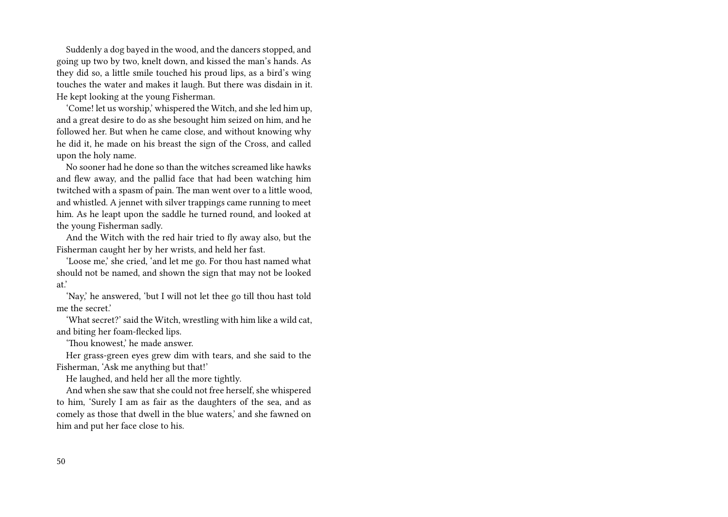Suddenly a dog bayed in the wood, and the dancers stopped, and going up two by two, knelt down, and kissed the man's hands. As they did so, a little smile touched his proud lips, as a bird's wing touches the water and makes it laugh. But there was disdain in it. He kept looking at the young Fisherman.

'Come! let us worship,' whispered the Witch, and she led him up, and a great desire to do as she besought him seized on him, and he followed her. But when he came close, and without knowing why he did it, he made on his breast the sign of the Cross, and called upon the holy name.

No sooner had he done so than the witches screamed like hawks and flew away, and the pallid face that had been watching him twitched with a spasm of pain. The man went over to a little wood, and whistled. A jennet with silver trappings came running to meet him. As he leapt upon the saddle he turned round, and looked at the young Fisherman sadly.

And the Witch with the red hair tried to fly away also, but the Fisherman caught her by her wrists, and held her fast.

'Loose me,' she cried, 'and let me go. For thou hast named what should not be named, and shown the sign that may not be looked at.'

'Nay,' he answered, 'but I will not let thee go till thou hast told me the secret.'

'What secret?' said the Witch, wrestling with him like a wild cat, and biting her foam-flecked lips.

'Thou knowest,' he made answer.

Her grass-green eyes grew dim with tears, and she said to the Fisherman, 'Ask me anything but that!'

He laughed, and held her all the more tightly.

And when she saw that she could not free herself, she whispered to him, 'Surely I am as fair as the daughters of the sea, and as comely as those that dwell in the blue waters,' and she fawned on him and put her face close to his.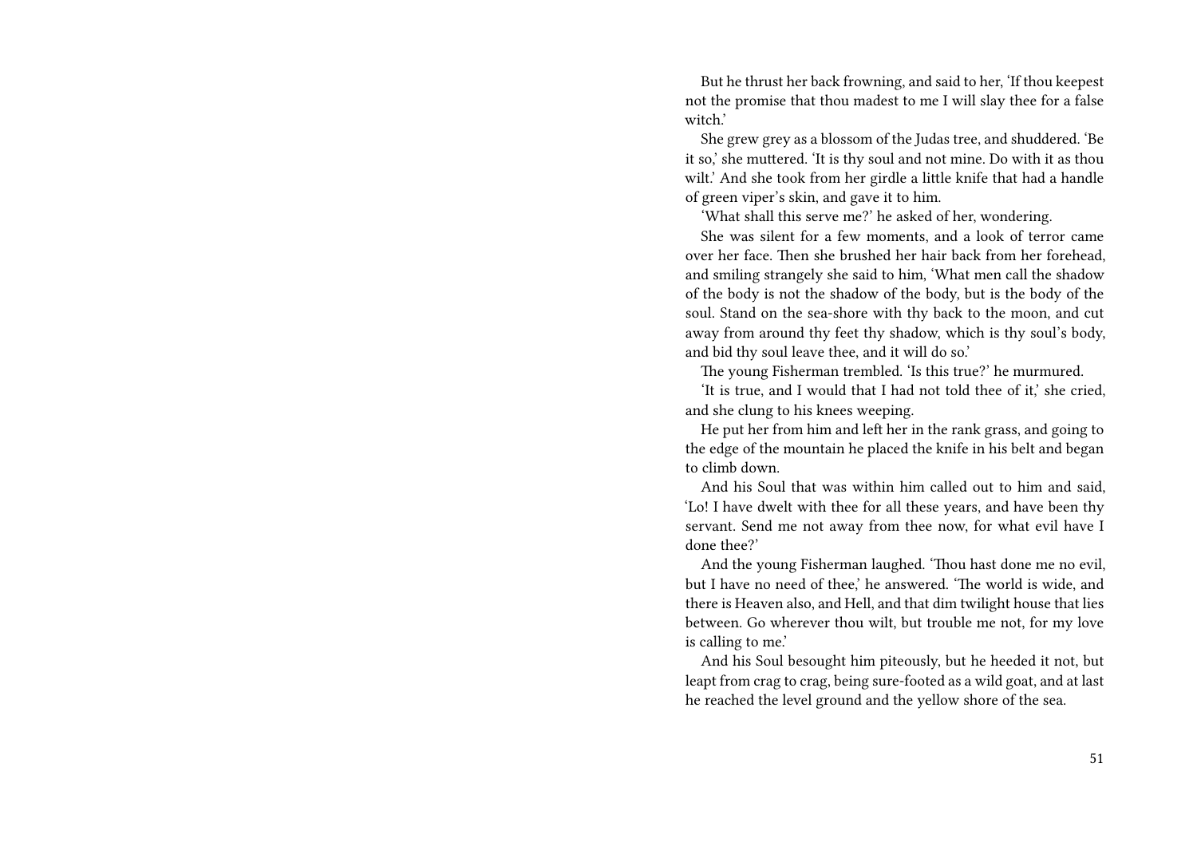But he thrust her back frowning, and said to her, 'If thou keepest not the promise that thou madest to me I will slay thee for a false witch.'

She grew grey as a blossom of the Judas tree, and shuddered. 'Be it so,' she muttered. 'It is thy soul and not mine. Do with it as thou wilt.' And she took from her girdle a little knife that had a handle of green viper's skin, and gave it to him.

'What shall this serve me?' he asked of her, wondering.

She was silent for a few moments, and a look of terror came over her face. Then she brushed her hair back from her forehead, and smiling strangely she said to him, 'What men call the shadow of the body is not the shadow of the body, but is the body of the soul. Stand on the sea-shore with thy back to the moon, and cut away from around thy feet thy shadow, which is thy soul's body, and bid thy soul leave thee, and it will do so.'

The young Fisherman trembled. 'Is this true?' he murmured.

'It is true, and I would that I had not told thee of it,' she cried, and she clung to his knees weeping.

He put her from him and left her in the rank grass, and going to the edge of the mountain he placed the knife in his belt and began to climb down.

And his Soul that was within him called out to him and said, 'Lo! I have dwelt with thee for all these years, and have been thy servant. Send me not away from thee now, for what evil have I done thee?'

And the young Fisherman laughed. 'Thou hast done me no evil, but I have no need of thee,' he answered. 'The world is wide, and there is Heaven also, and Hell, and that dim twilight house that lies between. Go wherever thou wilt, but trouble me not, for my love is calling to me.'

And his Soul besought him piteously, but he heeded it not, but leapt from crag to crag, being sure-footed as a wild goat, and at last he reached the level ground and the yellow shore of the sea.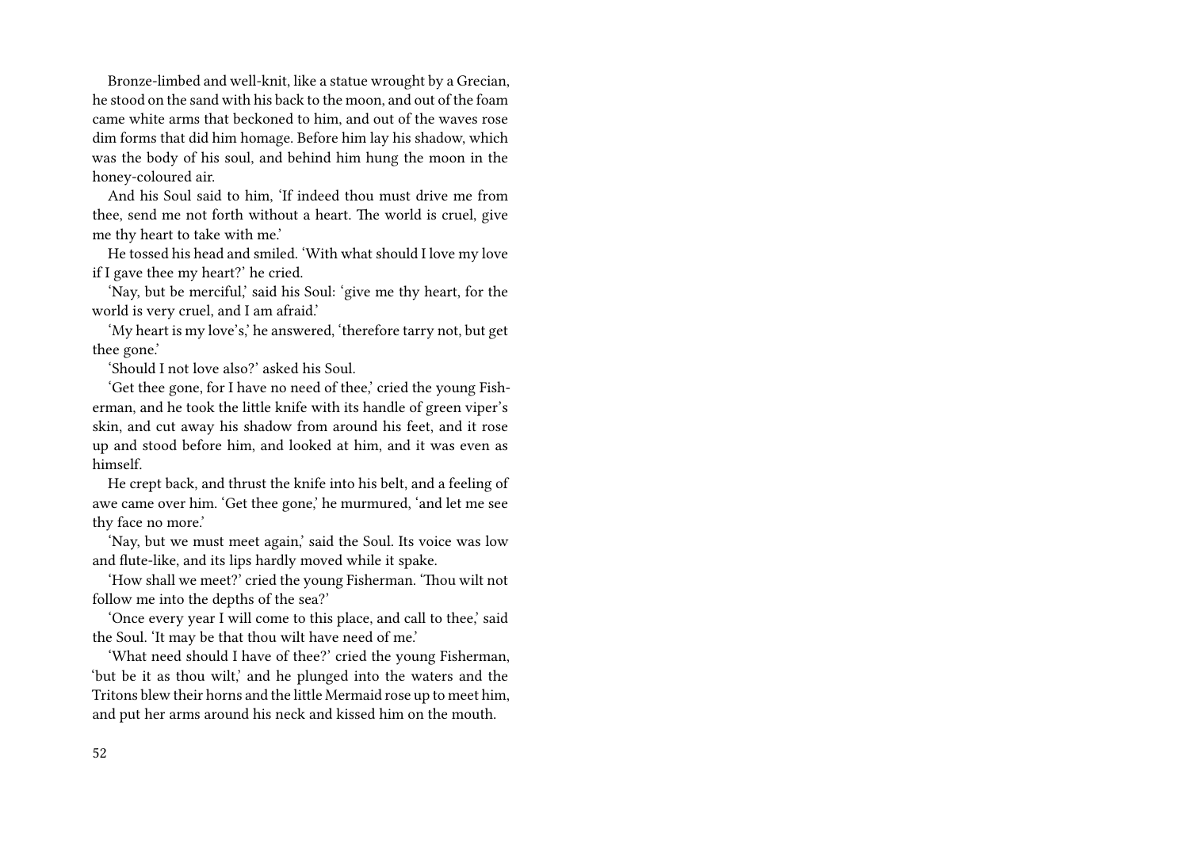Bronze-limbed and well-knit, like a statue wrought by a Grecian, he stood on the sand with his back to the moon, and out of the foam came white arms that beckoned to him, and out of the waves rose dim forms that did him homage. Before him lay his shadow, which was the body of his soul, and behind him hung the moon in the honey-coloured air.

And his Soul said to him, 'If indeed thou must drive me from thee, send me not forth without a heart. The world is cruel, give me thy heart to take with me.'

He tossed his head and smiled. 'With what should I love my love if I gave thee my heart?' he cried.

'Nay, but be merciful,' said his Soul: 'give me thy heart, for the world is very cruel, and I am afraid.'

'My heart is my love's,' he answered, 'therefore tarry not, but get thee gone.'

'Should I not love also?' asked his Soul.

'Get thee gone, for I have no need of thee,' cried the young Fisherman, and he took the little knife with its handle of green viper's skin, and cut away his shadow from around his feet, and it rose up and stood before him, and looked at him, and it was even as himself.

He crept back, and thrust the knife into his belt, and a feeling of awe came over him. 'Get thee gone,' he murmured, 'and let me see thy face no more.'

'Nay, but we must meet again,' said the Soul. Its voice was low and flute-like, and its lips hardly moved while it spake.

'How shall we meet?' cried the young Fisherman. 'Thou wilt not follow me into the depths of the sea?'

'Once every year I will come to this place, and call to thee,' said the Soul. 'It may be that thou wilt have need of me.'

'What need should I have of thee?' cried the young Fisherman, 'but be it as thou wilt,' and he plunged into the waters and the Tritons blew their horns and the little Mermaid rose up to meet him, and put her arms around his neck and kissed him on the mouth.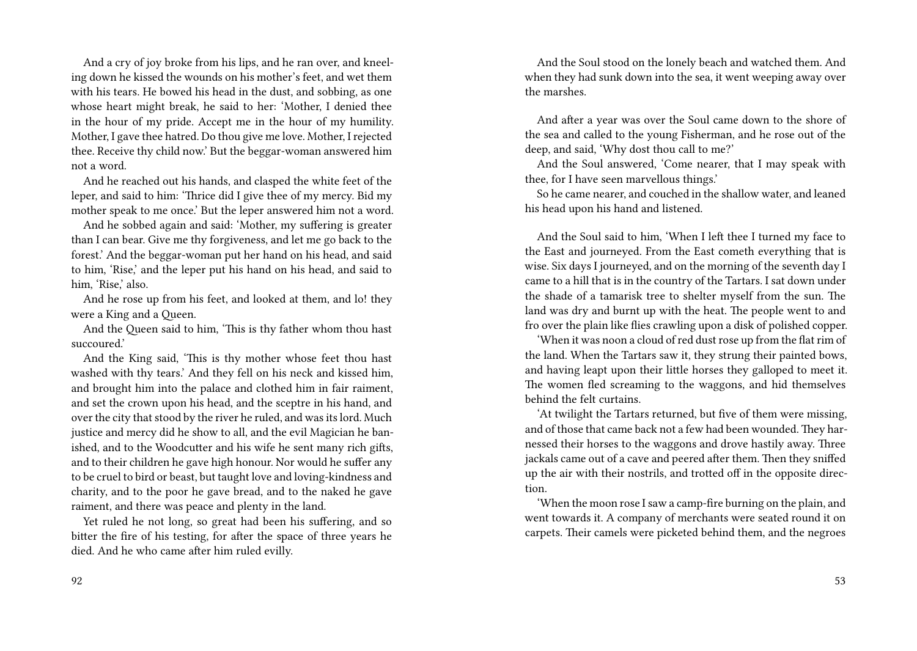And a cry of joy broke from his lips, and he ran over, and kneeling down he kissed the wounds on his mother's feet, and wet them with his tears. He bowed his head in the dust, and sobbing, as one whose heart might break, he said to her: 'Mother, I denied thee in the hour of my pride. Accept me in the hour of my humility. Mother, I gave thee hatred. Do thou give me love. Mother, I rejected thee. Receive thy child now.' But the beggar-woman answered him not a word.

And he reached out his hands, and clasped the white feet of the leper, and said to him: 'Thrice did I give thee of my mercy. Bid my mother speak to me once.' But the leper answered him not a word.

And he sobbed again and said: 'Mother, my suffering is greater than I can bear. Give me thy forgiveness, and let me go back to the forest.' And the beggar-woman put her hand on his head, and said to him, 'Rise,' and the leper put his hand on his head, and said to him, 'Rise,' also.

And he rose up from his feet, and looked at them, and lo! they were a King and a Queen.

And the Queen said to him, 'This is thy father whom thou hast succoured.'

And the King said, 'This is thy mother whose feet thou hast washed with thy tears.' And they fell on his neck and kissed him, and brought him into the palace and clothed him in fair raiment, and set the crown upon his head, and the sceptre in his hand, and over the city that stood by the river he ruled, and was its lord. Much justice and mercy did he show to all, and the evil Magician he banished, and to the Woodcutter and his wife he sent many rich gifts, and to their children he gave high honour. Nor would he suffer any to be cruel to bird or beast, but taught love and loving-kindness and charity, and to the poor he gave bread, and to the naked he gave raiment, and there was peace and plenty in the land.

Yet ruled he not long, so great had been his suffering, and so bitter the fire of his testing, for after the space of three years he died. And he who came after him ruled evilly.

And the Soul stood on the lonely beach and watched them. And when they had sunk down into the sea, it went weeping away over the marshes.

And after a year was over the Soul came down to the shore of the sea and called to the young Fisherman, and he rose out of the deep, and said, 'Why dost thou call to me?'

And the Soul answered, 'Come nearer, that I may speak with thee, for I have seen marvellous things.'

So he came nearer, and couched in the shallow water, and leaned his head upon his hand and listened.

And the Soul said to him, 'When I left thee I turned my face to the East and journeyed. From the East cometh everything that is wise. Six days I journeyed, and on the morning of the seventh day I came to a hill that is in the country of the Tartars. I sat down under the shade of a tamarisk tree to shelter myself from the sun. The land was dry and burnt up with the heat. The people went to and fro over the plain like flies crawling upon a disk of polished copper.

'When it was noon a cloud of red dust rose up from the flat rim of the land. When the Tartars saw it, they strung their painted bows, and having leapt upon their little horses they galloped to meet it. The women fled screaming to the waggons, and hid themselves behind the felt curtains.

'At twilight the Tartars returned, but five of them were missing, and of those that came back not a few had been wounded. They harnessed their horses to the waggons and drove hastily away. Three jackals came out of a cave and peered after them. Then they sniffed up the air with their nostrils, and trotted off in the opposite direction.

'When the moon rose I saw a camp-fire burning on the plain, and went towards it. A company of merchants were seated round it on carpets. Their camels were picketed behind them, and the negroes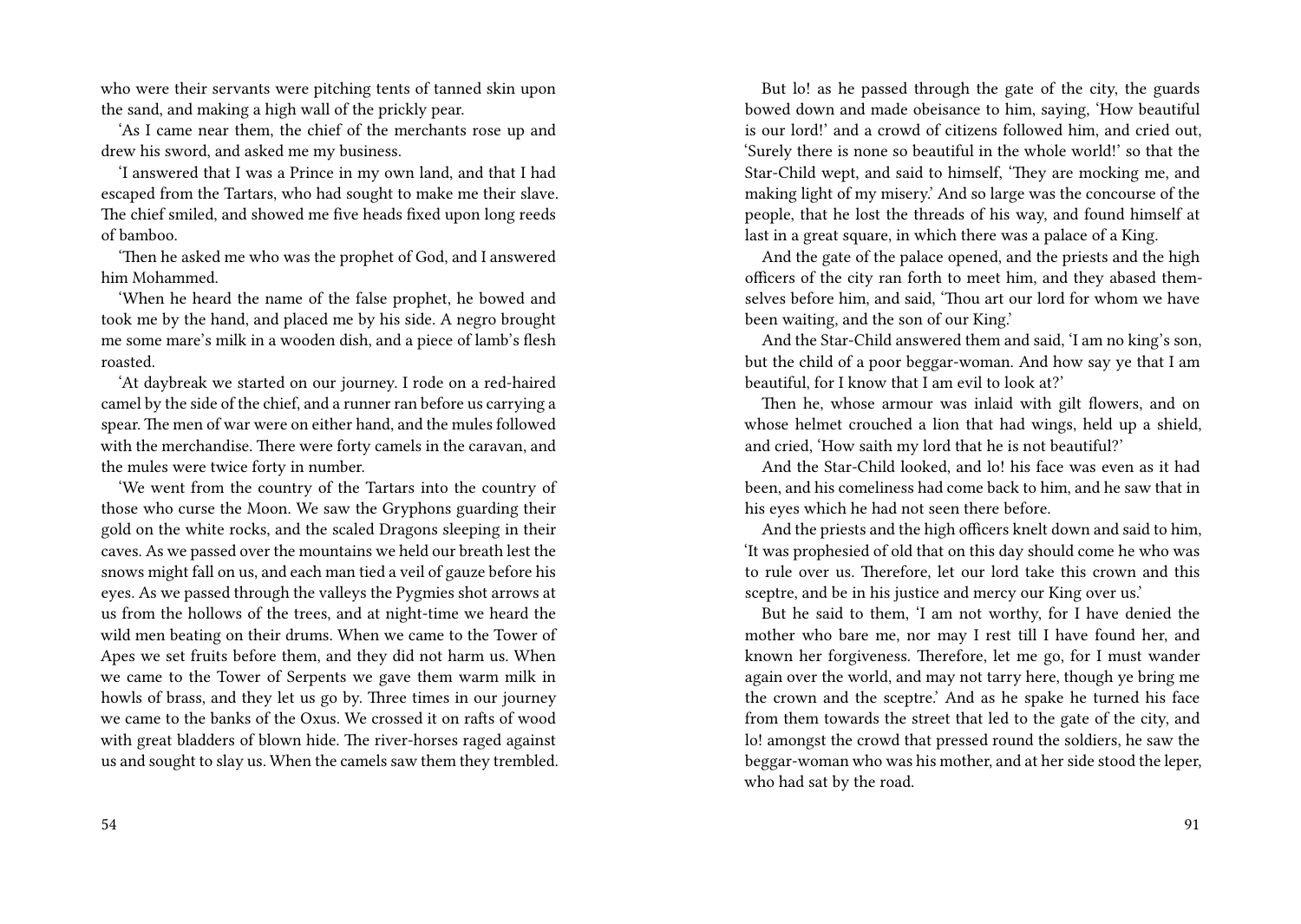who were their servants were pitching tents of tanned skin upon the sand, and making a high wall of the prickly pear.

'As I came near them, the chief of the merchants rose up and drew his sword, and asked me my business.

'I answered that I was a Prince in my own land, and that I had escaped from the Tartars, who had sought to make me their slave. The chief smiled, and showed me five heads fixed upon long reeds of bamboo.

'Then he asked me who was the prophet of God, and I answered him Mohammed.

'When he heard the name of the false prophet, he bowed and took me by the hand, and placed me by his side. A negro brought me some mare's milk in a wooden dish, and a piece of lamb's flesh roasted.

'At daybreak we started on our journey. I rode on a red-haired camel by the side of the chief, and a runner ran before us carrying a spear. The men of war were on either hand, and the mules followed with the merchandise. There were forty camels in the caravan, and the mules were twice forty in number.

'We went from the country of the Tartars into the country of those who curse the Moon. We saw the Gryphons guarding their gold on the white rocks, and the scaled Dragons sleeping in their caves. As we passed over the mountains we held our breath lest the snows might fall on us, and each man tied a veil of gauze before his eyes. As we passed through the valleys the Pygmies shot arrows at us from the hollows of the trees, and at night-time we heard the wild men beating on their drums. When we came to the Tower of Apes we set fruits before them, and they did not harm us. When we came to the Tower of Serpents we gave them warm milk in howls of brass, and they let us go by. Three times in our journey we came to the banks of the Oxus. We crossed it on rafts of wood with great bladders of blown hide. The river-horses raged against us and sought to slay us. When the camels saw them they trembled.

But lo! as he passed through the gate of the city, the guards bowed down and made obeisance to him, saying, 'How beautiful is our lord!' and a crowd of citizens followed him, and cried out, 'Surely there is none so beautiful in the whole world!' so that the Star-Child wept, and said to himself, 'They are mocking me, and making light of my misery.' And so large was the concourse of the people, that he lost the threads of his way, and found himself at last in a great square, in which there was a palace of a King.

And the gate of the palace opened, and the priests and the high officers of the city ran forth to meet him, and they abased themselves before him, and said, 'Thou art our lord for whom we have been waiting, and the son of our King.'

And the Star-Child answered them and said, 'I am no king's son, but the child of a poor beggar-woman. And how say ye that I am beautiful, for I know that I am evil to look at?'

Then he, whose armour was inlaid with gilt flowers, and on whose helmet crouched a lion that had wings, held up a shield, and cried, 'How saith my lord that he is not beautiful?'

And the Star-Child looked, and lo! his face was even as it had been, and his comeliness had come back to him, and he saw that in his eyes which he had not seen there before.

And the priests and the high officers knelt down and said to him, 'It was prophesied of old that on this day should come he who was to rule over us. Therefore, let our lord take this crown and this sceptre, and be in his justice and mercy our King over us.'

But he said to them, 'I am not worthy, for I have denied the mother who bare me, nor may I rest till I have found her, and known her forgiveness. Therefore, let me go, for I must wander again over the world, and may not tarry here, though ye bring me the crown and the sceptre.' And as he spake he turned his face from them towards the street that led to the gate of the city, and lo! amongst the crowd that pressed round the soldiers, he saw the beggar-woman who was his mother, and at her side stood the leper, who had sat by the road.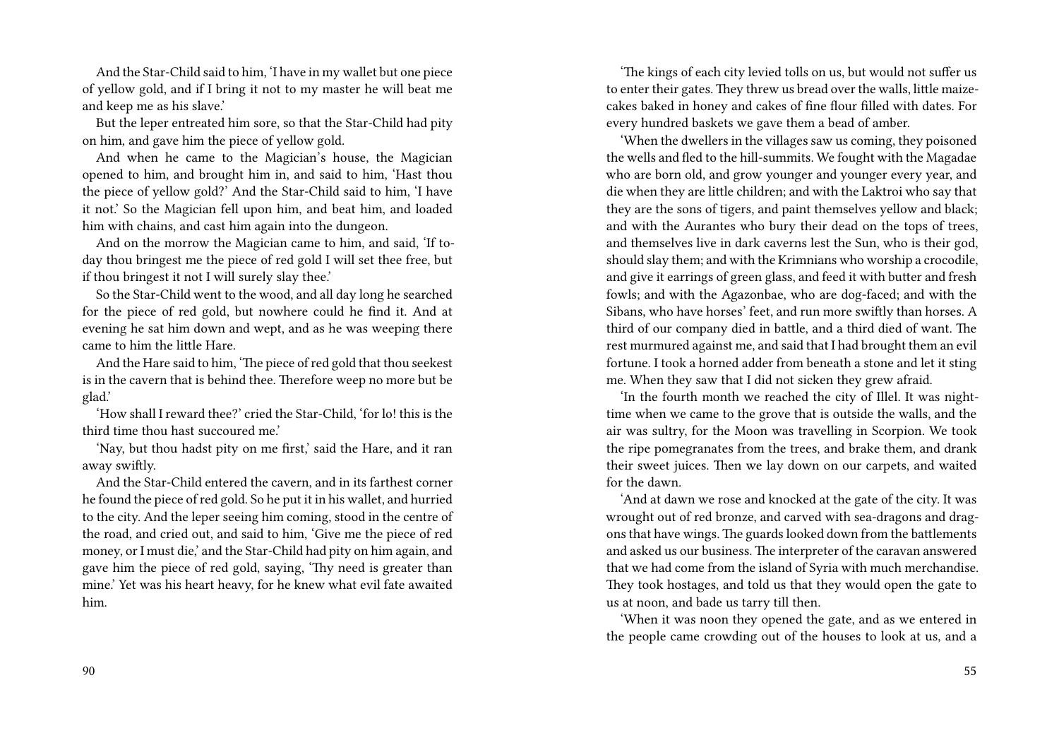And the Star-Child said to him, 'I have in my wallet but one piece of yellow gold, and if I bring it not to my master he will beat me and keep me as his slave.'

But the leper entreated him sore, so that the Star-Child had pity on him, and gave him the piece of yellow gold.

And when he came to the Magician's house, the Magician opened to him, and brought him in, and said to him, 'Hast thou the piece of yellow gold?' And the Star-Child said to him, 'I have it not.' So the Magician fell upon him, and beat him, and loaded him with chains, and cast him again into the dungeon.

And on the morrow the Magician came to him, and said, 'If to-day thou bringest me the piece of red gold I will set thee free, but if thou bringest it not I will surely slay thee.'

So the Star-Child went to the wood, and all day long he searched for the piece of red gold, but nowhere could he find it. And at evening he sat him down and wept, and as he was weeping there came to him the little Hare.

And the Hare said to him, 'The piece of red gold that thou seekest is in the cavern that is behind thee. Therefore weep no more but be glad.'

'How shall I reward thee?' cried the Star-Child, 'for lo! this is the third time thou hast succoured me.'

'Nay, but thou hadst pity on me first,' said the Hare, and it ran away swiftly.

And the Star-Child entered the cavern, and in its farthest corner he found the piece of red gold. So he put it in his wallet, and hurried to the city. And the leper seeing him coming, stood in the centre of the road, and cried out, and said to him, 'Give me the piece of red money, or I must die,' and the Star-Child had pity on him again, and gave him the piece of red gold, saying, 'Thy need is greater than mine.' Yet was his heart heavy, for he knew what evil fate awaited him.

'The kings of each city levied tolls on us, but would not suffer us to enter their gates. They threw us bread over the walls, little maize-cakes baked in honey and cakes of fine flour filled with dates. For every hundred baskets we gave them a bead of amber.

'When the dwellers in the villages saw us coming, they poisoned the wells and fled to the hill-summits. We fought with the Magadae who are born old, and grow younger and younger every year, and die when they are little children; and with the Laktroi who say that they are the sons of tigers, and paint themselves yellow and black; and with the Aurantes who bury their dead on the tops of trees, and themselves live in dark caverns lest the Sun, who is their god, should slay them; and with the Krimnians who worship a crocodile, and give it earrings of green glass, and feed it with butter and fresh fowls; and with the Agazonbae, who are dog-faced; and with the Sibans, who have horses' feet, and run more swiftly than horses. A third of our company died in battle, and a third died of want. The rest murmured against me, and said that I had brought them an evil fortune. I took a horned adder from beneath a stone and let it sting me. When they saw that I did not sicken they grew afraid.

'In the fourth month we reached the city of Illel. It was night-time when we came to the grove that is outside the walls, and the air was sultry, for the Moon was travelling in Scorpion. We took the ripe pomegranates from the trees, and brake them, and drank their sweet juices. Then we lay down on our carpets, and waited for the dawn.

'And at dawn we rose and knocked at the gate of the city. It was wrought out of red bronze, and carved with sea-dragons and dragons that have wings. The guards looked down from the battlements and asked us our business. The interpreter of the caravan answered that we had come from the island of Syria with much merchandise. They took hostages, and told us that they would open the gate to us at noon, and bade us tarry till then.

'When it was noon they opened the gate, and as we entered in the people came crowding out of the houses to look at us, and a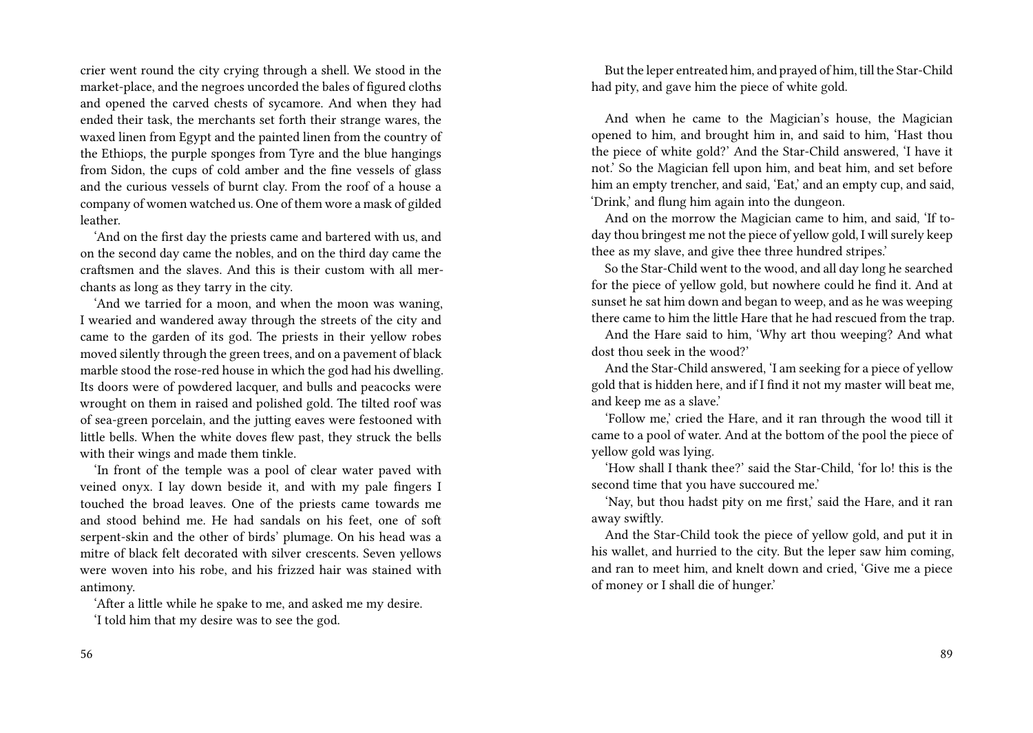crier went round the city crying through a shell. We stood in the market-place, and the negroes uncorded the bales of figured cloths and opened the carved chests of sycamore. And when they had ended their task, the merchants set forth their strange wares, the waxed linen from Egypt and the painted linen from the country of the Ethiops, the purple sponges from Tyre and the blue hangings from Sidon, the cups of cold amber and the fine vessels of glass and the curious vessels of burnt clay. From the roof of a house a company of women watched us. One of them wore a mask of gilded leather.

'And on the first day the priests came and bartered with us, and on the second day came the nobles, and on the third day came the craftsmen and the slaves. And this is their custom with all merchants as long as they tarry in the city.

'And we tarried for a moon, and when the moon was waning, I wearied and wandered away through the streets of the city and came to the garden of its god. The priests in their yellow robes moved silently through the green trees, and on a pavement of black marble stood the rose-red house in which the god had his dwelling. Its doors were of powdered lacquer, and bulls and peacocks were wrought on them in raised and polished gold. The tilted roof was of sea-green porcelain, and the jutting eaves were festooned with little bells. When the white doves flew past, they struck the bells with their wings and made them tinkle.

'In front of the temple was a pool of clear water paved with veined onyx. I lay down beside it, and with my pale fingers I touched the broad leaves. One of the priests came towards me and stood behind me. He had sandals on his feet, one of soft serpent-skin and the other of birds' plumage. On his head was a mitre of black felt decorated with silver crescents. Seven yellows were woven into his robe, and his frizzed hair was stained with antimony.

'After a little while he spake to me, and asked me my desire.

'I told him that my desire was to see the god.

But the leper entreated him, and prayed of him, till the Star-Child had pity, and gave him the piece of white gold.

And when he came to the Magician's house, the Magician opened to him, and brought him in, and said to him, 'Hast thou the piece of white gold?' And the Star-Child answered, 'I have it not.' So the Magician fell upon him, and beat him, and set before him an empty trencher, and said, 'Eat,' and an empty cup, and said, 'Drink,' and flung him again into the dungeon.

And on the morrow the Magician came to him, and said, 'If today thou bringest me not the piece of yellow gold, I will surely keep thee as my slave, and give thee three hundred stripes.'

So the Star-Child went to the wood, and all day long he searched for the piece of yellow gold, but nowhere could he find it. And at sunset he sat him down and began to weep, and as he was weeping there came to him the little Hare that he had rescued from the trap.

And the Hare said to him, 'Why art thou weeping? And what dost thou seek in the wood?'

And the Star-Child answered, 'I am seeking for a piece of yellow gold that is hidden here, and if I find it not my master will beat me, and keep me as a slave.'

'Follow me,' cried the Hare, and it ran through the wood till it came to a pool of water. And at the bottom of the pool the piece of yellow gold was lying.

'How shall I thank thee?' said the Star-Child, 'for lo! this is the second time that you have succoured me.'

'Nay, but thou hadst pity on me first,' said the Hare, and it ran away swiftly.

And the Star-Child took the piece of yellow gold, and put it in his wallet, and hurried to the city. But the leper saw him coming, and ran to meet him, and knelt down and cried, 'Give me a piece of money or I shall die of hunger.'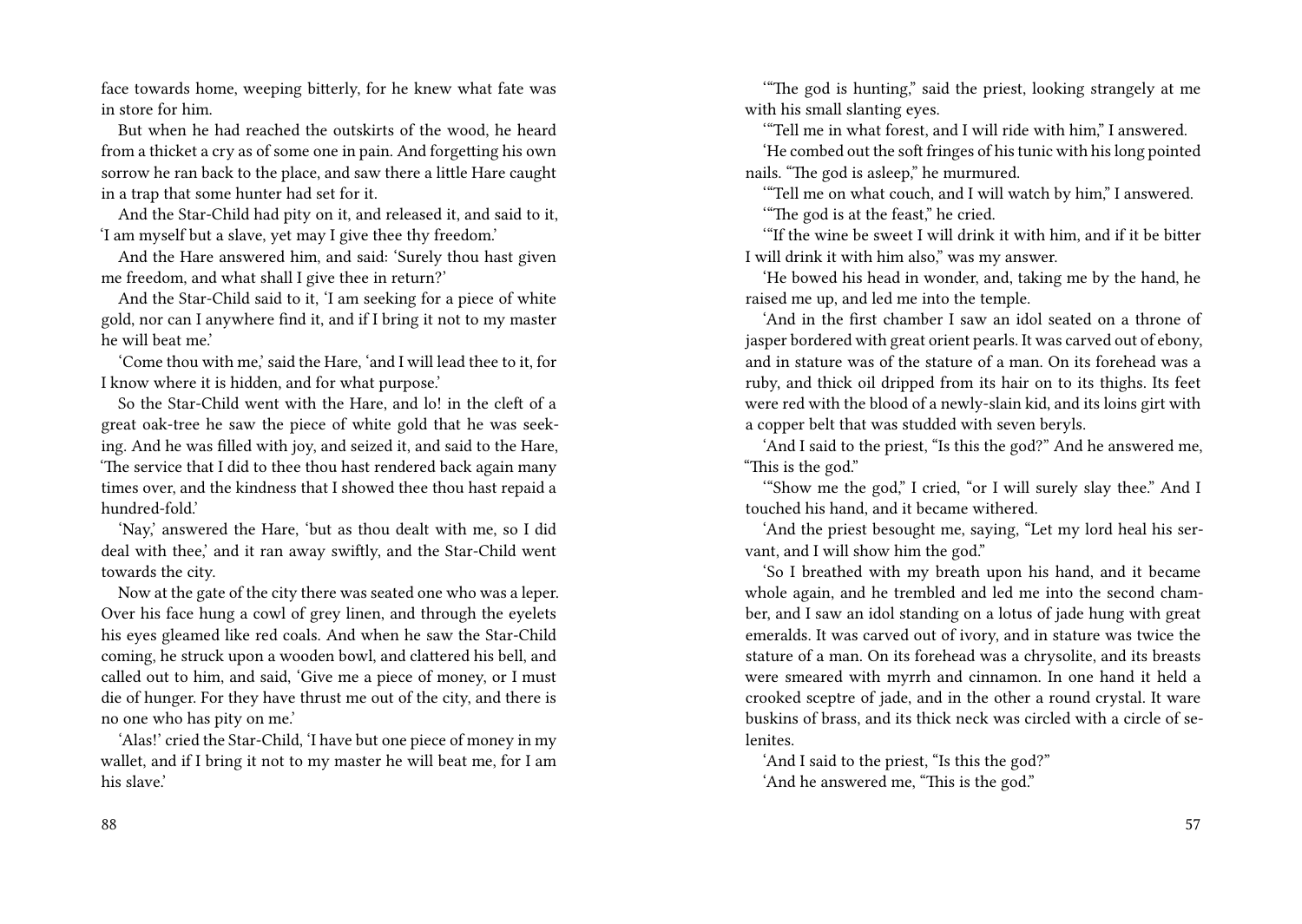face towards home, weeping bitterly, for he knew what fate was in store for him.

But when he had reached the outskirts of the wood, he heard from a thicket a cry as of some one in pain. And forgetting his own sorrow he ran back to the place, and saw there a little Hare caught in a trap that some hunter had set for it.

And the Star-Child had pity on it, and released it, and said to it, 'I am myself but a slave, yet may I give thee thy freedom.'

And the Hare answered him, and said: 'Surely thou hast given me freedom, and what shall I give thee in return?'

And the Star-Child said to it, 'I am seeking for a piece of white gold, nor can I anywhere find it, and if I bring it not to my master he will beat me.'

'Come thou with me,' said the Hare, 'and I will lead thee to it, for I know where it is hidden, and for what purpose.'

So the Star-Child went with the Hare, and lo! in the cleft of a great oak-tree he saw the piece of white gold that he was seeking. And he was filled with joy, and seized it, and said to the Hare, 'The service that I did to thee thou hast rendered back again many times over, and the kindness that I showed thee thou hast repaid a hundred-fold.'

'Nay,' answered the Hare, 'but as thou dealt with me, so I did deal with thee,' and it ran away swiftly, and the Star-Child went towards the city.

Now at the gate of the city there was seated one who was a leper. Over his face hung a cowl of grey linen, and through the eyelets his eyes gleamed like red coals. And when he saw the Star-Child coming, he struck upon a wooden bowl, and clattered his bell, and called out to him, and said, 'Give me a piece of money, or I must die of hunger. For they have thrust me out of the city, and there is no one who has pity on me.'

'Alas!' cried the Star-Child, 'I have but one piece of money in my wallet, and if I bring it not to my master he will beat me, for I am his slave.'

'"The god is hunting," said the priest, looking strangely at me with his small slanting eyes.

'"Tell me in what forest, and I will ride with him," I answered.

'He combed out the soft fringes of his tunic with his long pointed nails. "The god is asleep," he murmured.

'"Tell me on what couch, and I will watch by him," I answered.

'"The god is at the feast," he cried.

'"If the wine be sweet I will drink it with him, and if it be bitter I will drink it with him also," was my answer.

'He bowed his head in wonder, and, taking me by the hand, he raised me up, and led me into the temple.

'And in the first chamber I saw an idol seated on a throne of jasper bordered with great orient pearls. It was carved out of ebony, and in stature was of the stature of a man. On its forehead was a ruby, and thick oil dripped from its hair on to its thighs. Its feet were red with the blood of a newly-slain kid, and its loins girt with a copper belt that was studded with seven beryls.

'And I said to the priest, "Is this the god?" And he answered me, "This is the god."

'"Show me the god," I cried, "or I will surely slay thee." And I touched his hand, and it became withered.

'And the priest besought me, saying, "Let my lord heal his servant, and I will show him the god."

'So I breathed with my breath upon his hand, and it became whole again, and he trembled and led me into the second chamber, and I saw an idol standing on a lotus of jade hung with great emeralds. It was carved out of ivory, and in stature was twice the stature of a man. On its forehead was a chrysolite, and its breasts were smeared with myrrh and cinnamon. In one hand it held a crooked sceptre of jade, and in the other a round crystal. It ware buskins of brass, and its thick neck was circled with a circle of selenites.

'And I said to the priest, "Is this the god?"

'And he answered me, "This is the god."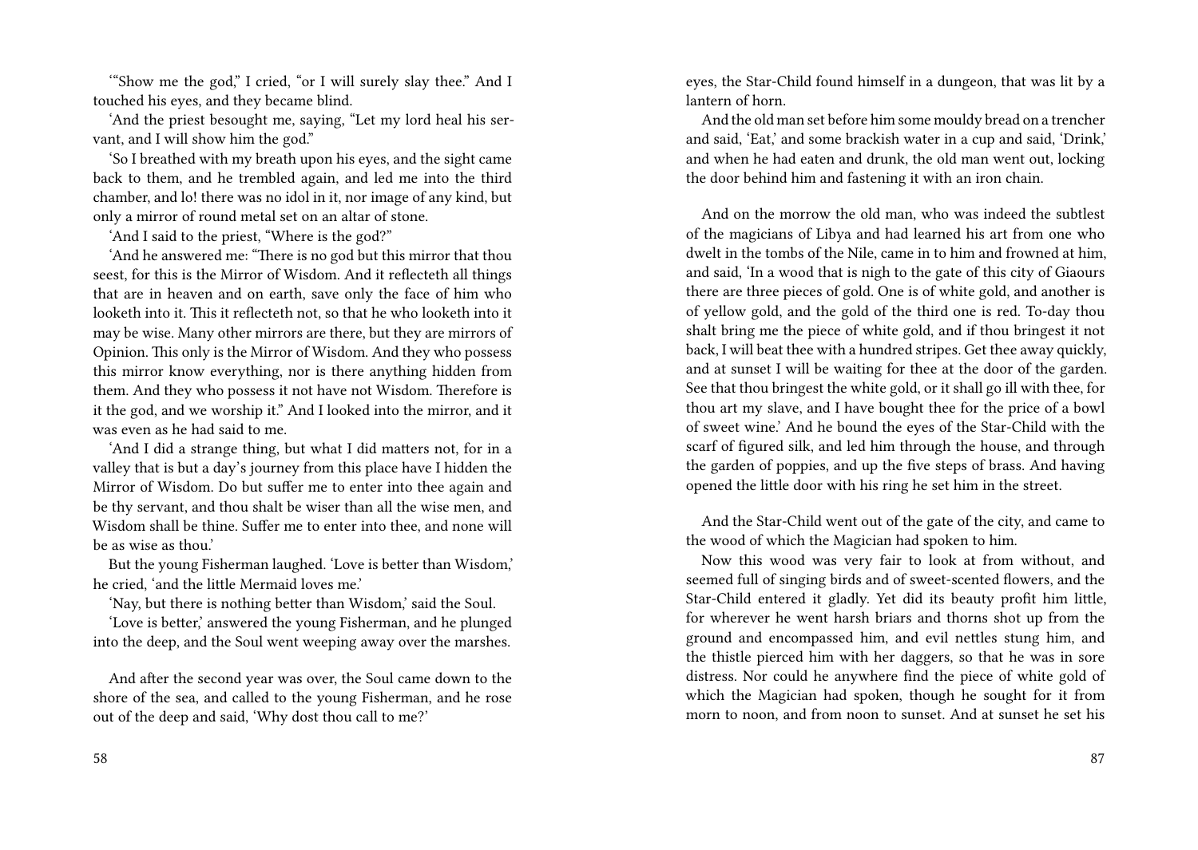'"Show me the god," I cried, "or I will surely slay thee." And I touched his eyes, and they became blind.

'And the priest besought me, saying, "Let my lord heal his servant, and I will show him the god."

'So I breathed with my breath upon his eyes, and the sight came back to them, and he trembled again, and led me into the third chamber, and lo! there was no idol in it, nor image of any kind, but only a mirror of round metal set on an altar of stone.

'And I said to the priest, "Where is the god?"

'And he answered me: "There is no god but this mirror that thou seest, for this is the Mirror of Wisdom. And it reflecteth all things that are in heaven and on earth, save only the face of him who looketh into it. This it reflecteth not, so that he who looketh into it may be wise. Many other mirrors are there, but they are mirrors of Opinion. This only is the Mirror of Wisdom. And they who possess this mirror know everything, nor is there anything hidden from them. And they who possess it not have not Wisdom. Therefore is it the god, and we worship it." And I looked into the mirror, and it was even as he had said to me.

'And I did a strange thing, but what I did matters not, for in a valley that is but a day's journey from this place have I hidden the Mirror of Wisdom. Do but suffer me to enter into thee again and be thy servant, and thou shalt be wiser than all the wise men, and Wisdom shall be thine. Suffer me to enter into thee, and none will be as wise as thou.'

But the young Fisherman laughed. 'Love is better than Wisdom,' he cried, 'and the little Mermaid loves me.'

'Nay, but there is nothing better than Wisdom,' said the Soul.

'Love is better,' answered the young Fisherman, and he plunged into the deep, and the Soul went weeping away over the marshes.

And after the second year was over, the Soul came down to the shore of the sea, and called to the young Fisherman, and he rose out of the deep and said, 'Why dost thou call to me?'

eyes, the Star-Child found himself in a dungeon, that was lit by a lantern of horn.

And the old man set before him some mouldy bread on a trencher and said, 'Eat,' and some brackish water in a cup and said, 'Drink,' and when he had eaten and drunk, the old man went out, locking the door behind him and fastening it with an iron chain.

And on the morrow the old man, who was indeed the subtlest of the magicians of Libya and had learned his art from one who dwelt in the tombs of the Nile, came in to him and frowned at him, and said, 'In a wood that is nigh to the gate of this city of Giaours there are three pieces of gold. One is of white gold, and another is of yellow gold, and the gold of the third one is red. To-day thou shalt bring me the piece of white gold, and if thou bringest it not back, I will beat thee with a hundred stripes. Get thee away quickly, and at sunset I will be waiting for thee at the door of the garden. See that thou bringest the white gold, or it shall go ill with thee, for thou art my slave, and I have bought thee for the price of a bowl of sweet wine.' And he bound the eyes of the Star-Child with the scarf of figured silk, and led him through the house, and through the garden of poppies, and up the five steps of brass. And having opened the little door with his ring he set him in the street.

And the Star-Child went out of the gate of the city, and came to the wood of which the Magician had spoken to him.

Now this wood was very fair to look at from without, and seemed full of singing birds and of sweet-scented flowers, and the Star-Child entered it gladly. Yet did its beauty profit him little, for wherever he went harsh briars and thorns shot up from the ground and encompassed him, and evil nettles stung him, and the thistle pierced him with her daggers, so that he was in sore distress. Nor could he anywhere find the piece of white gold of which the Magician had spoken, though he sought for it from morn to noon, and from noon to sunset. And at sunset he set his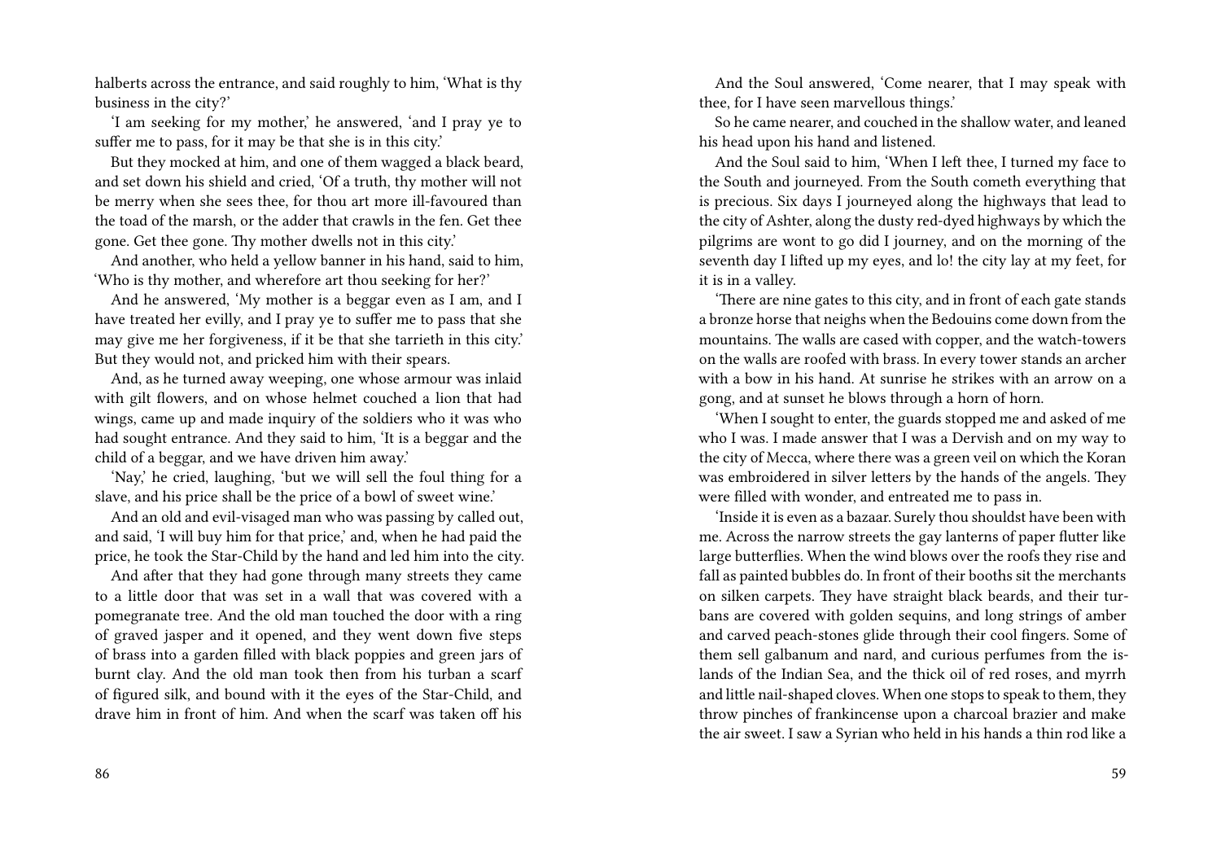halberts across the entrance, and said roughly to him, 'What is thy business in the city?'

'I am seeking for my mother,' he answered, 'and I pray ye to suffer me to pass, for it may be that she is in this city.'

But they mocked at him, and one of them wagged a black beard, and set down his shield and cried, 'Of a truth, thy mother will not be merry when she sees thee, for thou art more ill-favoured than the toad of the marsh, or the adder that crawls in the fen. Get thee gone. Get thee gone. Thy mother dwells not in this city.'

And another, who held a yellow banner in his hand, said to him, 'Who is thy mother, and wherefore art thou seeking for her?'

And he answered, 'My mother is a beggar even as I am, and I have treated her evilly, and I pray ye to suffer me to pass that she may give me her forgiveness, if it be that she tarrieth in this city.' But they would not, and pricked him with their spears.

And, as he turned away weeping, one whose armour was inlaid with gilt flowers, and on whose helmet couched a lion that had wings, came up and made inquiry of the soldiers who it was who had sought entrance. And they said to him, 'It is a beggar and the child of a beggar, and we have driven him away.'

'Nay,' he cried, laughing, 'but we will sell the foul thing for a slave, and his price shall be the price of a bowl of sweet wine.'

And an old and evil-visaged man who was passing by called out, and said, 'I will buy him for that price,' and, when he had paid the price, he took the Star-Child by the hand and led him into the city.

And after that they had gone through many streets they came to a little door that was set in a wall that was covered with a pomegranate tree. And the old man touched the door with a ring of graved jasper and it opened, and they went down five steps of brass into a garden filled with black poppies and green jars of burnt clay. And the old man took then from his turban a scarf of figured silk, and bound with it the eyes of the Star-Child, and drave him in front of him. And when the scarf was taken off his

And the Soul answered, 'Come nearer, that I may speak with thee, for I have seen marvellous things.'

So he came nearer, and couched in the shallow water, and leaned his head upon his hand and listened.

And the Soul said to him, 'When I left thee, I turned my face to the South and journeyed. From the South cometh everything that is precious. Six days I journeyed along the highways that lead to the city of Ashter, along the dusty red-dyed highways by which the pilgrims are wont to go did I journey, and on the morning of the seventh day I lifted up my eyes, and lo! the city lay at my feet, for it is in a valley.

'There are nine gates to this city, and in front of each gate stands a bronze horse that neighs when the Bedouins come down from the mountains. The walls are cased with copper, and the watch-towers on the walls are roofed with brass. In every tower stands an archer with a bow in his hand. At sunrise he strikes with an arrow on a gong, and at sunset he blows through a horn of horn.

'When I sought to enter, the guards stopped me and asked of me who I was. I made answer that I was a Dervish and on my way to the city of Mecca, where there was a green veil on which the Koran was embroidered in silver letters by the hands of the angels. They were filled with wonder, and entreated me to pass in.

'Inside it is even as a bazaar. Surely thou shouldst have been with me. Across the narrow streets the gay lanterns of paper flutter like large butterflies. When the wind blows over the roofs they rise and fall as painted bubbles do. In front of their booths sit the merchants on silken carpets. They have straight black beards, and their turbans are covered with golden sequins, and long strings of amber and carved peach-stones glide through their cool fingers. Some of them sell galbanum and nard, and curious perfumes from the islands of the Indian Sea, and the thick oil of red roses, and myrrh and little nail-shaped cloves. When one stops to speak to them, they throw pinches of frankincense upon a charcoal brazier and make the air sweet. I saw a Syrian who held in his hands a thin rod like a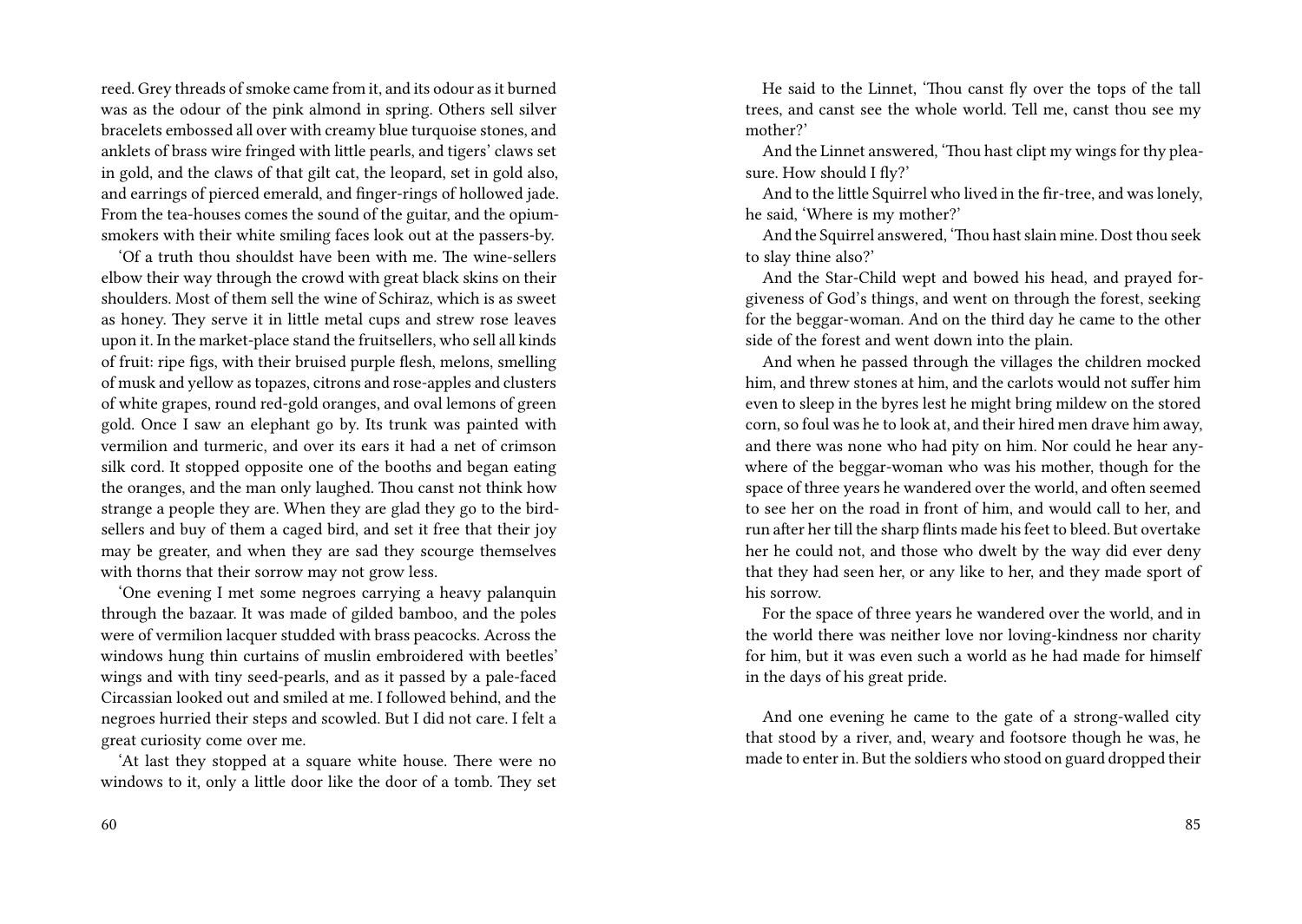reed. Grey threads of smoke came from it, and its odour as it burned was as the odour of the pink almond in spring. Others sell silver bracelets embossed all over with creamy blue turquoise stones, and anklets of brass wire fringed with little pearls, and tigers' claws set in gold, and the claws of that gilt cat, the leopard, set in gold also, and earrings of pierced emerald, and finger-rings of hollowed jade. From the tea-houses comes the sound of the guitar, and the opium-smokers with their white smiling faces look out at the passers-by.

'Of a truth thou shouldst have been with me. The wine-sellers elbow their way through the crowd with great black skins on their shoulders. Most of them sell the wine of Schiraz, which is as sweet as honey. They serve it in little metal cups and strew rose leaves upon it. In the market-place stand the fruitsellers, who sell all kinds of fruit: ripe figs, with their bruised purple flesh, melons, smelling of musk and yellow as topazes, citrons and rose-apples and clusters of white grapes, round red-gold oranges, and oval lemons of green gold. Once I saw an elephant go by. Its trunk was painted with vermilion and turmeric, and over its ears it had a net of crimson silk cord. It stopped opposite one of the booths and began eating the oranges, and the man only laughed. Thou canst not think how strange a people they are. When they are glad they go to the bird-sellers and buy of them a caged bird, and set it free that their joy may be greater, and when they are sad they scourge themselves with thorns that their sorrow may not grow less.

'One evening I met some negroes carrying a heavy palanquin through the bazaar. It was made of gilded bamboo, and the poles were of vermilion lacquer studded with brass peacocks. Across the windows hung thin curtains of muslin embroidered with beetles' wings and with tiny seed-pearls, and as it passed by a pale-faced Circassian looked out and smiled at me. I followed behind, and the negroes hurried their steps and scowled. But I did not care. I felt a great curiosity come over me.

'At last they stopped at a square white house. There were no windows to it, only a little door like the door of a tomb. They set

He said to the Linnet, 'Thou canst fly over the tops of the tall trees, and canst see the whole world. Tell me, canst thou see my mother?'

And the Linnet answered, 'Thou hast clipt my wings for thy pleasure. How should I fly?'

And to the little Squirrel who lived in the fir-tree, and was lonely, he said, 'Where is my mother?'

And the Squirrel answered, 'Thou hast slain mine. Dost thou seek to slay thine also?'

And the Star-Child wept and bowed his head, and prayed forgiveness of God's things, and went on through the forest, seeking for the beggar-woman. And on the third day he came to the other side of the forest and went down into the plain.

And when he passed through the villages the children mocked him, and threw stones at him, and the carlots would not suffer him even to sleep in the byres lest he might bring mildew on the stored corn, so foul was he to look at, and their hired men drave him away, and there was none who had pity on him. Nor could he hear anywhere of the beggar-woman who was his mother, though for the space of three years he wandered over the world, and often seemed to see her on the road in front of him, and would call to her, and run after her till the sharp flints made his feet to bleed. But overtake her he could not, and those who dwelt by the way did ever deny that they had seen her, or any like to her, and they made sport of his sorrow.

For the space of three years he wandered over the world, and in the world there was neither love nor loving-kindness nor charity for him, but it was even such a world as he had made for himself in the days of his great pride.

And one evening he came to the gate of a strong-walled city that stood by a river, and, weary and footsore though he was, he made to enter in. But the soldiers who stood on guard dropped their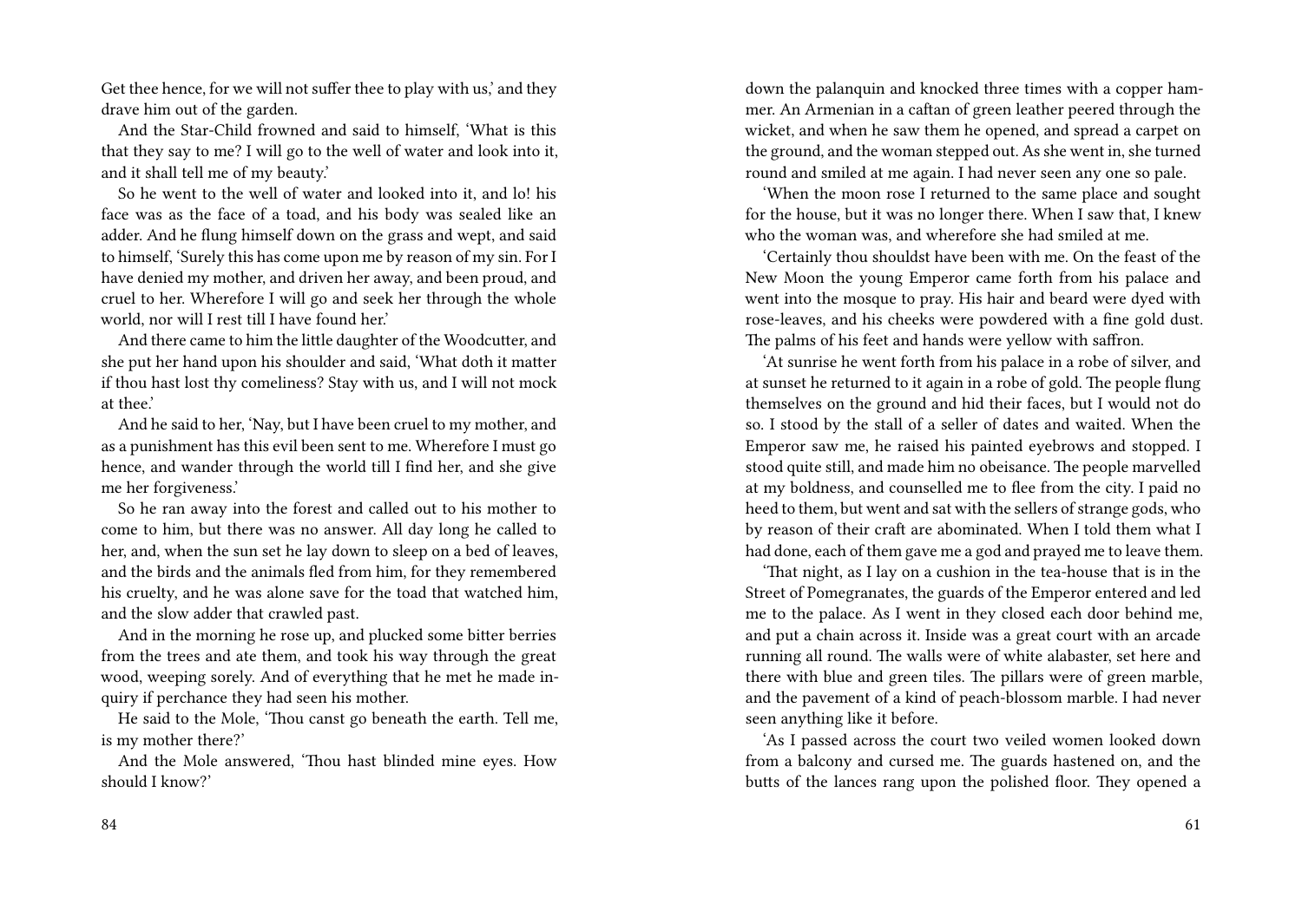Get thee hence, for we will not suffer thee to play with us,' and they drave him out of the garden.

And the Star-Child frowned and said to himself, 'What is this that they say to me? I will go to the well of water and look into it, and it shall tell me of my beauty.'

So he went to the well of water and looked into it, and lo! his face was as the face of a toad, and his body was sealed like an adder. And he flung himself down on the grass and wept, and said to himself, 'Surely this has come upon me by reason of my sin. For I have denied my mother, and driven her away, and been proud, and cruel to her. Wherefore I will go and seek her through the whole world, nor will I rest till I have found her.'

And there came to him the little daughter of the Woodcutter, and she put her hand upon his shoulder and said, 'What doth it matter if thou hast lost thy comeliness? Stay with us, and I will not mock at thee.'

And he said to her, 'Nay, but I have been cruel to my mother, and as a punishment has this evil been sent to me. Wherefore I must go hence, and wander through the world till I find her, and she give me her forgiveness.'

So he ran away into the forest and called out to his mother to come to him, but there was no answer. All day long he called to her, and, when the sun set he lay down to sleep on a bed of leaves, and the birds and the animals fled from him, for they remembered his cruelty, and he was alone save for the toad that watched him, and the slow adder that crawled past.

And in the morning he rose up, and plucked some bitter berries from the trees and ate them, and took his way through the great wood, weeping sorely. And of everything that he met he made inquiry if perchance they had seen his mother.

He said to the Mole, 'Thou canst go beneath the earth. Tell me, is my mother there?'

And the Mole answered, 'Thou hast blinded mine eyes. How should I know?'

down the palanquin and knocked three times with a copper hammer. An Armenian in a caftan of green leather peered through the wicket, and when he saw them he opened, and spread a carpet on the ground, and the woman stepped out. As she went in, she turned round and smiled at me again. I had never seen any one so pale.

'When the moon rose I returned to the same place and sought for the house, but it was no longer there. When I saw that, I knew who the woman was, and wherefore she had smiled at me.

'Certainly thou shouldst have been with me. On the feast of the New Moon the young Emperor came forth from his palace and went into the mosque to pray. His hair and beard were dyed with rose-leaves, and his cheeks were powdered with a fine gold dust. The palms of his feet and hands were yellow with saffron.

'At sunrise he went forth from his palace in a robe of silver, and at sunset he returned to it again in a robe of gold. The people flung themselves on the ground and hid their faces, but I would not do so. I stood by the stall of a seller of dates and waited. When the Emperor saw me, he raised his painted eyebrows and stopped. I stood quite still, and made him no obeisance. The people marvelled at my boldness, and counselled me to flee from the city. I paid no heed to them, but went and sat with the sellers of strange gods, who by reason of their craft are abominated. When I told them what I had done, each of them gave me a god and prayed me to leave them.

'That night, as I lay on a cushion in the tea-house that is in the Street of Pomegranates, the guards of the Emperor entered and led me to the palace. As I went in they closed each door behind me, and put a chain across it. Inside was a great court with an arcade running all round. The walls were of white alabaster, set here and there with blue and green tiles. The pillars were of green marble, and the pavement of a kind of peach-blossom marble. I had never seen anything like it before.

'As I passed across the court two veiled women looked down from a balcony and cursed me. The guards hastened on, and the butts of the lances rang upon the polished floor. They opened a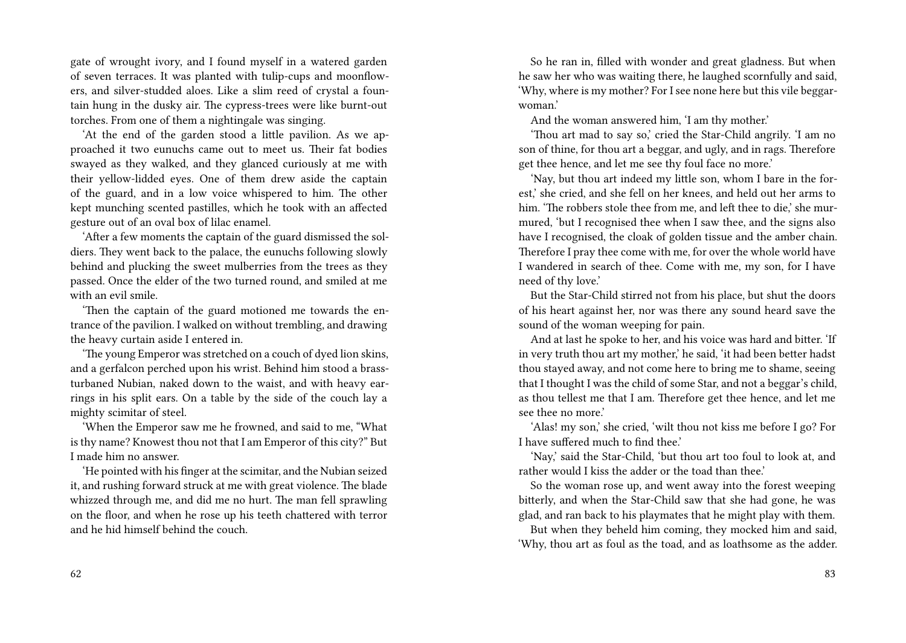gate of wrought ivory, and I found myself in a watered garden of seven terraces. It was planted with tulip-cups and moonflowers, and silver-studded aloes. Like a slim reed of crystal a fountain hung in the dusky air. The cypress-trees were like burnt-out torches. From one of them a nightingale was singing.

'At the end of the garden stood a little pavilion. As we approached it two eunuchs came out to meet us. Their fat bodies swayed as they walked, and they glanced curiously at me with their yellow-lidded eyes. One of them drew aside the captain of the guard, and in a low voice whispered to him. The other kept munching scented pastilles, which he took with an affected gesture out of an oval box of lilac enamel.

'After a few moments the captain of the guard dismissed the soldiers. They went back to the palace, the eunuchs following slowly behind and plucking the sweet mulberries from the trees as they passed. Once the elder of the two turned round, and smiled at me with an evil smile.

'Then the captain of the guard motioned me towards the entrance of the pavilion. I walked on without trembling, and drawing the heavy curtain aside I entered in.

'The young Emperor was stretched on a couch of dyed lion skins, and a gerfalcon perched upon his wrist. Behind him stood a brass-turbaned Nubian, naked down to the waist, and with heavy earrings in his split ears. On a table by the side of the couch lay a mighty scimitar of steel.

'When the Emperor saw me he frowned, and said to me, "What is thy name? Knowest thou not that I am Emperor of this city?" But I made him no answer.

'He pointed with his finger at the scimitar, and the Nubian seized it, and rushing forward struck at me with great violence. The blade whizzed through me, and did me no hurt. The man fell sprawling on the floor, and when he rose up his teeth chattered with terror and he hid himself behind the couch.

So he ran in, filled with wonder and great gladness. But when he saw her who was waiting there, he laughed scornfully and said, 'Why, where is my mother? For I see none here but this vile beggar-woman.'

And the woman answered him, 'I am thy mother.'

'Thou art mad to say so,' cried the Star-Child angrily. 'I am no son of thine, for thou art a beggar, and ugly, and in rags. Therefore get thee hence, and let me see thy foul face no more.'

'Nay, but thou art indeed my little son, whom I bare in the forest,' she cried, and she fell on her knees, and held out her arms to him. 'The robbers stole thee from me, and left thee to die,' she murmured, 'but I recognised thee when I saw thee, and the signs also have I recognised, the cloak of golden tissue and the amber chain. Therefore I pray thee come with me, for over the whole world have I wandered in search of thee. Come with me, my son, for I have need of thy love.'

But the Star-Child stirred not from his place, but shut the doors of his heart against her, nor was there any sound heard save the sound of the woman weeping for pain.

And at last he spoke to her, and his voice was hard and bitter. 'If in very truth thou art my mother,' he said, 'it had been better hadst thou stayed away, and not come here to bring me to shame, seeing that I thought I was the child of some Star, and not a beggar's child, as thou tellest me that I am. Therefore get thee hence, and let me see thee no more.'

'Alas! my son,' she cried, 'wilt thou not kiss me before I go? For I have suffered much to find thee.'

'Nay,' said the Star-Child, 'but thou art too foul to look at, and rather would I kiss the adder or the toad than thee.'

So the woman rose up, and went away into the forest weeping bitterly, and when the Star-Child saw that she had gone, he was glad, and ran back to his playmates that he might play with them.

But when they beheld him coming, they mocked him and said, 'Why, thou art as foul as the toad, and as loathsome as the adder.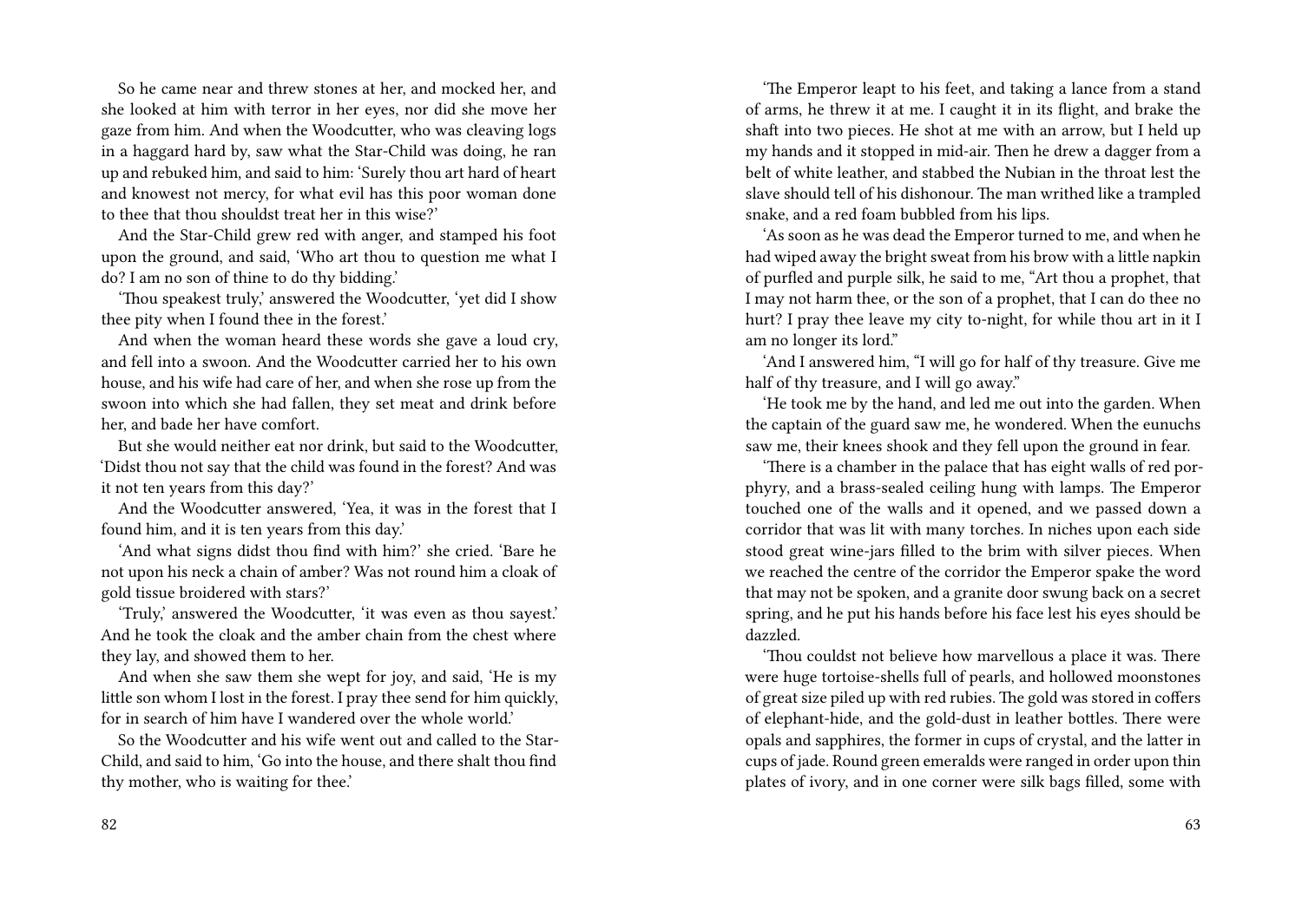So he came near and threw stones at her, and mocked her, and she looked at him with terror in her eyes, nor did she move her gaze from him. And when the Woodcutter, who was cleaving logs in a haggard hard by, saw what the Star-Child was doing, he ran up and rebuked him, and said to him: 'Surely thou art hard of heart and knowest not mercy, for what evil has this poor woman done to thee that thou shouldst treat her in this wise?'

And the Star-Child grew red with anger, and stamped his foot upon the ground, and said, 'Who art thou to question me what I do? I am no son of thine to do thy bidding.'

'Thou speakest truly,' answered the Woodcutter, 'yet did I show thee pity when I found thee in the forest.'

And when the woman heard these words she gave a loud cry, and fell into a swoon. And the Woodcutter carried her to his own house, and his wife had care of her, and when she rose up from the swoon into which she had fallen, they set meat and drink before her, and bade her have comfort.

But she would neither eat nor drink, but said to the Woodcutter, 'Didst thou not say that the child was found in the forest? And was it not ten years from this day?'

And the Woodcutter answered, 'Yea, it was in the forest that I found him, and it is ten years from this day.'

'And what signs didst thou find with him?' she cried. 'Bare he not upon his neck a chain of amber? Was not round him a cloak of gold tissue broidered with stars?'

'Truly,' answered the Woodcutter, 'it was even as thou sayest.' And he took the cloak and the amber chain from the chest where they lay, and showed them to her.

And when she saw them she wept for joy, and said, 'He is my little son whom I lost in the forest. I pray thee send for him quickly, for in search of him have I wandered over the whole world.'

So the Woodcutter and his wife went out and called to the Star-Child, and said to him, 'Go into the house, and there shalt thou find thy mother, who is waiting for thee.'

'The Emperor leapt to his feet, and taking a lance from a stand of arms, he threw it at me. I caught it in its flight, and brake the shaft into two pieces. He shot at me with an arrow, but I held up my hands and it stopped in mid-air. Then he drew a dagger from a belt of white leather, and stabbed the Nubian in the throat lest the slave should tell of his dishonour. The man writhed like a trampled snake, and a red foam bubbled from his lips.

'As soon as he was dead the Emperor turned to me, and when he had wiped away the bright sweat from his brow with a little napkin of purfled and purple silk, he said to me, "Art thou a prophet, that I may not harm thee, or the son of a prophet, that I can do thee no hurt? I pray thee leave my city to-night, for while thou art in it I am no longer its lord."

'And I answered him, "I will go for half of thy treasure. Give me half of thy treasure, and I will go away."

'He took me by the hand, and led me out into the garden. When the captain of the guard saw me, he wondered. When the eunuchs saw me, their knees shook and they fell upon the ground in fear.

'There is a chamber in the palace that has eight walls of red porphyry, and a brass-sealed ceiling hung with lamps. The Emperor touched one of the walls and it opened, and we passed down a corridor that was lit with many torches. In niches upon each side stood great wine-jars filled to the brim with silver pieces. When we reached the centre of the corridor the Emperor spake the word that may not be spoken, and a granite door swung back on a secret spring, and he put his hands before his face lest his eyes should be dazzled.

'Thou couldst not believe how marvellous a place it was. There were huge tortoise-shells full of pearls, and hollowed moonstones of great size piled up with red rubies. The gold was stored in coffers of elephant-hide, and the gold-dust in leather bottles. There were opals and sapphires, the former in cups of crystal, and the latter in cups of jade. Round green emeralds were ranged in order upon thin plates of ivory, and in one corner were silk bags filled, some with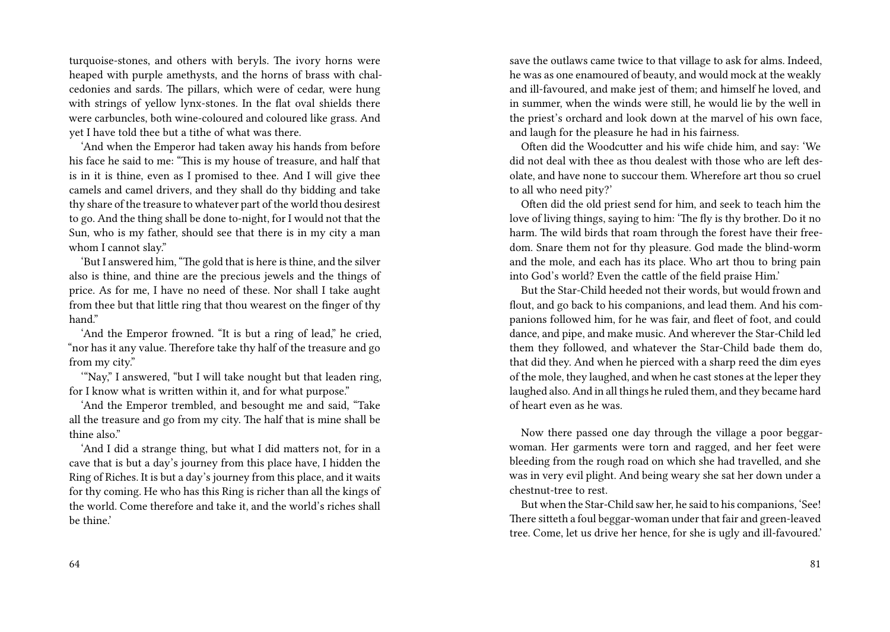turquoise-stones, and others with beryls. The ivory horns were heaped with purple amethysts, and the horns of brass with chalcedonies and sards. The pillars, which were of cedar, were hung with strings of yellow lynx-stones. In the flat oval shields there were carbuncles, both wine-coloured and coloured like grass. And yet I have told thee but a tithe of what was there.

'And when the Emperor had taken away his hands from before his face he said to me: "This is my house of treasure, and half that is in it is thine, even as I promised to thee. And I will give thee camels and camel drivers, and they shall do thy bidding and take thy share of the treasure to whatever part of the world thou desirest to go. And the thing shall be done to-night, for I would not that the Sun, who is my father, should see that there is in my city a man whom I cannot slay."

'But I answered him, "The gold that is here is thine, and the silver also is thine, and thine are the precious jewels and the things of price. As for me, I have no need of these. Nor shall I take aught from thee but that little ring that thou wearest on the finger of thy hand."

'And the Emperor frowned. "It is but a ring of lead," he cried, "nor has it any value. Therefore take thy half of the treasure and go from my city."

'"Nay," I answered, "but I will take nought but that leaden ring, for I know what is written within it, and for what purpose."

'And the Emperor trembled, and besought me and said, "Take all the treasure and go from my city. The half that is mine shall be thine also."

'And I did a strange thing, but what I did matters not, for in a cave that is but a day's journey from this place have, I hidden the Ring of Riches. It is but a day's journey from this place, and it waits for thy coming. He who has this Ring is richer than all the kings of the world. Come therefore and take it, and the world's riches shall be thine.'

save the outlaws came twice to that village to ask for alms. Indeed, he was as one enamoured of beauty, and would mock at the weakly and ill-favoured, and make jest of them; and himself he loved, and in summer, when the winds were still, he would lie by the well in the priest's orchard and look down at the marvel of his own face, and laugh for the pleasure he had in his fairness.

Often did the Woodcutter and his wife chide him, and say: 'We did not deal with thee as thou dealest with those who are left desolate, and have none to succour them. Wherefore art thou so cruel to all who need pity?'

Often did the old priest send for him, and seek to teach him the love of living things, saying to him: 'The fly is thy brother. Do it no harm. The wild birds that roam through the forest have their freedom. Snare them not for thy pleasure. God made the blind-worm and the mole, and each has its place. Who art thou to bring pain into God's world? Even the cattle of the field praise Him.'

But the Star-Child heeded not their words, but would frown and flout, and go back to his companions, and lead them. And his companions followed him, for he was fair, and fleet of foot, and could dance, and pipe, and make music. And wherever the Star-Child led them they followed, and whatever the Star-Child bade them do, that did they. And when he pierced with a sharp reed the dim eyes of the mole, they laughed, and when he cast stones at the leper they laughed also. And in all things he ruled them, and they became hard of heart even as he was.

Now there passed one day through the village a poor beggar-woman. Her garments were torn and ragged, and her feet were bleeding from the rough road on which she had travelled, and she was in very evil plight. And being weary she sat her down under a chestnut-tree to rest.

But when the Star-Child saw her, he said to his companions, 'See! There sitteth a foul beggar-woman under that fair and green-leaved tree. Come, let us drive her hence, for she is ugly and ill-favoured.'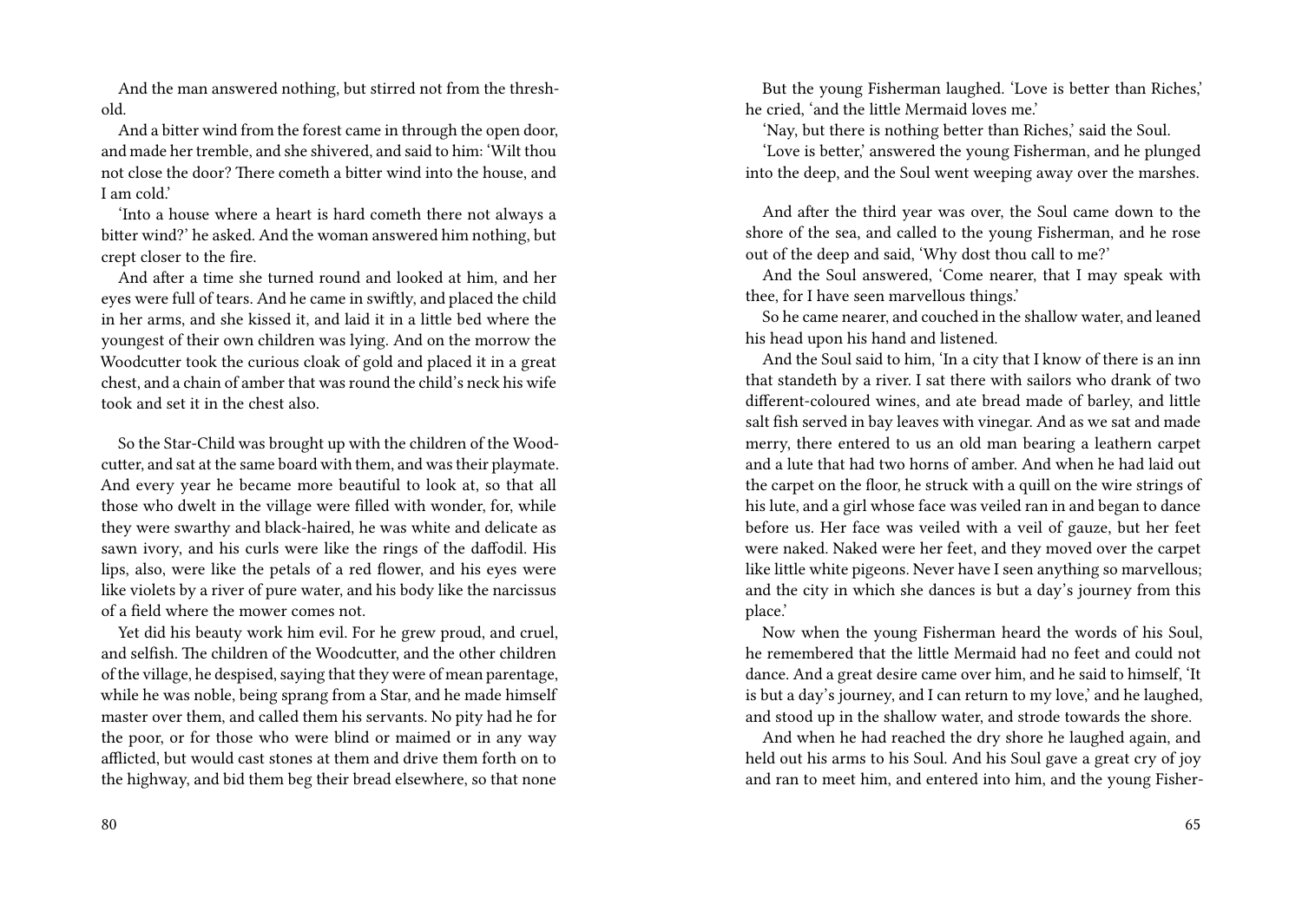And the man answered nothing, but stirred not from the threshold.

And a bitter wind from the forest came in through the open door, and made her tremble, and she shivered, and said to him: 'Wilt thou not close the door? There cometh a bitter wind into the house, and I am cold.'

'Into a house where a heart is hard cometh there not always a bitter wind?' he asked. And the woman answered him nothing, but crept closer to the fire.

And after a time she turned round and looked at him, and her eyes were full of tears. And he came in swiftly, and placed the child in her arms, and she kissed it, and laid it in a little bed where the youngest of their own children was lying. And on the morrow the Woodcutter took the curious cloak of gold and placed it in a great chest, and a chain of amber that was round the child's neck his wife took and set it in the chest also.

So the Star-Child was brought up with the children of the Woodcutter, and sat at the same board with them, and was their playmate. And every year he became more beautiful to look at, so that all those who dwelt in the village were filled with wonder, for, while they were swarthy and black-haired, he was white and delicate as sawn ivory, and his curls were like the rings of the daffodil. His lips, also, were like the petals of a red flower, and his eyes were like violets by a river of pure water, and his body like the narcissus of a field where the mower comes not.

Yet did his beauty work him evil. For he grew proud, and cruel, and selfish. The children of the Woodcutter, and the other children of the village, he despised, saying that they were of mean parentage, while he was noble, being sprang from a Star, and he made himself master over them, and called them his servants. No pity had he for the poor, or for those who were blind or maimed or in any way afflicted, but would cast stones at them and drive them forth on to the highway, and bid them beg their bread elsewhere, so that none

But the young Fisherman laughed. 'Love is better than Riches,' he cried, 'and the little Mermaid loves me.'

'Nay, but there is nothing better than Riches,' said the Soul.

'Love is better,' answered the young Fisherman, and he plunged into the deep, and the Soul went weeping away over the marshes.

And after the third year was over, the Soul came down to the shore of the sea, and called to the young Fisherman, and he rose out of the deep and said, 'Why dost thou call to me?'

And the Soul answered, 'Come nearer, that I may speak with thee, for I have seen marvellous things.'

So he came nearer, and couched in the shallow water, and leaned his head upon his hand and listened.

And the Soul said to him, 'In a city that I know of there is an inn that standeth by a river. I sat there with sailors who drank of two different-coloured wines, and ate bread made of barley, and little salt fish served in bay leaves with vinegar. And as we sat and made merry, there entered to us an old man bearing a leathern carpet and a lute that had two horns of amber. And when he had laid out the carpet on the floor, he struck with a quill on the wire strings of his lute, and a girl whose face was veiled ran in and began to dance before us. Her face was veiled with a veil of gauze, but her feet were naked. Naked were her feet, and they moved over the carpet like little white pigeons. Never have I seen anything so marvellous; and the city in which she dances is but a day's journey from this place.'

Now when the young Fisherman heard the words of his Soul, he remembered that the little Mermaid had no feet and could not dance. And a great desire came over him, and he said to himself, 'It is but a day's journey, and I can return to my love,' and he laughed, and stood up in the shallow water, and strode towards the shore.

And when he had reached the dry shore he laughed again, and held out his arms to his Soul. And his Soul gave a great cry of joy and ran to meet him, and entered into him, and the young Fisher-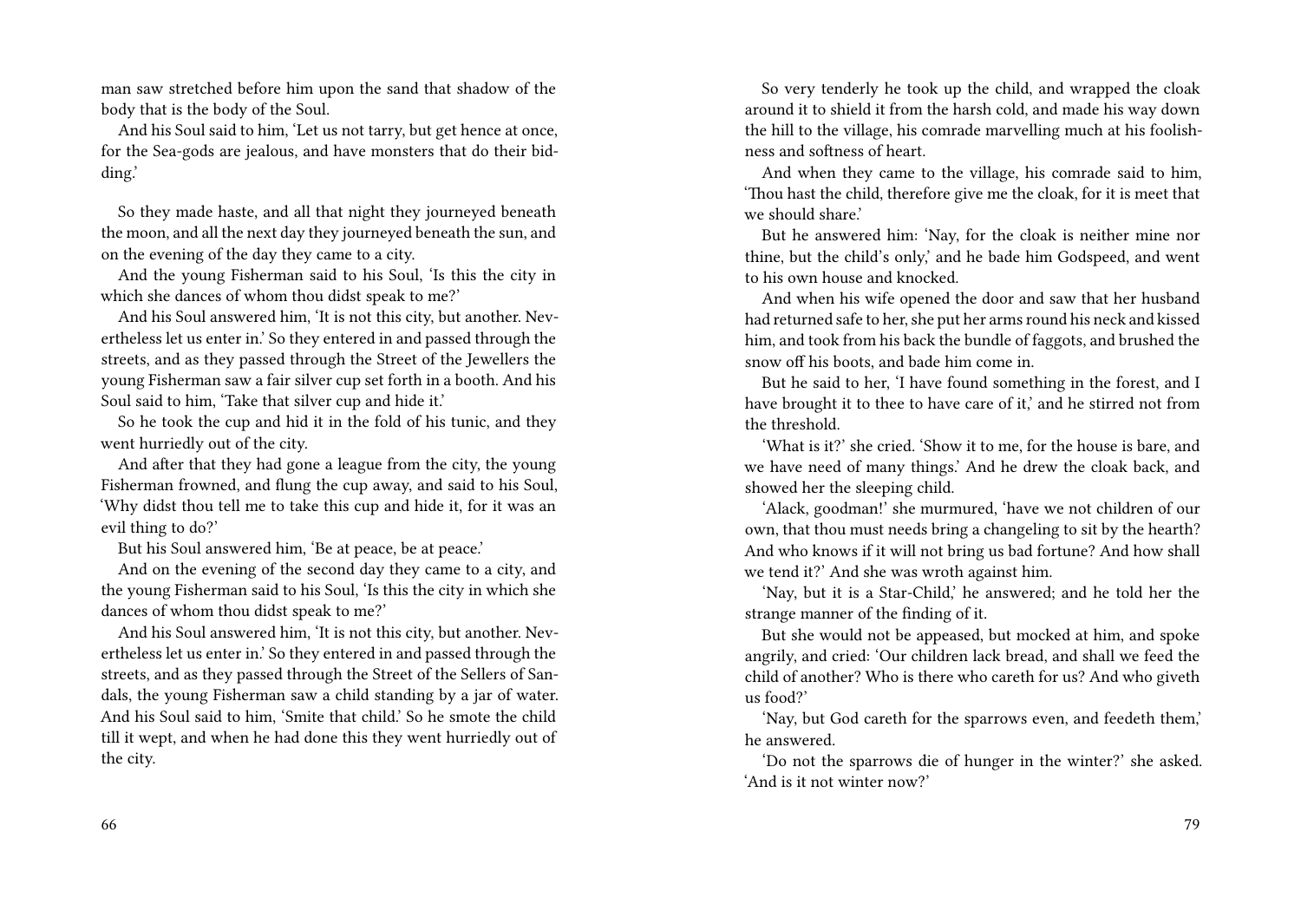man saw stretched before him upon the sand that shadow of the body that is the body of the Soul.

And his Soul said to him, 'Let us not tarry, but get hence at once, for the Sea-gods are jealous, and have monsters that do their bidding.'

So they made haste, and all that night they journeyed beneath the moon, and all the next day they journeyed beneath the sun, and on the evening of the day they came to a city.

And the young Fisherman said to his Soul, 'Is this the city in which she dances of whom thou didst speak to me?'

And his Soul answered him, 'It is not this city, but another. Nevertheless let us enter in.' So they entered in and passed through the streets, and as they passed through the Street of the Jewellers the young Fisherman saw a fair silver cup set forth in a booth. And his Soul said to him, 'Take that silver cup and hide it.'

So he took the cup and hid it in the fold of his tunic, and they went hurriedly out of the city.

And after that they had gone a league from the city, the young Fisherman frowned, and flung the cup away, and said to his Soul, 'Why didst thou tell me to take this cup and hide it, for it was an evil thing to do?'

But his Soul answered him, 'Be at peace, be at peace.'

And on the evening of the second day they came to a city, and the young Fisherman said to his Soul, 'Is this the city in which she dances of whom thou didst speak to me?'

And his Soul answered him, 'It is not this city, but another. Nevertheless let us enter in.' So they entered in and passed through the streets, and as they passed through the Street of the Sellers of Sandals, the young Fisherman saw a child standing by a jar of water. And his Soul said to him, 'Smite that child.' So he smote the child till it wept, and when he had done this they went hurriedly out of the city.

So very tenderly he took up the child, and wrapped the cloak around it to shield it from the harsh cold, and made his way down the hill to the village, his comrade marvelling much at his foolishness and softness of heart.

And when they came to the village, his comrade said to him, 'Thou hast the child, therefore give me the cloak, for it is meet that we should share.'

But he answered him: 'Nay, for the cloak is neither mine nor thine, but the child's only,' and he bade him Godspeed, and went to his own house and knocked.

And when his wife opened the door and saw that her husband had returned safe to her, she put her arms round his neck and kissed him, and took from his back the bundle of faggots, and brushed the snow off his boots, and bade him come in.

But he said to her, 'I have found something in the forest, and I have brought it to thee to have care of it,' and he stirred not from the threshold.

'What is it?' she cried. 'Show it to me, for the house is bare, and we have need of many things.' And he drew the cloak back, and showed her the sleeping child.

'Alack, goodman!' she murmured, 'have we not children of our own, that thou must needs bring a changeling to sit by the hearth? And who knows if it will not bring us bad fortune? And how shall we tend it?' And she was wroth against him.

'Nay, but it is a Star-Child,' he answered; and he told her the strange manner of the finding of it.

But she would not be appeased, but mocked at him, and spoke angrily, and cried: 'Our children lack bread, and shall we feed the child of another? Who is there who careth for us? And who giveth us food?'

'Nay, but God careth for the sparrows even, and feedeth them,' he answered.

'Do not the sparrows die of hunger in the winter?' she asked. 'And is it not winter now?'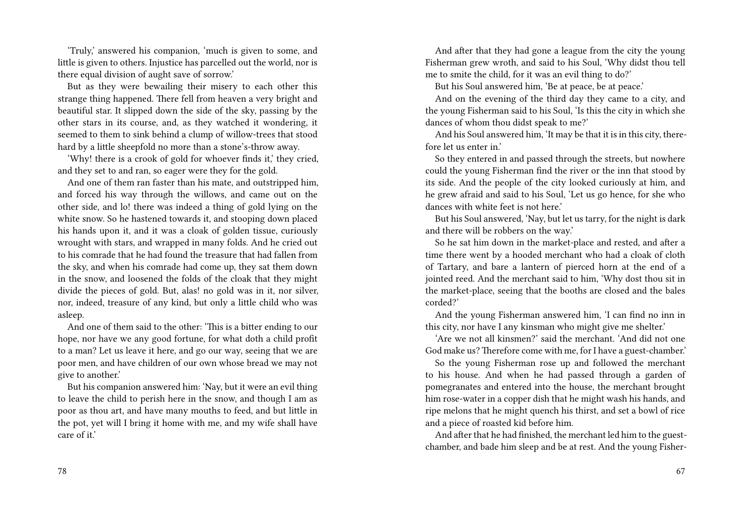'Truly,' answered his companion, 'much is given to some, and little is given to others. Injustice has parcelled out the world, nor is there equal division of aught save of sorrow.'

But as they were bewailing their misery to each other this strange thing happened. There fell from heaven a very bright and beautiful star. It slipped down the side of the sky, passing by the other stars in its course, and, as they watched it wondering, it seemed to them to sink behind a clump of willow-trees that stood hard by a little sheepfold no more than a stone's-throw away.

'Why! there is a crook of gold for whoever finds it,' they cried, and they set to and ran, so eager were they for the gold.

And one of them ran faster than his mate, and outstripped him, and forced his way through the willows, and came out on the other side, and lo! there was indeed a thing of gold lying on the white snow. So he hastened towards it, and stooping down placed his hands upon it, and it was a cloak of golden tissue, curiously wrought with stars, and wrapped in many folds. And he cried out to his comrade that he had found the treasure that had fallen from the sky, and when his comrade had come up, they sat them down in the snow, and loosened the folds of the cloak that they might divide the pieces of gold. But, alas! no gold was in it, nor silver, nor, indeed, treasure of any kind, but only a little child who was asleep.

And one of them said to the other: 'This is a bitter ending to our hope, nor have we any good fortune, for what doth a child profit to a man? Let us leave it here, and go our way, seeing that we are poor men, and have children of our own whose bread we may not give to another.'

But his companion answered him: 'Nay, but it were an evil thing to leave the child to perish here in the snow, and though I am as poor as thou art, and have many mouths to feed, and but little in the pot, yet will I bring it home with me, and my wife shall have care of it.'

And after that they had gone a league from the city the young Fisherman grew wroth, and said to his Soul, 'Why didst thou tell me to smite the child, for it was an evil thing to do?'

But his Soul answered him, 'Be at peace, be at peace.'

And on the evening of the third day they came to a city, and the young Fisherman said to his Soul, 'Is this the city in which she dances of whom thou didst speak to me?'

And his Soul answered him, 'It may be that it is in this city, therefore let us enter in.'

So they entered in and passed through the streets, but nowhere could the young Fisherman find the river or the inn that stood by its side. And the people of the city looked curiously at him, and he grew afraid and said to his Soul, 'Let us go hence, for she who dances with white feet is not here.'

But his Soul answered, 'Nay, but let us tarry, for the night is dark and there will be robbers on the way.'

So he sat him down in the market-place and rested, and after a time there went by a hooded merchant who had a cloak of cloth of Tartary, and bare a lantern of pierced horn at the end of a jointed reed. And the merchant said to him, 'Why dost thou sit in the market-place, seeing that the booths are closed and the bales corded?'

And the young Fisherman answered him, 'I can find no inn in this city, nor have I any kinsman who might give me shelter.'

'Are we not all kinsmen?' said the merchant. 'And did not one God make us? Therefore come with me, for I have a guest-chamber.'

So the young Fisherman rose up and followed the merchant to his house. And when he had passed through a garden of pomegranates and entered into the house, the merchant brought him rose-water in a copper dish that he might wash his hands, and ripe melons that he might quench his thirst, and set a bowl of rice and a piece of roasted kid before him.

And after that he had finished, the merchant led him to the guest-chamber, and bade him sleep and be at rest. And the young Fisher-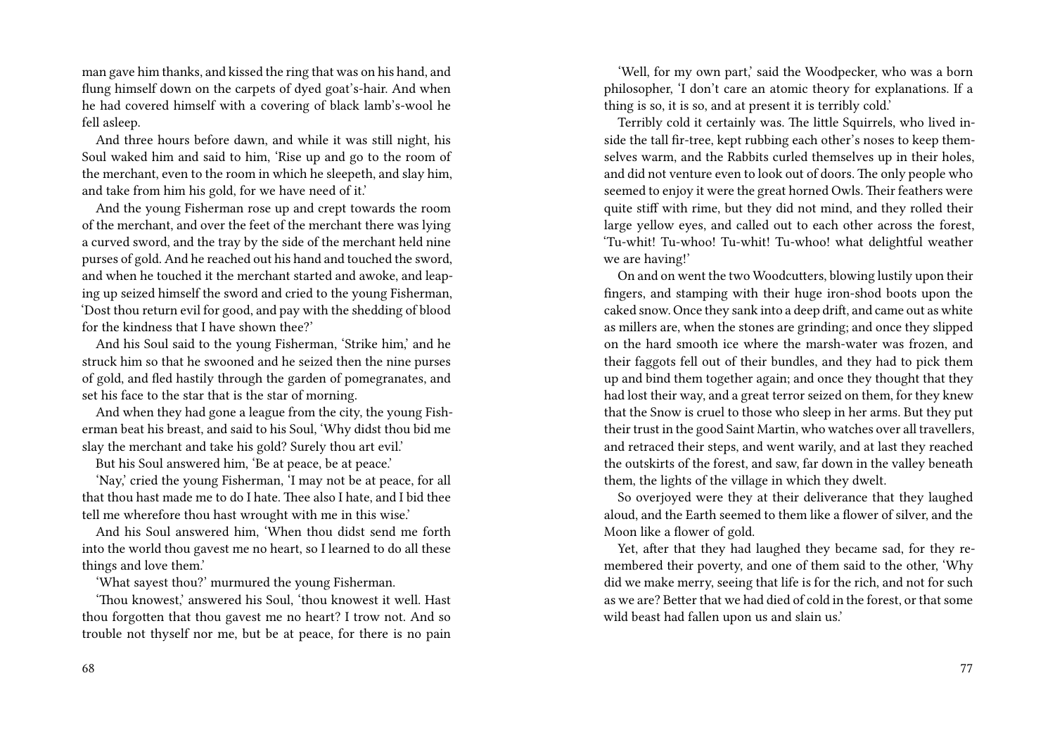man gave him thanks, and kissed the ring that was on his hand, and flung himself down on the carpets of dyed goat's-hair. And when he had covered himself with a covering of black lamb's-wool he fell asleep.

And three hours before dawn, and while it was still night, his Soul waked him and said to him, 'Rise up and go to the room of the merchant, even to the room in which he sleepeth, and slay him, and take from him his gold, for we have need of it.'

And the young Fisherman rose up and crept towards the room of the merchant, and over the feet of the merchant there was lying a curved sword, and the tray by the side of the merchant held nine purses of gold. And he reached out his hand and touched the sword, and when he touched it the merchant started and awoke, and leaping up seized himself the sword and cried to the young Fisherman, 'Dost thou return evil for good, and pay with the shedding of blood for the kindness that I have shown thee?'

And his Soul said to the young Fisherman, 'Strike him,' and he struck him so that he swooned and he seized then the nine purses of gold, and fled hastily through the garden of pomegranates, and set his face to the star that is the star of morning.

And when they had gone a league from the city, the young Fisherman beat his breast, and said to his Soul, 'Why didst thou bid me slay the merchant and take his gold? Surely thou art evil.'

But his Soul answered him, 'Be at peace, be at peace.'

'Nay,' cried the young Fisherman, 'I may not be at peace, for all that thou hast made me to do I hate. Thee also I hate, and I bid thee tell me wherefore thou hast wrought with me in this wise.'

And his Soul answered him, 'When thou didst send me forth into the world thou gavest me no heart, so I learned to do all these things and love them.'

'What sayest thou?' murmured the young Fisherman.

'Thou knowest,' answered his Soul, 'thou knowest it well. Hast thou forgotten that thou gavest me no heart? I trow not. And so trouble not thyself nor me, but be at peace, for there is no pain

'Well, for my own part,' said the Woodpecker, who was a born philosopher, 'I don't care an atomic theory for explanations. If a thing is so, it is so, and at present it is terribly cold.'

Terribly cold it certainly was. The little Squirrels, who lived inside the tall fir-tree, kept rubbing each other's noses to keep themselves warm, and the Rabbits curled themselves up in their holes, and did not venture even to look out of doors. The only people who seemed to enjoy it were the great horned Owls. Their feathers were quite stiff with rime, but they did not mind, and they rolled their large yellow eyes, and called out to each other across the forest, 'Tu-whit! Tu-whoo! Tu-whit! Tu-whoo! what delightful weather we are having!'

On and on went the two Woodcutters, blowing lustily upon their fingers, and stamping with their huge iron-shod boots upon the caked snow. Once they sank into a deep drift, and came out as white as millers are, when the stones are grinding; and once they slipped on the hard smooth ice where the marsh-water was frozen, and their faggots fell out of their bundles, and they had to pick them up and bind them together again; and once they thought that they had lost their way, and a great terror seized on them, for they knew that the Snow is cruel to those who sleep in her arms. But they put their trust in the good Saint Martin, who watches over all travellers, and retraced their steps, and went warily, and at last they reached the outskirts of the forest, and saw, far down in the valley beneath them, the lights of the village in which they dwelt.

So overjoyed were they at their deliverance that they laughed aloud, and the Earth seemed to them like a flower of silver, and the Moon like a flower of gold.

Yet, after that they had laughed they became sad, for they remembered their poverty, and one of them said to the other, 'Why did we make merry, seeing that life is for the rich, and not for such as we are? Better that we had died of cold in the forest, or that some wild beast had fallen upon us and slain us.'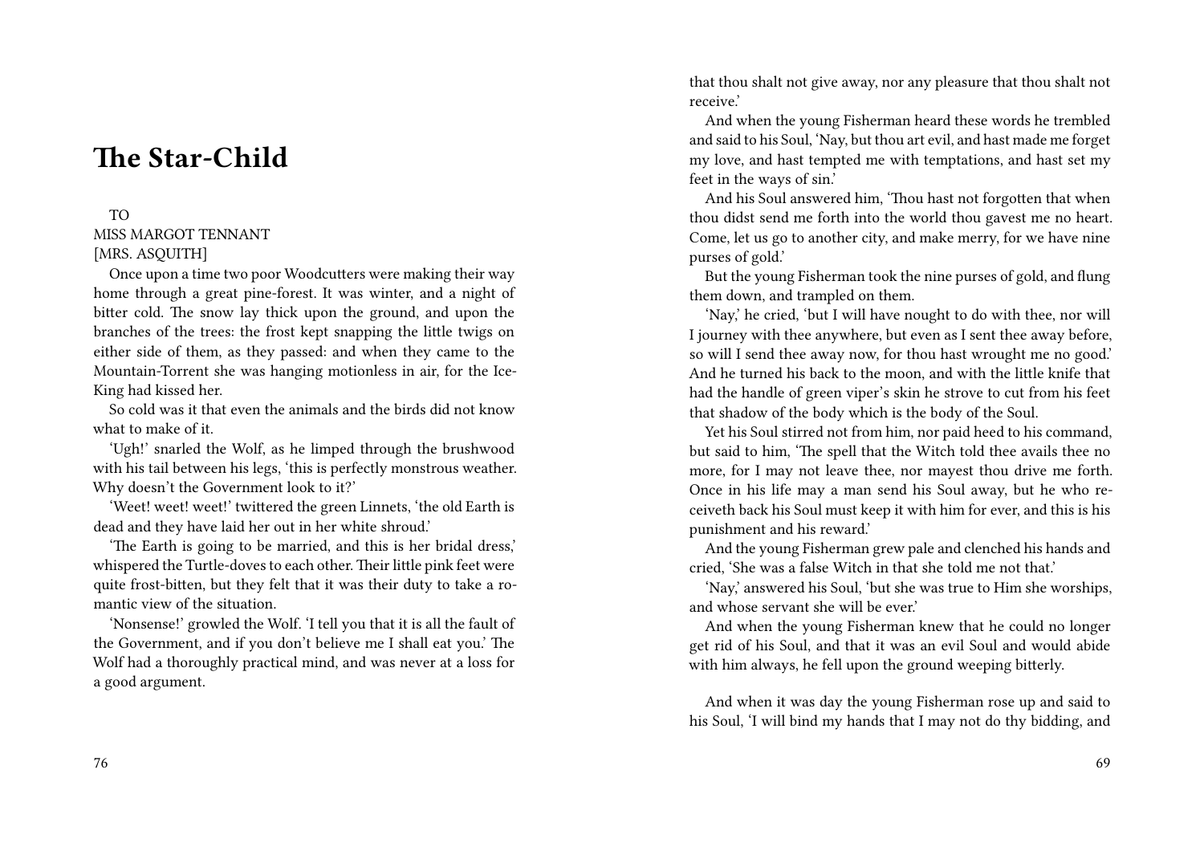# The Star-Child

TO
MISS MARGOT TENNANT
[MRS. ASQUITH]

Once upon a time two poor Woodcutters were making their way home through a great pine-forest. It was winter, and a night of bitter cold. The snow lay thick upon the ground, and upon the branches of the trees: the frost kept snapping the little twigs on either side of them, as they passed: and when they came to the Mountain-Torrent she was hanging motionless in air, for the Ice-King had kissed her.

So cold was it that even the animals and the birds did not know what to make of it.

'Ugh!' snarled the Wolf, as he limped through the brushwood with his tail between his legs, 'this is perfectly monstrous weather. Why doesn't the Government look to it?'

'Weet! weet! weet!' twittered the green Linnets, 'the old Earth is dead and they have laid her out in her white shroud.'

'The Earth is going to be married, and this is her bridal dress,' whispered the Turtle-doves to each other. Their little pink feet were quite frost-bitten, but they felt that it was their duty to take a romantic view of the situation.

'Nonsense!' growled the Wolf. 'I tell you that it is all the fault of the Government, and if you don't believe me I shall eat you.' The Wolf had a thoroughly practical mind, and was never at a loss for a good argument.

that thou shalt not give away, nor any pleasure that thou shalt not receive.'

And when the young Fisherman heard these words he trembled and said to his Soul, 'Nay, but thou art evil, and hast made me forget my love, and hast tempted me with temptations, and hast set my feet in the ways of sin.'

And his Soul answered him, 'Thou hast not forgotten that when thou didst send me forth into the world thou gavest me no heart. Come, let us go to another city, and make merry, for we have nine purses of gold.'

But the young Fisherman took the nine purses of gold, and flung them down, and trampled on them.

'Nay,' he cried, 'but I will have nought to do with thee, nor will I journey with thee anywhere, but even as I sent thee away before, so will I send thee away now, for thou hast wrought me no good.' And he turned his back to the moon, and with the little knife that had the handle of green viper's skin he strove to cut from his feet that shadow of the body which is the body of the Soul.

Yet his Soul stirred not from him, nor paid heed to his command, but said to him, 'The spell that the Witch told thee avails thee no more, for I may not leave thee, nor mayest thou drive me forth. Once in his life may a man send his Soul away, but he who receiveth back his Soul must keep it with him for ever, and this is his punishment and his reward.'

And the young Fisherman grew pale and clenched his hands and cried, 'She was a false Witch in that she told me not that.'

'Nay,' answered his Soul, 'but she was true to Him she worships, and whose servant she will be ever.'

And when the young Fisherman knew that he could no longer get rid of his Soul, and that it was an evil Soul and would abide with him always, he fell upon the ground weeping bitterly.

And when it was day the young Fisherman rose up and said to his Soul, 'I will bind my hands that I may not do thy bidding, and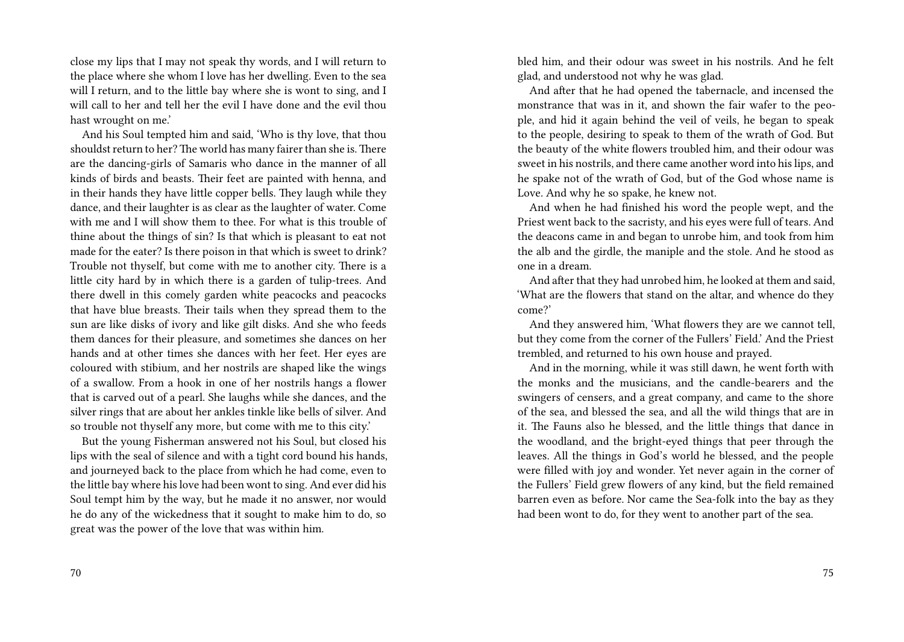close my lips that I may not speak thy words, and I will return to the place where she whom I love has her dwelling. Even to the sea will I return, and to the little bay where she is wont to sing, and I will call to her and tell her the evil I have done and the evil thou hast wrought on me.'

And his Soul tempted him and said, 'Who is thy love, that thou shouldst return to her? The world has many fairer than she is. There are the dancing-girls of Samaris who dance in the manner of all kinds of birds and beasts. Their feet are painted with henna, and in their hands they have little copper bells. They laugh while they dance, and their laughter is as clear as the laughter of water. Come with me and I will show them to thee. For what is this trouble of thine about the things of sin? Is that which is pleasant to eat not made for the eater? Is there poison in that which is sweet to drink? Trouble not thyself, but come with me to another city. There is a little city hard by in which there is a garden of tulip-trees. And there dwell in this comely garden white peacocks and peacocks that have blue breasts. Their tails when they spread them to the sun are like disks of ivory and like gilt disks. And she who feeds them dances for their pleasure, and sometimes she dances on her hands and at other times she dances with her feet. Her eyes are coloured with stibium, and her nostrils are shaped like the wings of a swallow. From a hook in one of her nostrils hangs a flower that is carved out of a pearl. She laughs while she dances, and the silver rings that are about her ankles tinkle like bells of silver. And so trouble not thyself any more, but come with me to this city.'

But the young Fisherman answered not his Soul, but closed his lips with the seal of silence and with a tight cord bound his hands, and journeyed back to the place from which he had come, even to the little bay where his love had been wont to sing. And ever did his Soul tempt him by the way, but he made it no answer, nor would he do any of the wickedness that it sought to make him to do, so great was the power of the love that was within him.

bled him, and their odour was sweet in his nostrils. And he felt glad, and understood not why he was glad.

And after that he had opened the tabernacle, and incensed the monstrance that was in it, and shown the fair wafer to the people, and hid it again behind the veil of veils, he began to speak to the people, desiring to speak to them of the wrath of God. But the beauty of the white flowers troubled him, and their odour was sweet in his nostrils, and there came another word into his lips, and he spake not of the wrath of God, but of the God whose name is Love. And why he so spake, he knew not.

And when he had finished his word the people wept, and the Priest went back to the sacristy, and his eyes were full of tears. And the deacons came in and began to unrobe him, and took from him the alb and the girdle, the maniple and the stole. And he stood as one in a dream.

And after that they had unrobed him, he looked at them and said, 'What are the flowers that stand on the altar, and whence do they come?'

And they answered him, 'What flowers they are we cannot tell, but they come from the corner of the Fullers' Field.' And the Priest trembled, and returned to his own house and prayed.

And in the morning, while it was still dawn, he went forth with the monks and the musicians, and the candle-bearers and the swingers of censers, and a great company, and came to the shore of the sea, and blessed the sea, and all the wild things that are in it. The Fauns also he blessed, and the little things that dance in the woodland, and the bright-eyed things that peer through the leaves. All the things in God's world he blessed, and the people were filled with joy and wonder. Yet never again in the corner of the Fullers' Field grew flowers of any kind, but the field remained barren even as before. Nor came the Sea-folk into the bay as they had been wont to do, for they went to another part of the sea.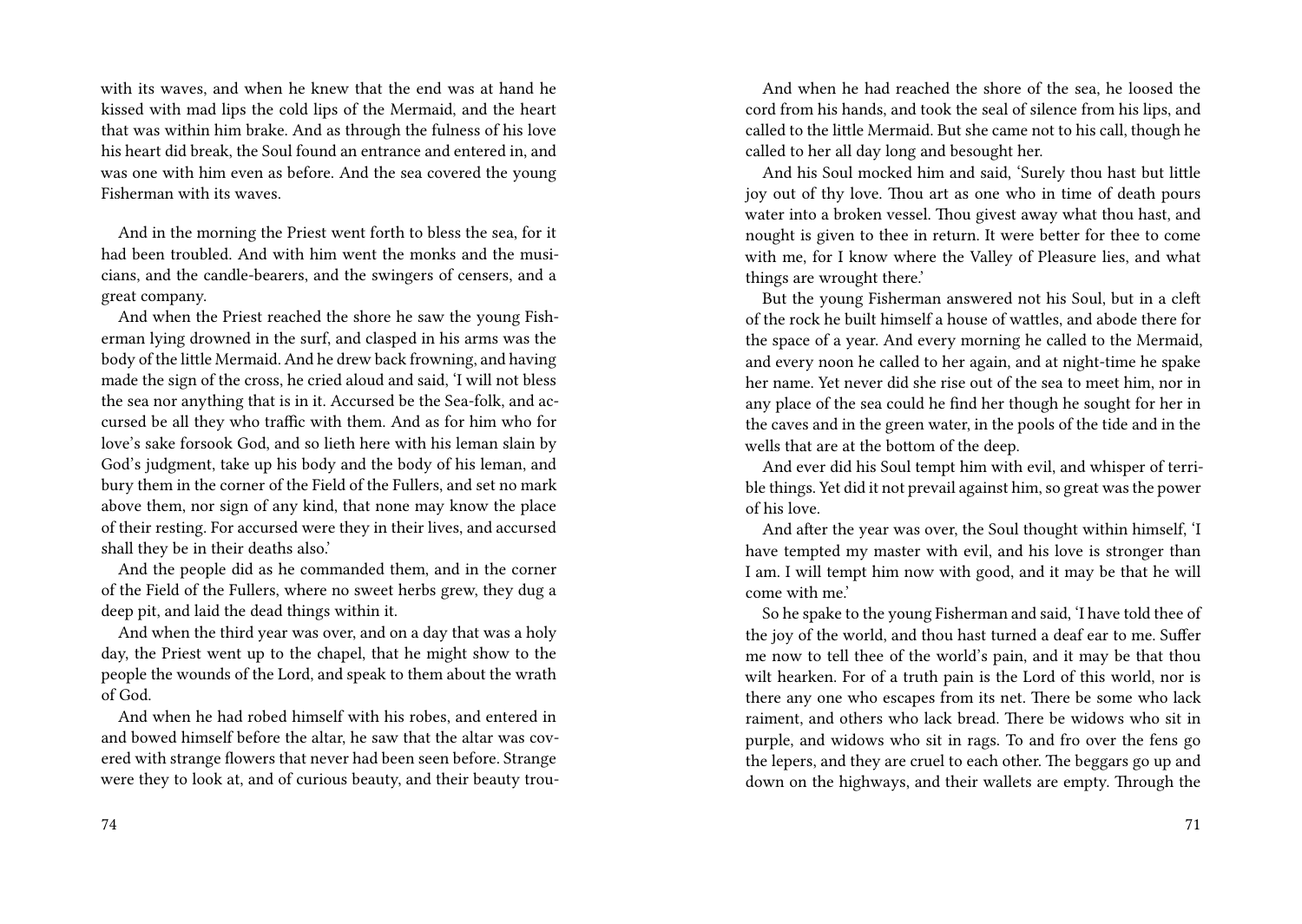with its waves, and when he knew that the end was at hand he kissed with mad lips the cold lips of the Mermaid, and the heart that was within him brake. And as through the fulness of his love his heart did break, the Soul found an entrance and entered in, and was one with him even as before. And the sea covered the young Fisherman with its waves.

And in the morning the Priest went forth to bless the sea, for it had been troubled. And with him went the monks and the musicians, and the candle-bearers, and the swingers of censers, and a great company.

And when the Priest reached the shore he saw the young Fisherman lying drowned in the surf, and clasped in his arms was the body of the little Mermaid. And he drew back frowning, and having made the sign of the cross, he cried aloud and said, 'I will not bless the sea nor anything that is in it. Accursed be the Sea-folk, and accursed be all they who traffic with them. And as for him who for love's sake forsook God, and so lieth here with his leman slain by God's judgment, take up his body and the body of his leman, and bury them in the corner of the Field of the Fullers, and set no mark above them, nor sign of any kind, that none may know the place of their resting. For accursed were they in their lives, and accursed shall they be in their deaths also.'

And the people did as he commanded them, and in the corner of the Field of the Fullers, where no sweet herbs grew, they dug a deep pit, and laid the dead things within it.

And when the third year was over, and on a day that was a holy day, the Priest went up to the chapel, that he might show to the people the wounds of the Lord, and speak to them about the wrath of God.

And when he had robed himself with his robes, and entered in and bowed himself before the altar, he saw that the altar was covered with strange flowers that never had been seen before. Strange were they to look at, and of curious beauty, and their beauty trou-

And when he had reached the shore of the sea, he loosed the cord from his hands, and took the seal of silence from his lips, and called to the little Mermaid. But she came not to his call, though he called to her all day long and besought her.

And his Soul mocked him and said, 'Surely thou hast but little joy out of thy love. Thou art as one who in time of death pours water into a broken vessel. Thou givest away what thou hast, and nought is given to thee in return. It were better for thee to come with me, for I know where the Valley of Pleasure lies, and what things are wrought there.'

But the young Fisherman answered not his Soul, but in a cleft of the rock he built himself a house of wattles, and abode there for the space of a year. And every morning he called to the Mermaid, and every noon he called to her again, and at night-time he spake her name. Yet never did she rise out of the sea to meet him, nor in any place of the sea could he find her though he sought for her in the caves and in the green water, in the pools of the tide and in the wells that are at the bottom of the deep.

And ever did his Soul tempt him with evil, and whisper of terrible things. Yet did it not prevail against him, so great was the power of his love.

And after the year was over, the Soul thought within himself, 'I have tempted my master with evil, and his love is stronger than I am. I will tempt him now with good, and it may be that he will come with me.'

So he spake to the young Fisherman and said, 'I have told thee of the joy of the world, and thou hast turned a deaf ear to me. Suffer me now to tell thee of the world's pain, and it may be that thou wilt hearken. For of a truth pain is the Lord of this world, nor is there any one who escapes from its net. There be some who lack raiment, and others who lack bread. There be widows who sit in purple, and widows who sit in rags. To and fro over the fens go the lepers, and they are cruel to each other. The beggars go up and down on the highways, and their wallets are empty. Through the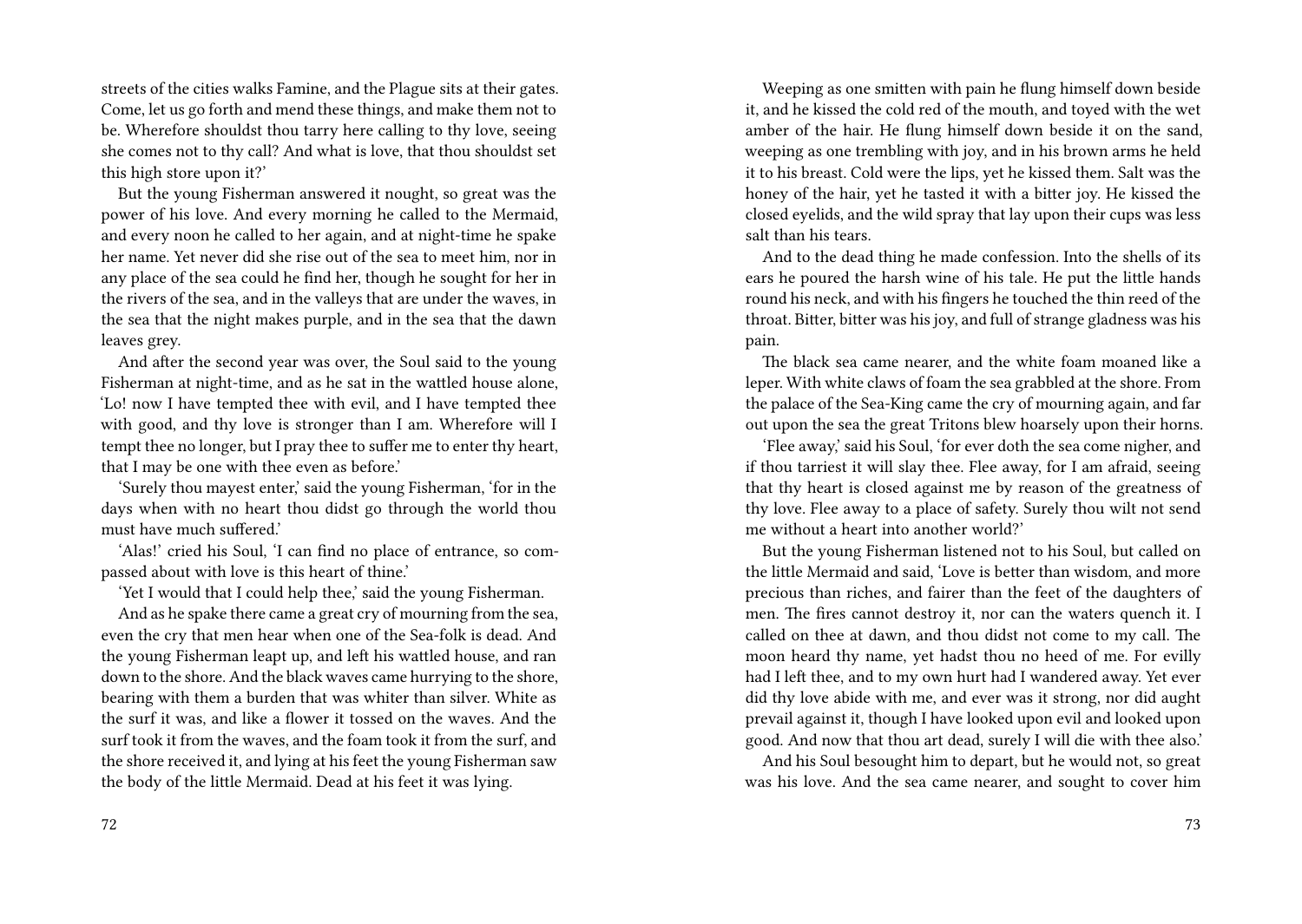streets of the cities walks Famine, and the Plague sits at their gates. Come, let us go forth and mend these things, and make them not to be. Wherefore shouldst thou tarry here calling to thy love, seeing she comes not to thy call? And what is love, that thou shouldst set this high store upon it?'

But the young Fisherman answered it nought, so great was the power of his love. And every morning he called to the Mermaid, and every noon he called to her again, and at night-time he spake her name. Yet never did she rise out of the sea to meet him, nor in any place of the sea could he find her, though he sought for her in the rivers of the sea, and in the valleys that are under the waves, in the sea that the night makes purple, and in the sea that the dawn leaves grey.

And after the second year was over, the Soul said to the young Fisherman at night-time, and as he sat in the wattled house alone, 'Lo! now I have tempted thee with evil, and I have tempted thee with good, and thy love is stronger than I am. Wherefore will I tempt thee no longer, but I pray thee to suffer me to enter thy heart, that I may be one with thee even as before.'

'Surely thou mayest enter,' said the young Fisherman, 'for in the days when with no heart thou didst go through the world thou must have much suffered.'

'Alas!' cried his Soul, 'I can find no place of entrance, so compassed about with love is this heart of thine.'

'Yet I would that I could help thee,' said the young Fisherman.

And as he spake there came a great cry of mourning from the sea, even the cry that men hear when one of the Sea-folk is dead. And the young Fisherman leapt up, and left his wattled house, and ran down to the shore. And the black waves came hurrying to the shore, bearing with them a burden that was whiter than silver. White as the surf it was, and like a flower it tossed on the waves. And the surf took it from the waves, and the foam took it from the surf, and the shore received it, and lying at his feet the young Fisherman saw the body of the little Mermaid. Dead at his feet it was lying.

Weeping as one smitten with pain he flung himself down beside it, and he kissed the cold red of the mouth, and toyed with the wet amber of the hair. He flung himself down beside it on the sand, weeping as one trembling with joy, and in his brown arms he held it to his breast. Cold were the lips, yet he kissed them. Salt was the honey of the hair, yet he tasted it with a bitter joy. He kissed the closed eyelids, and the wild spray that lay upon their cups was less salt than his tears.

And to the dead thing he made confession. Into the shells of its ears he poured the harsh wine of his tale. He put the little hands round his neck, and with his fingers he touched the thin reed of the throat. Bitter, bitter was his joy, and full of strange gladness was his pain.

The black sea came nearer, and the white foam moaned like a leper. With white claws of foam the sea grabbled at the shore. From the palace of the Sea-King came the cry of mourning again, and far out upon the sea the great Tritons blew hoarsely upon their horns.

'Flee away,' said his Soul, 'for ever doth the sea come nigher, and if thou tarriest it will slay thee. Flee away, for I am afraid, seeing that thy heart is closed against me by reason of the greatness of thy love. Flee away to a place of safety. Surely thou wilt not send me without a heart into another world?'

But the young Fisherman listened not to his Soul, but called on the little Mermaid and said, 'Love is better than wisdom, and more precious than riches, and fairer than the feet of the daughters of men. The fires cannot destroy it, nor can the waters quench it. I called on thee at dawn, and thou didst not come to my call. The moon heard thy name, yet hadst thou no heed of me. For evilly had I left thee, and to my own hurt had I wandered away. Yet ever did thy love abide with me, and ever was it strong, nor did aught prevail against it, though I have looked upon evil and looked upon good. And now that thou art dead, surely I will die with thee also.'

And his Soul besought him to depart, but he would not, so great was his love. And the sea came nearer, and sought to cover him